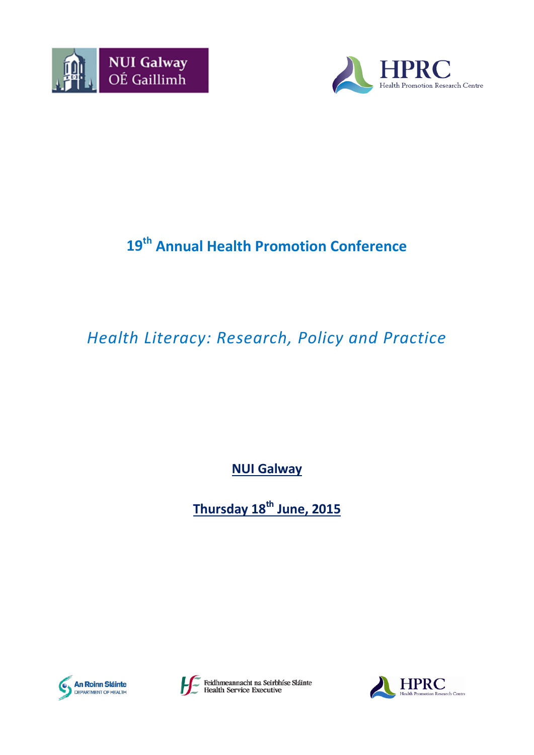NUI Galway
OÉ Gaillimh

HPRC
Health Promotion Research Centre

# 19th Annual Health Promotion Conference

## *Health Literacy: Research, Policy and Practice*

**NUI Galway**

**Thursday 18th June, 2015**

An Roinn Sláinte
Department of Health

Feidhmeannacht na Seirbhíse Sláinte
Health Service Executive

HPRC
Health Promotion Research Centre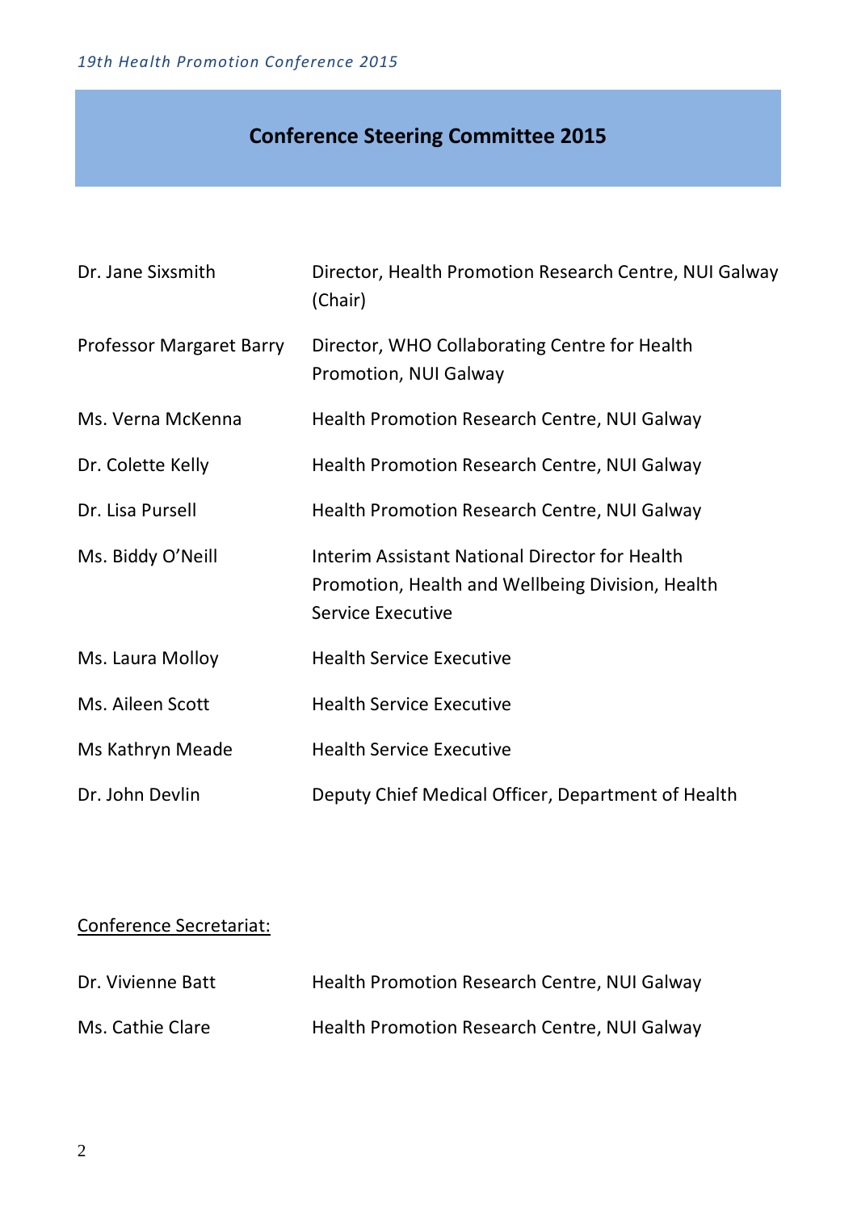# Conference Steering Committee 2015

| | |
|---|---|
| Dr. Jane Sixsmith | Director, Health Promotion Research Centre, NUI Galway (Chair) |
| Professor Margaret Barry | Director, WHO Collaborating Centre for Health Promotion, NUI Galway |
| Ms. Verna McKenna | Health Promotion Research Centre, NUI Galway |
| Dr. Colette Kelly | Health Promotion Research Centre, NUI Galway |
| Dr. Lisa Pursell | Health Promotion Research Centre, NUI Galway |
| Ms. Biddy O'Neill | Interim Assistant National Director for Health Promotion, Health and Wellbeing Division, Health Service Executive |
| Ms. Laura Molloy | Health Service Executive |
| Ms. Aileen Scott | Health Service Executive |
| Ms Kathryn Meade | Health Service Executive |
| Dr. John Devlin | Deputy Chief Medical Officer, Department of Health |

<u>Conference Secretariat:</u>

| | |
|---|---|
| Dr. Vivienne Batt | Health Promotion Research Centre, NUI Galway |
| Ms. Cathie Clare | Health Promotion Research Centre, NUI Galway |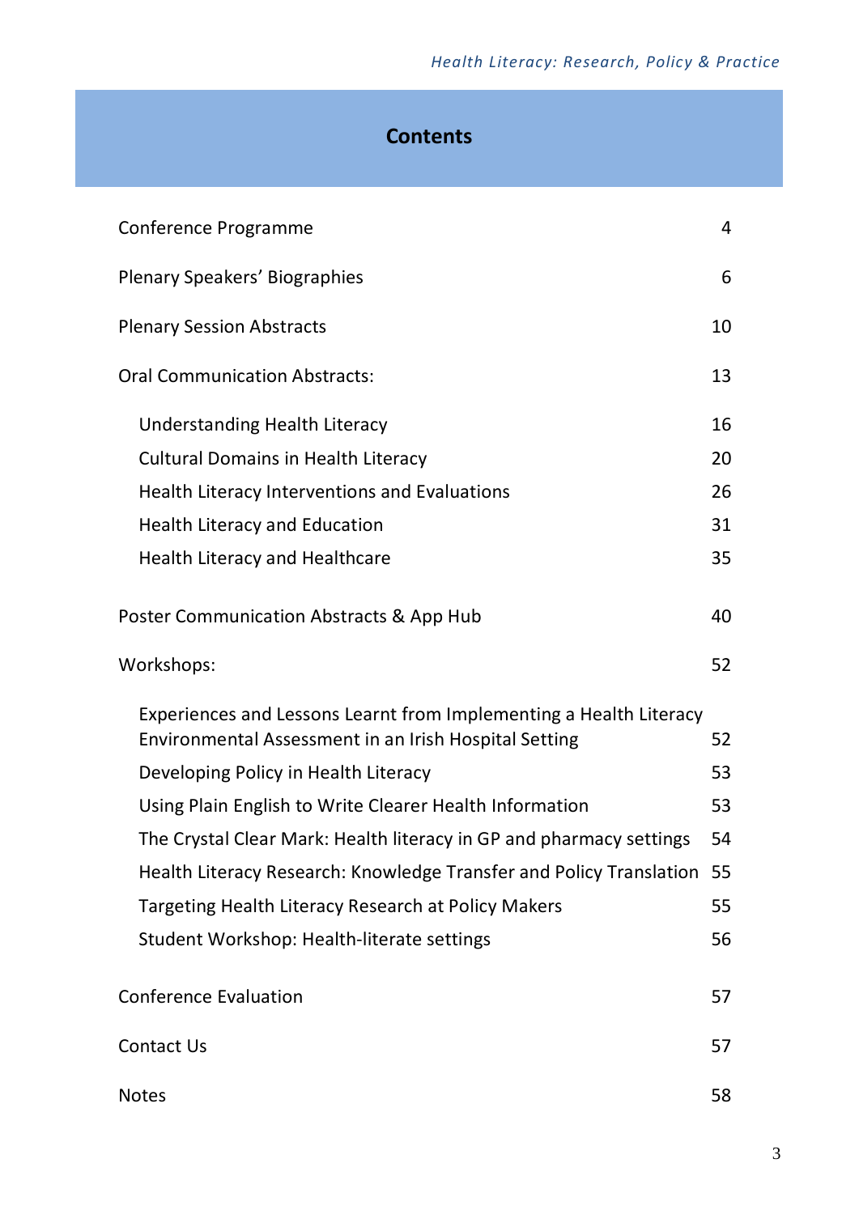# Contents

| | |
|---|---|
| Conference Programme | 4 |
| Plenary Speakers' Biographies | 6 |
| Plenary Session Abstracts | 10 |
| Oral Communication Abstracts: | 13 |
| Understanding Health Literacy | 16 |
| Cultural Domains in Health Literacy | 20 |
| Health Literacy Interventions and Evaluations | 26 |
| Health Literacy and Education | 31 |
| Health Literacy and Healthcare | 35 |
| Poster Communication Abstracts & App Hub | 40 |
| Workshops: | 52 |
| Experiences and Lessons Learnt from Implementing a Health Literacy Environmental Assessment in an Irish Hospital Setting | 52 |
| Developing Policy in Health Literacy | 53 |
| Using Plain English to Write Clearer Health Information | 53 |
| The Crystal Clear Mark: Health literacy in GP and pharmacy settings | 54 |
| Health Literacy Research: Knowledge Transfer and Policy Translation | 55 |
| Targeting Health Literacy Research at Policy Makers | 55 |
| Student Workshop: Health-literate settings | 56 |
| Conference Evaluation | 57 |
| Contact Us | 57 |
| Notes | 58 |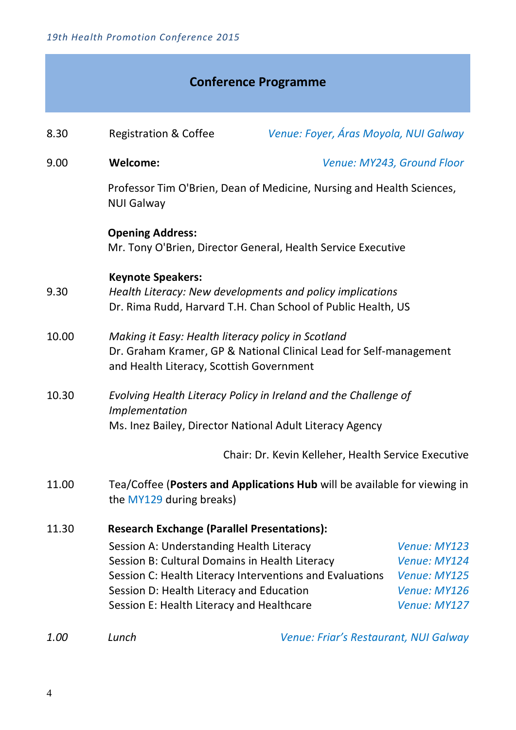## Conference Programme

| | | |
|---|---|---|
| 8.30 | Registration & Coffee | *Venue: Foyer, Áras Moyola, NUI Galway* |
| 9.00 | **Welcome:** | *Venue: MY243, Ground Floor* |

Professor Tim O'Brien, Dean of Medicine, Nursing and Health Sciences, NUI Galway

**Opening Address:**
Mr. Tony O'Brien, Director General, Health Service Executive

**Keynote Speakers:**

9.30 *Health Literacy: New developments and policy implications*
Dr. Rima Rudd, Harvard T.H. Chan School of Public Health, US

10.00 *Making it Easy: Health literacy policy in Scotland*
Dr. Graham Kramer, GP & National Clinical Lead for Self-management and Health Literacy, Scottish Government

10.30 *Evolving Health Literacy Policy in Ireland and the Challenge of Implementation*
Ms. Inez Bailey, Director National Adult Literacy Agency

Chair: Dr. Kevin Kelleher, Health Service Executive

11.00 Tea/Coffee (**Posters and Applications Hub** will be available for viewing in the MY129 during breaks)

11.30 **Research Exchange (Parallel Presentations):**

| Session | Venue |
|---|---|
| Session A: Understanding Health Literacy | *Venue: MY123* |
| Session B: Cultural Domains in Health Literacy | *Venue: MY124* |
| Session C: Health Literacy Interventions and Evaluations | *Venue: MY125* |
| Session D: Health Literacy and Education | *Venue: MY126* |
| Session E: Health Literacy and Healthcare | *Venue: MY127* |

*1.00* *Lunch* *Venue: Friar's Restaurant, NUI Galway*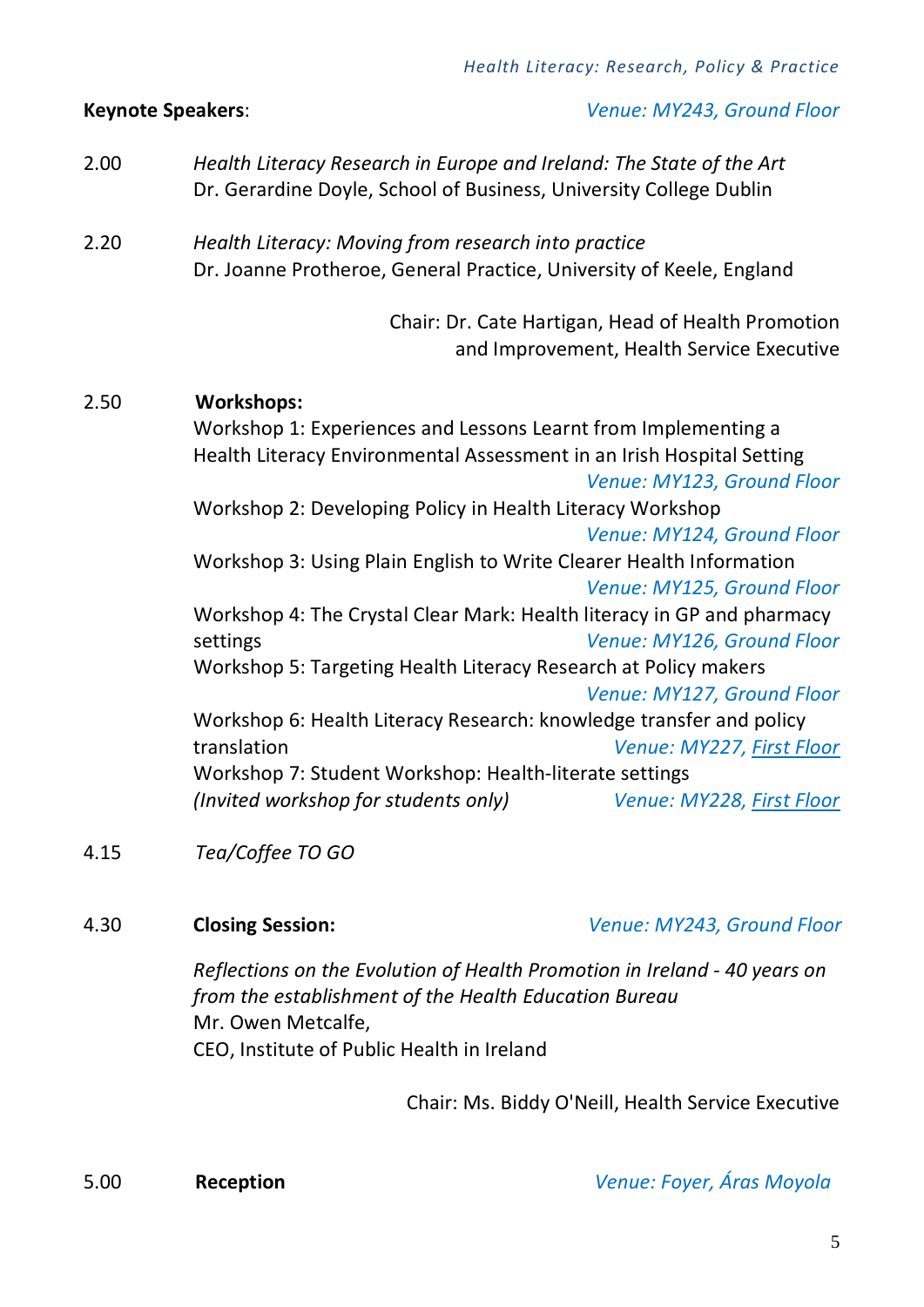**Keynote Speakers**: *Venue: MY243, Ground Floor*

2.00 *Health Literacy Research in Europe and Ireland: The State of the Art*
Dr. Gerardine Doyle, School of Business, University College Dublin

2.20 *Health Literacy: Moving from research into practice*
Dr. Joanne Protheroe, General Practice, University of Keele, England

Chair: Dr. Cate Hartigan, Head of Health Promotion and Improvement, Health Service Executive

2.50 **Workshops:**

Workshop 1: Experiences and Lessons Learnt from Implementing a Health Literacy Environmental Assessment in an Irish Hospital Setting *Venue: MY123, Ground Floor*

Workshop 2: Developing Policy in Health Literacy Workshop *Venue: MY124, Ground Floor*

Workshop 3: Using Plain English to Write Clearer Health Information *Venue: MY125, Ground Floor*

Workshop 4: The Crystal Clear Mark: Health literacy in GP and pharmacy settings *Venue: MY126, Ground Floor*

Workshop 5: Targeting Health Literacy Research at Policy makers *Venue: MY127, Ground Floor*

Workshop 6: Health Literacy Research: knowledge transfer and policy translation *Venue: MY227, First Floor*

Workshop 7: Student Workshop: Health-literate settings
*(Invited workshop for students only)* *Venue: MY228, First Floor*

4.15 *Tea/Coffee TO GO*

4.30 **Closing Session:** *Venue: MY243, Ground Floor*

*Reflections on the Evolution of Health Promotion in Ireland - 40 years on from the establishment of the Health Education Bureau*
Mr. Owen Metcalfe,
CEO, Institute of Public Health in Ireland

Chair: Ms. Biddy O'Neill, Health Service Executive

5.00 **Reception** *Venue: Foyer, Áras Moyola*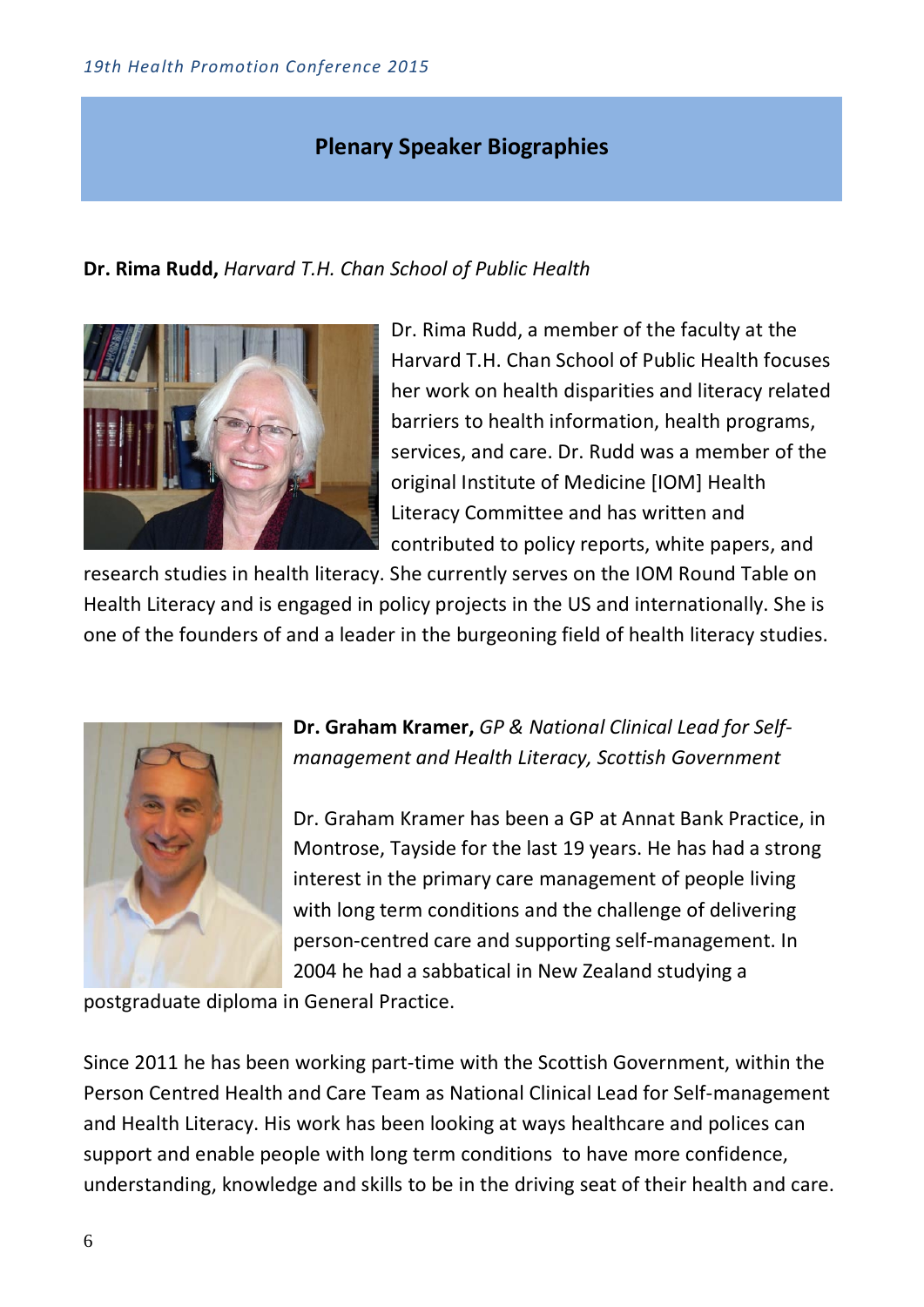## Plenary Speaker Biographies

**Dr. Rima Rudd,** *Harvard T.H. Chan School of Public Health*

Dr. Rima Rudd, a member of the faculty at the Harvard T.H. Chan School of Public Health focuses her work on health disparities and literacy related barriers to health information, health programs, services, and care. Dr. Rudd was a member of the original Institute of Medicine [IOM] Health Literacy Committee and has written and contributed to policy reports, white papers, and research studies in health literacy. She currently serves on the IOM Round Table on Health Literacy and is engaged in policy projects in the US and internationally. She is one of the founders of and a leader in the burgeoning field of health literacy studies.

**Dr. Graham Kramer,** *GP & National Clinical Lead for Self-management and Health Literacy, Scottish Government*

Dr. Graham Kramer has been a GP at Annat Bank Practice, in Montrose, Tayside for the last 19 years. He has had a strong interest in the primary care management of people living with long term conditions and the challenge of delivering person-centred care and supporting self-management. In 2004 he had a sabbatical in New Zealand studying a postgraduate diploma in General Practice.

Since 2011 he has been working part-time with the Scottish Government, within the Person Centred Health and Care Team as National Clinical Lead for Self-management and Health Literacy. His work has been looking at ways healthcare and polices can support and enable people with long term conditions to have more confidence, understanding, knowledge and skills to be in the driving seat of their health and care.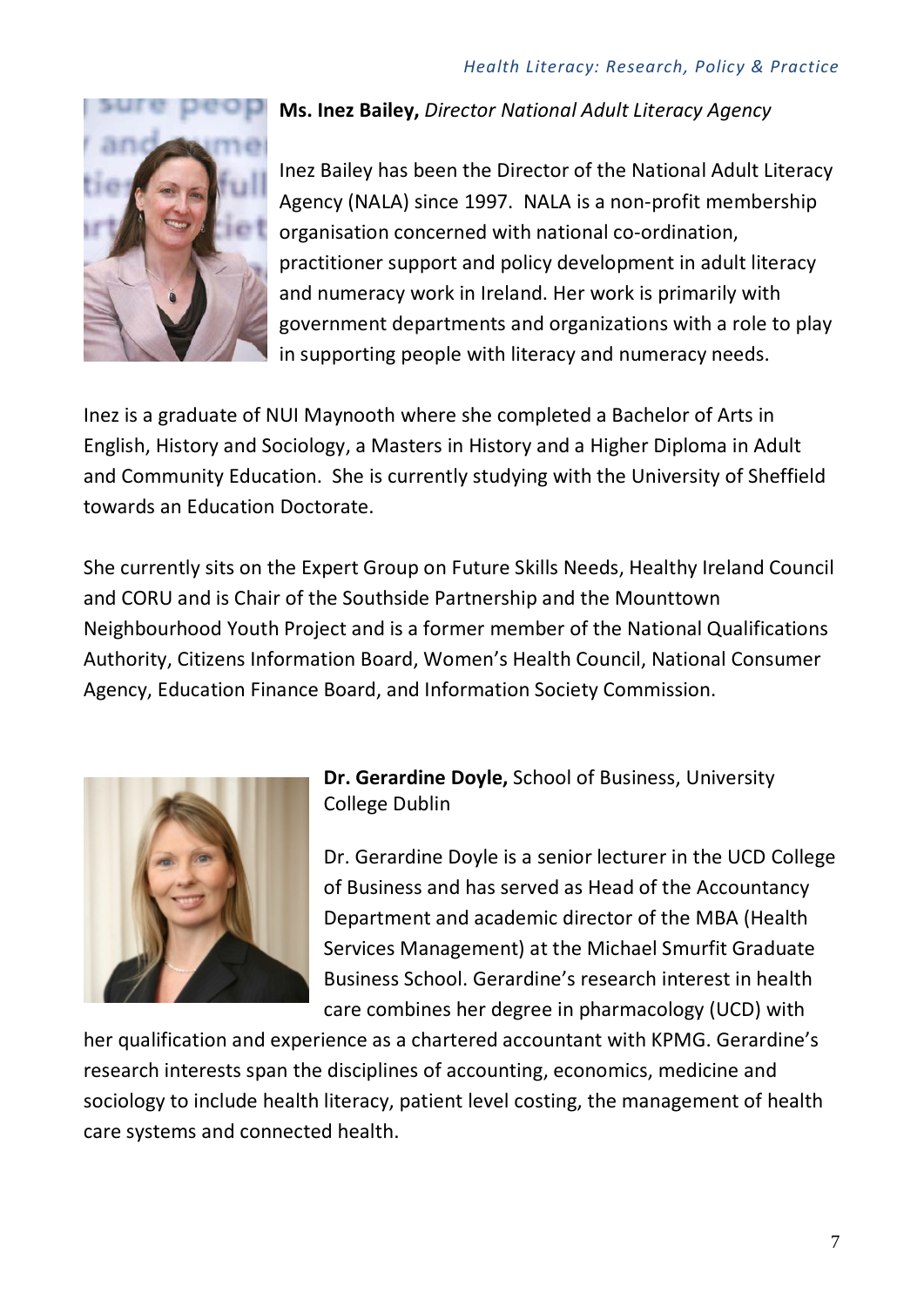**Ms. Inez Bailey,** *Director National Adult Literacy Agency*

Inez Bailey has been the Director of the National Adult Literacy Agency (NALA) since 1997. NALA is a non-profit membership organisation concerned with national co-ordination, practitioner support and policy development in adult literacy and numeracy work in Ireland. Her work is primarily with government departments and organizations with a role to play in supporting people with literacy and numeracy needs.

Inez is a graduate of NUI Maynooth where she completed a Bachelor of Arts in English, History and Sociology, a Masters in History and a Higher Diploma in Adult and Community Education. She is currently studying with the University of Sheffield towards an Education Doctorate.

She currently sits on the Expert Group on Future Skills Needs, Healthy Ireland Council and CORU and is Chair of the Southside Partnership and the Mounttown Neighbourhood Youth Project and is a former member of the National Qualifications Authority, Citizens Information Board, Women's Health Council, National Consumer Agency, Education Finance Board, and Information Society Commission.

**Dr. Gerardine Doyle,** School of Business, University College Dublin

Dr. Gerardine Doyle is a senior lecturer in the UCD College of Business and has served as Head of the Accountancy Department and academic director of the MBA (Health Services Management) at the Michael Smurfit Graduate Business School. Gerardine's research interest in health care combines her degree in pharmacology (UCD) with her qualification and experience as a chartered accountant with KPMG. Gerardine's research interests span the disciplines of accounting, economics, medicine and sociology to include health literacy, patient level costing, the management of health care systems and connected health.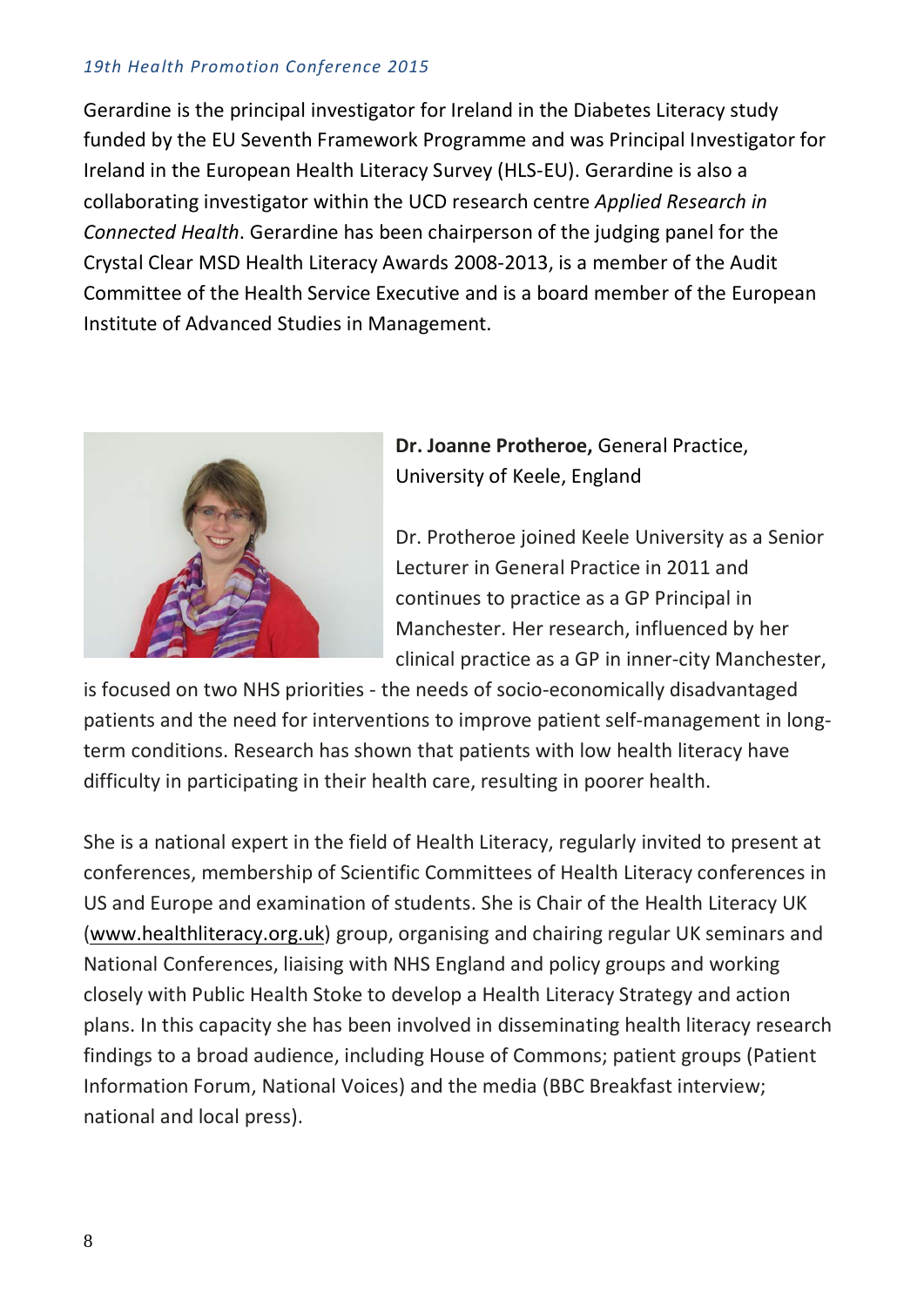Gerardine is the principal investigator for Ireland in the Diabetes Literacy study funded by the EU Seventh Framework Programme and was Principal Investigator for Ireland in the European Health Literacy Survey (HLS-EU). Gerardine is also a collaborating investigator within the UCD research centre *Applied Research in Connected Health*. Gerardine has been chairperson of the judging panel for the Crystal Clear MSD Health Literacy Awards 2008-2013, is a member of the Audit Committee of the Health Service Executive and is a board member of the European Institute of Advanced Studies in Management.

**Dr. Joanne Protheroe,** General Practice, University of Keele, England

Dr. Protheroe joined Keele University as a Senior Lecturer in General Practice in 2011 and continues to practice as a GP Principal in Manchester. Her research, influenced by her clinical practice as a GP in inner-city Manchester, is focused on two NHS priorities - the needs of socio-economically disadvantaged patients and the need for interventions to improve patient self-management in long-term conditions. Research has shown that patients with low health literacy have difficulty in participating in their health care, resulting in poorer health.

She is a national expert in the field of Health Literacy, regularly invited to present at conferences, membership of Scientific Committees of Health Literacy conferences in US and Europe and examination of students. She is Chair of the Health Literacy UK (www.healthliteracy.org.uk) group, organising and chairing regular UK seminars and National Conferences, liaising with NHS England and policy groups and working closely with Public Health Stoke to develop a Health Literacy Strategy and action plans. In this capacity she has been involved in disseminating health literacy research findings to a broad audience, including House of Commons; patient groups (Patient Information Forum, National Voices) and the media (BBC Breakfast interview; national and local press).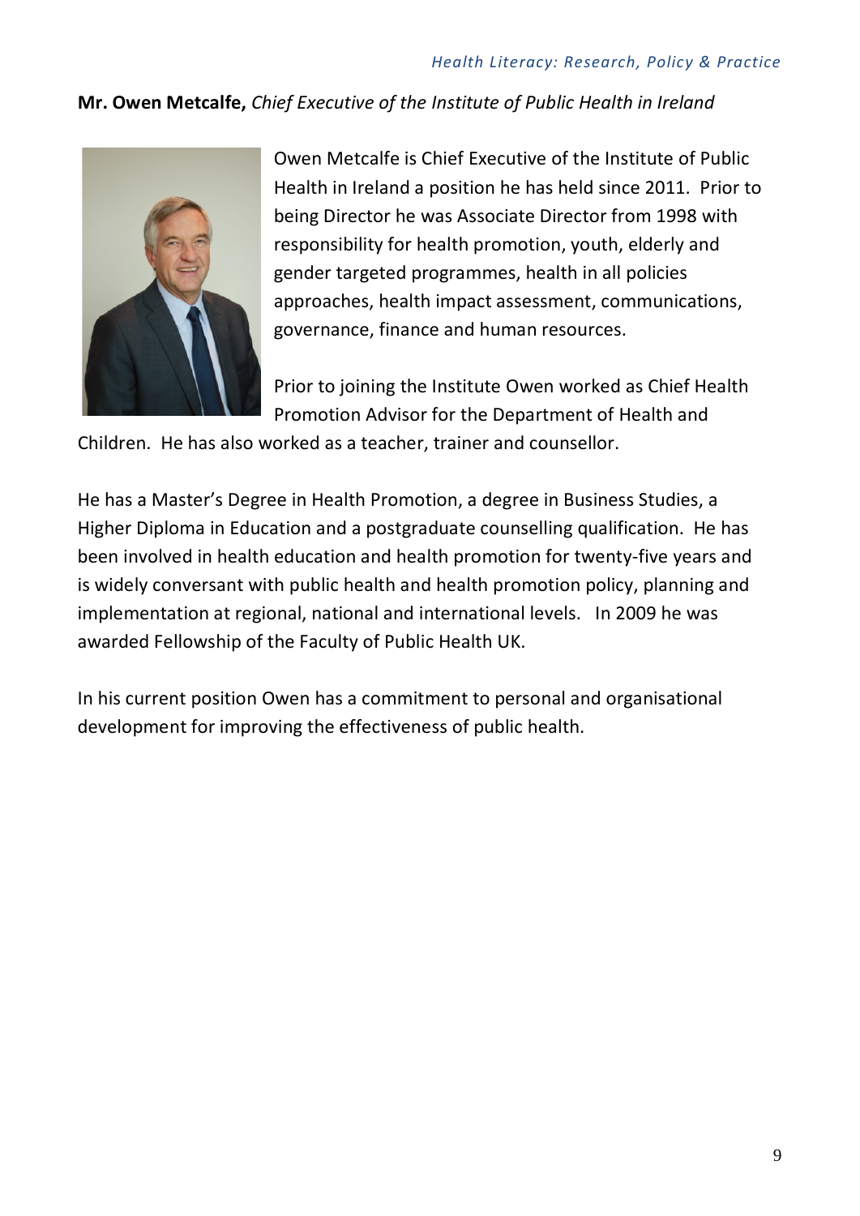**Mr. Owen Metcalfe,** *Chief Executive of the Institute of Public Health in Ireland*

Owen Metcalfe is Chief Executive of the Institute of Public Health in Ireland a position he has held since 2011. Prior to being Director he was Associate Director from 1998 with responsibility for health promotion, youth, elderly and gender targeted programmes, health in all policies approaches, health impact assessment, communications, governance, finance and human resources.

Prior to joining the Institute Owen worked as Chief Health Promotion Advisor for the Department of Health and Children. He has also worked as a teacher, trainer and counsellor.

He has a Master's Degree in Health Promotion, a degree in Business Studies, a Higher Diploma in Education and a postgraduate counselling qualification. He has been involved in health education and health promotion for twenty-five years and is widely conversant with public health and health promotion policy, planning and implementation at regional, national and international levels. In 2009 he was awarded Fellowship of the Faculty of Public Health UK.

In his current position Owen has a commitment to personal and organisational development for improving the effectiveness of public health.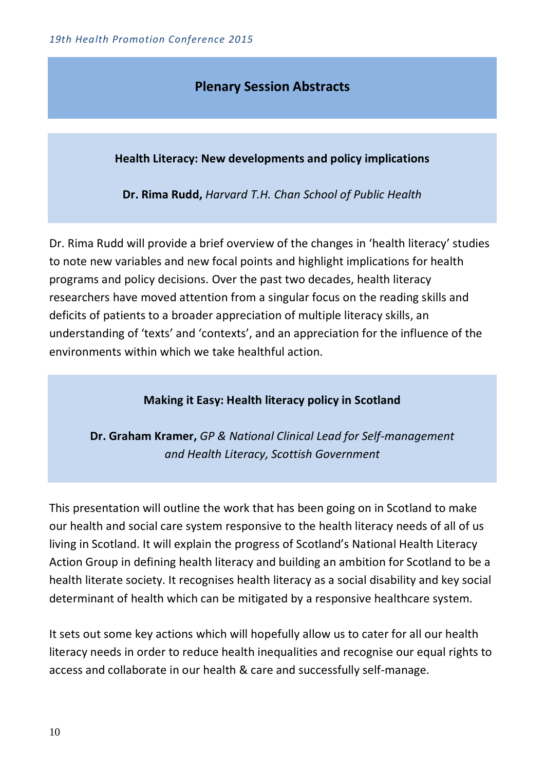## Plenary Session Abstracts

### Health Literacy: New developments and policy implications

**Dr. Rima Rudd,** *Harvard T.H. Chan School of Public Health*

Dr. Rima Rudd will provide a brief overview of the changes in 'health literacy' studies to note new variables and new focal points and highlight implications for health programs and policy decisions. Over the past two decades, health literacy researchers have moved attention from a singular focus on the reading skills and deficits of patients to a broader appreciation of multiple literacy skills, an understanding of 'texts' and 'contexts', and an appreciation for the influence of the environments within which we take healthful action.

### Making it Easy: Health literacy policy in Scotland

**Dr. Graham Kramer,** *GP & National Clinical Lead for Self-management and Health Literacy, Scottish Government*

This presentation will outline the work that has been going on in Scotland to make our health and social care system responsive to the health literacy needs of all of us living in Scotland. It will explain the progress of Scotland's National Health Literacy Action Group in defining health literacy and building an ambition for Scotland to be a health literate society. It recognises health literacy as a social disability and key social determinant of health which can be mitigated by a responsive healthcare system.

It sets out some key actions which will hopefully allow us to cater for all our health literacy needs in order to reduce health inequalities and recognise our equal rights to access and collaborate in our health & care and successfully self-manage.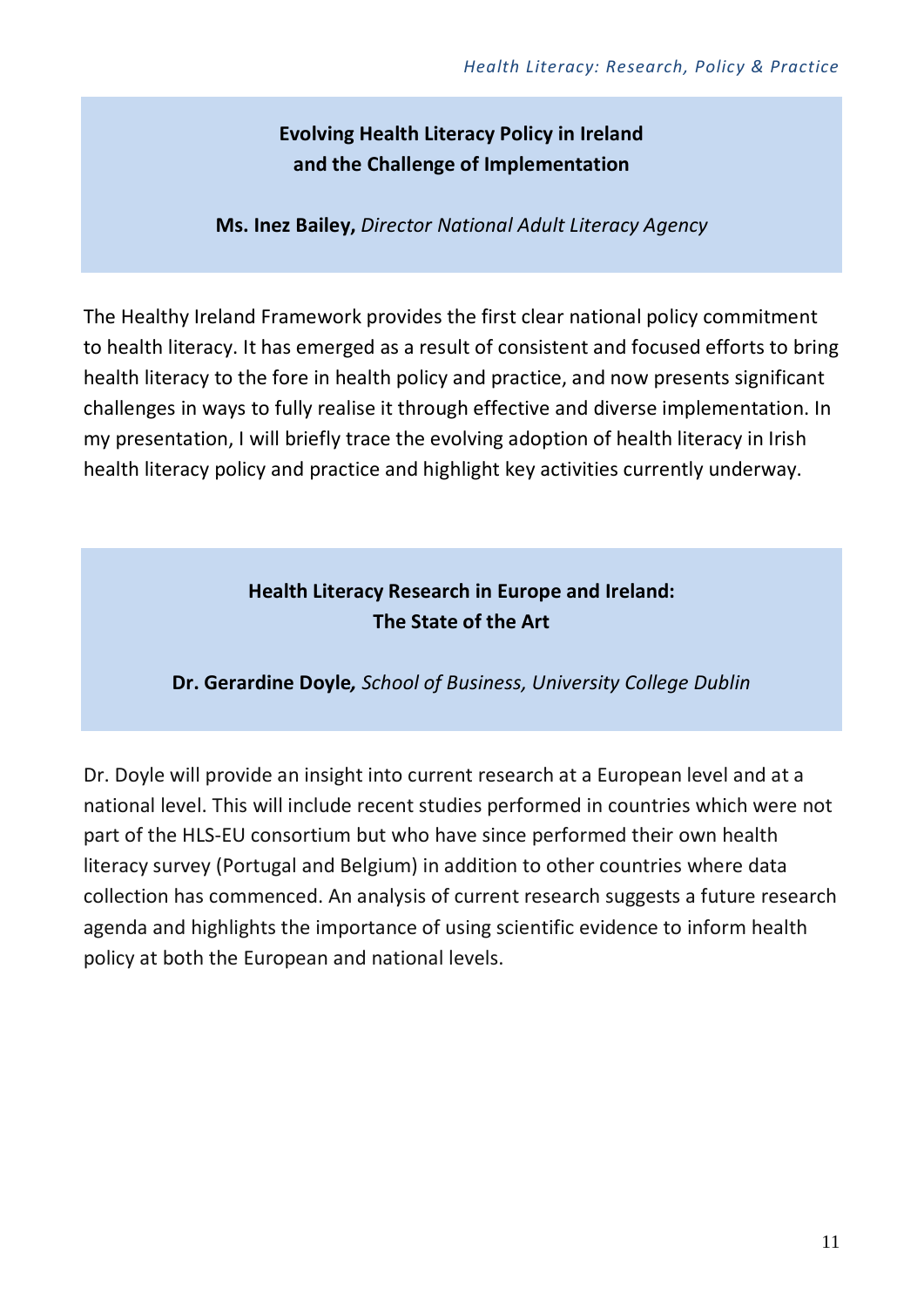## Evolving Health Literacy Policy in Ireland and the Challenge of Implementation

**Ms. Inez Bailey,** *Director National Adult Literacy Agency*

The Healthy Ireland Framework provides the first clear national policy commitment to health literacy. It has emerged as a result of consistent and focused efforts to bring health literacy to the fore in health policy and practice, and now presents significant challenges in ways to fully realise it through effective and diverse implementation. In my presentation, I will briefly trace the evolving adoption of health literacy in Irish health literacy policy and practice and highlight key activities currently underway.

## Health Literacy Research in Europe and Ireland: The State of the Art

**Dr. Gerardine Doyle,** *School of Business, University College Dublin*

Dr. Doyle will provide an insight into current research at a European level and at a national level. This will include recent studies performed in countries which were not part of the HLS-EU consortium but who have since performed their own health literacy survey (Portugal and Belgium) in addition to other countries where data collection has commenced. An analysis of current research suggests a future research agenda and highlights the importance of using scientific evidence to inform health policy at both the European and national levels.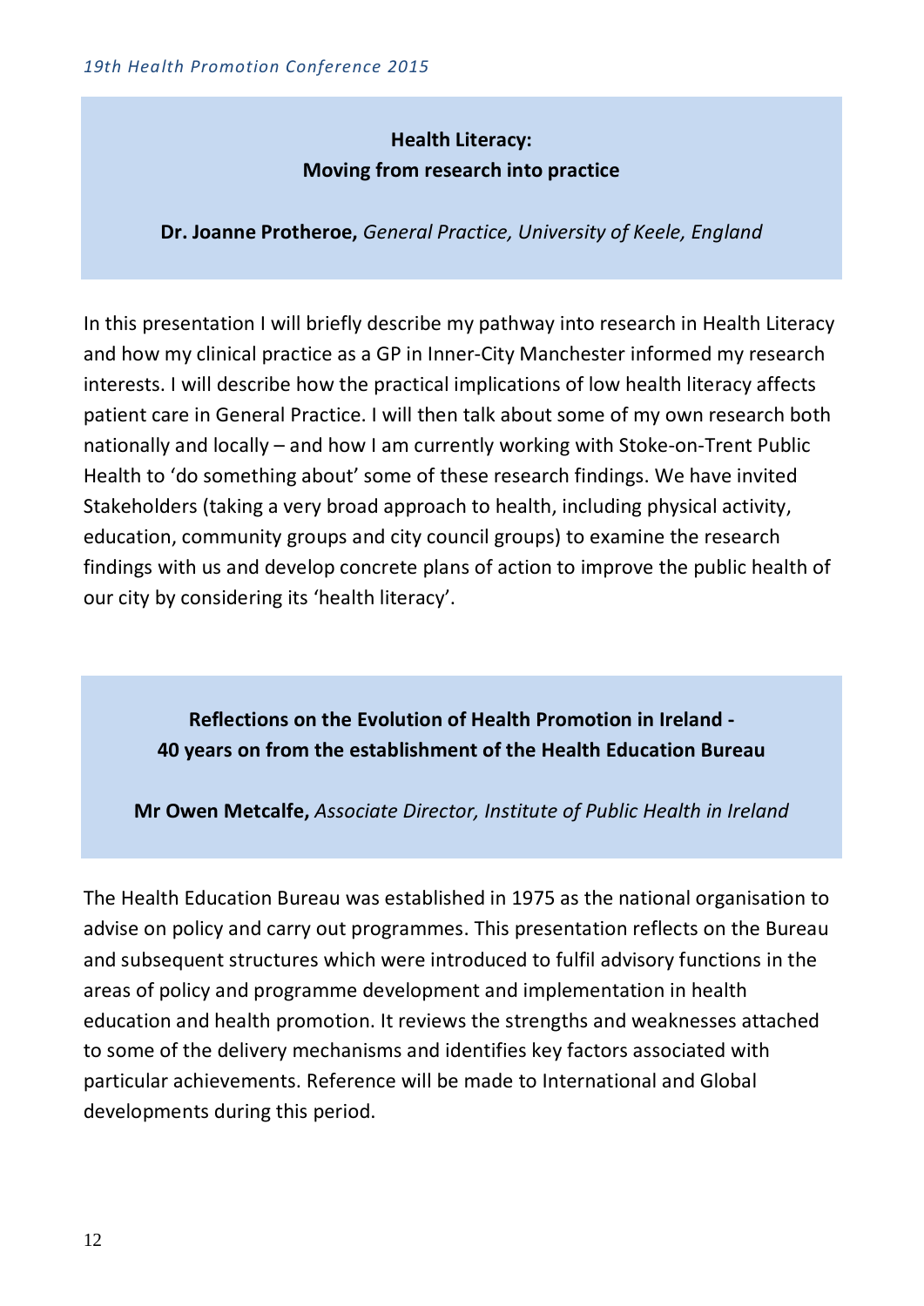## Health Literacy: Moving from research into practice

**Dr. Joanne Protheroe,** *General Practice, University of Keele, England*

In this presentation I will briefly describe my pathway into research in Health Literacy and how my clinical practice as a GP in Inner-City Manchester informed my research interests. I will describe how the practical implications of low health literacy affects patient care in General Practice. I will then talk about some of my own research both nationally and locally – and how I am currently working with Stoke-on-Trent Public Health to 'do something about' some of these research findings. We have invited Stakeholders (taking a very broad approach to health, including physical activity, education, community groups and city council groups) to examine the research findings with us and develop concrete plans of action to improve the public health of our city by considering its 'health literacy'.

## Reflections on the Evolution of Health Promotion in Ireland - 40 years on from the establishment of the Health Education Bureau

**Mr Owen Metcalfe,** *Associate Director, Institute of Public Health in Ireland*

The Health Education Bureau was established in 1975 as the national organisation to advise on policy and carry out programmes. This presentation reflects on the Bureau and subsequent structures which were introduced to fulfil advisory functions in the areas of policy and programme development and implementation in health education and health promotion. It reviews the strengths and weaknesses attached to some of the delivery mechanisms and identifies key factors associated with particular achievements. Reference will be made to International and Global developments during this period.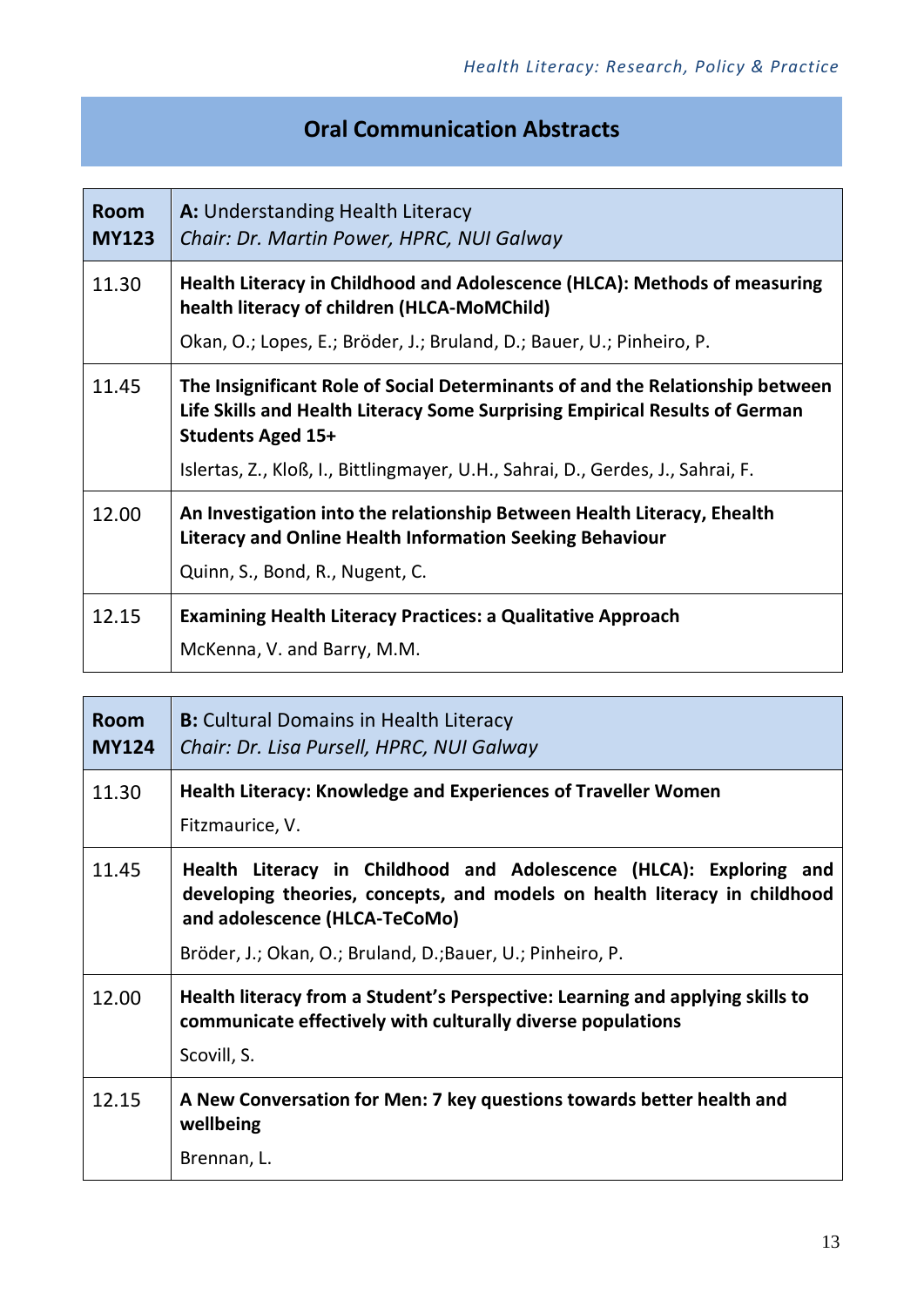## Oral Communication Abstracts

| **Room MY123** | **A:** Understanding Health Literacy<br>*Chair: Dr. Martin Power, HPRC, NUI Galway* |
|---|---|
| 11.30 | **Health Literacy in Childhood and Adolescence (HLCA): Methods of measuring health literacy of children (HLCA-MoMChild)**<br>Okan, O.; Lopes, E.; Bröder, J.; Bruland, D.; Bauer, U.; Pinheiro, P. |
| 11.45 | **The Insignificant Role of Social Determinants of and the Relationship between Life Skills and Health Literacy Some Surprising Empirical Results of German Students Aged 15+**<br>Islertas, Z., Kloß, I., Bittlingmayer, U.H., Sahrai, D., Gerdes, J., Sahrai, F. |
| 12.00 | **An Investigation into the relationship Between Health Literacy, Ehealth Literacy and Online Health Information Seeking Behaviour**<br>Quinn, S., Bond, R., Nugent, C. |
| 12.15 | **Examining Health Literacy Practices: a Qualitative Approach**<br>McKenna, V. and Barry, M.M. |

| **Room MY124** | **B:** Cultural Domains in Health Literacy<br>*Chair: Dr. Lisa Pursell, HPRC, NUI Galway* |
|---|---|
| 11.30 | **Health Literacy: Knowledge and Experiences of Traveller Women**<br>Fitzmaurice, V. |
| 11.45 | **Health Literacy in Childhood and Adolescence (HLCA): Exploring and developing theories, concepts, and models on health literacy in childhood and adolescence (HLCA-TeCoMo)**<br>Bröder, J.; Okan, O.; Bruland, D.;Bauer, U.; Pinheiro, P. |
| 12.00 | **Health literacy from a Student's Perspective: Learning and applying skills to communicate effectively with culturally diverse populations**<br>Scovill, S. |
| 12.15 | **A New Conversation for Men: 7 key questions towards better health and wellbeing**<br>Brennan, L. |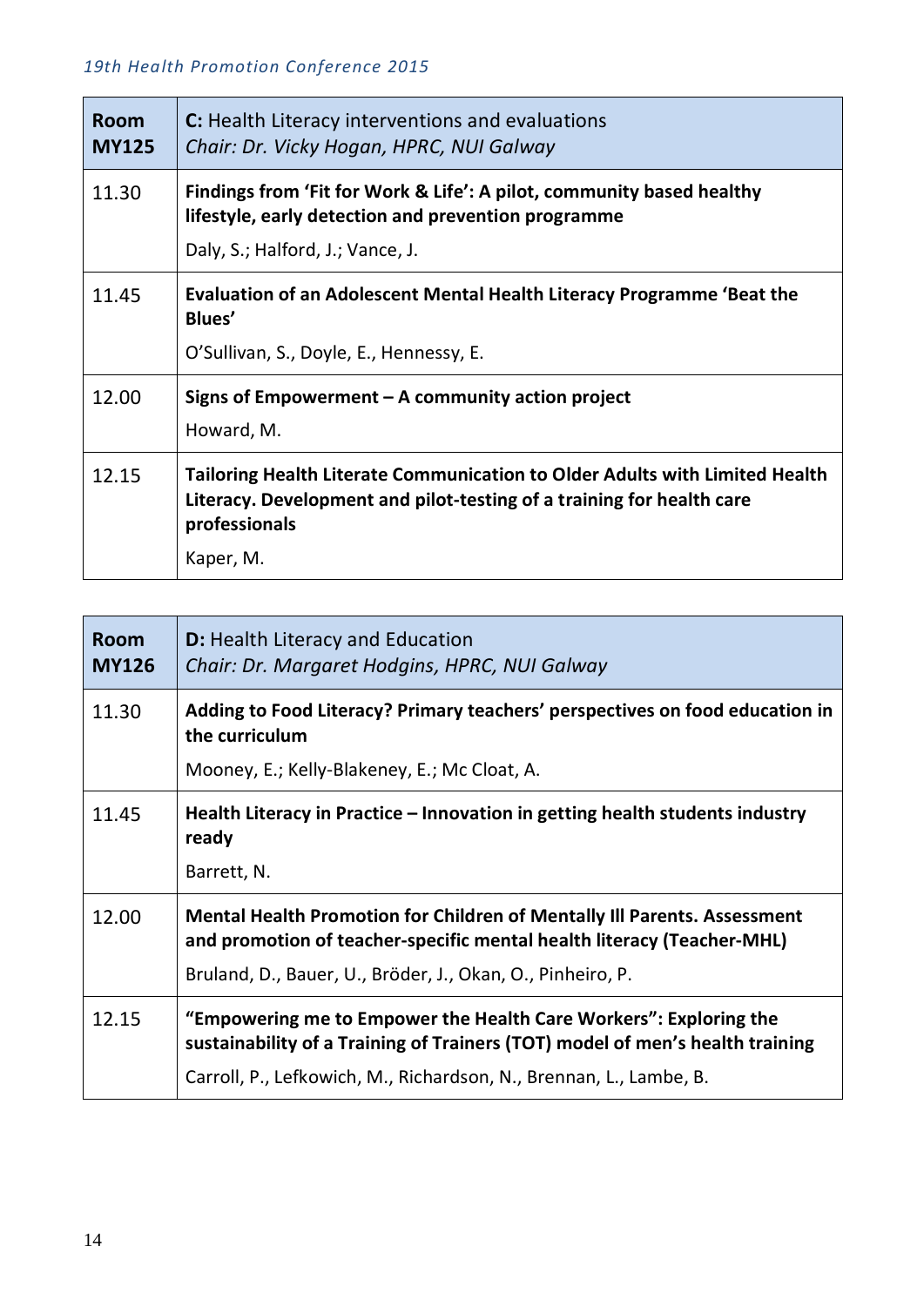| Room MY125 | **C:** Health Literacy interventions and evaluations<br>*Chair: Dr. Vicky Hogan, HPRC, NUI Galway* |
|---|---|
| 11.30 | **Findings from 'Fit for Work & Life': A pilot, community based healthy lifestyle, early detection and prevention programme**<br>Daly, S.; Halford, J.; Vance, J. |
| 11.45 | **Evaluation of an Adolescent Mental Health Literacy Programme 'Beat the Blues'**<br>O'Sullivan, S., Doyle, E., Hennessy, E. |
| 12.00 | **Signs of Empowerment – A community action project**<br>Howard, M. |
| 12.15 | **Tailoring Health Literate Communication to Older Adults with Limited Health Literacy. Development and pilot-testing of a training for health care professionals**<br>Kaper, M. |

| Room MY126 | **D:** Health Literacy and Education<br>*Chair: Dr. Margaret Hodgins, HPRC, NUI Galway* |
|---|---|
| 11.30 | **Adding to Food Literacy? Primary teachers' perspectives on food education in the curriculum**<br>Mooney, E.; Kelly-Blakeney, E.; Mc Cloat, A. |
| 11.45 | **Health Literacy in Practice – Innovation in getting health students industry ready**<br>Barrett, N. |
| 12.00 | **Mental Health Promotion for Children of Mentally Ill Parents. Assessment and promotion of teacher-specific mental health literacy (Teacher-MHL)**<br>Bruland, D., Bauer, U., Bröder, J., Okan, O., Pinheiro, P. |
| 12.15 | **"Empowering me to Empower the Health Care Workers": Exploring the sustainability of a Training of Trainers (TOT) model of men's health training**<br>Carroll, P., Lefkowich, M., Richardson, N., Brennan, L., Lambe, B. |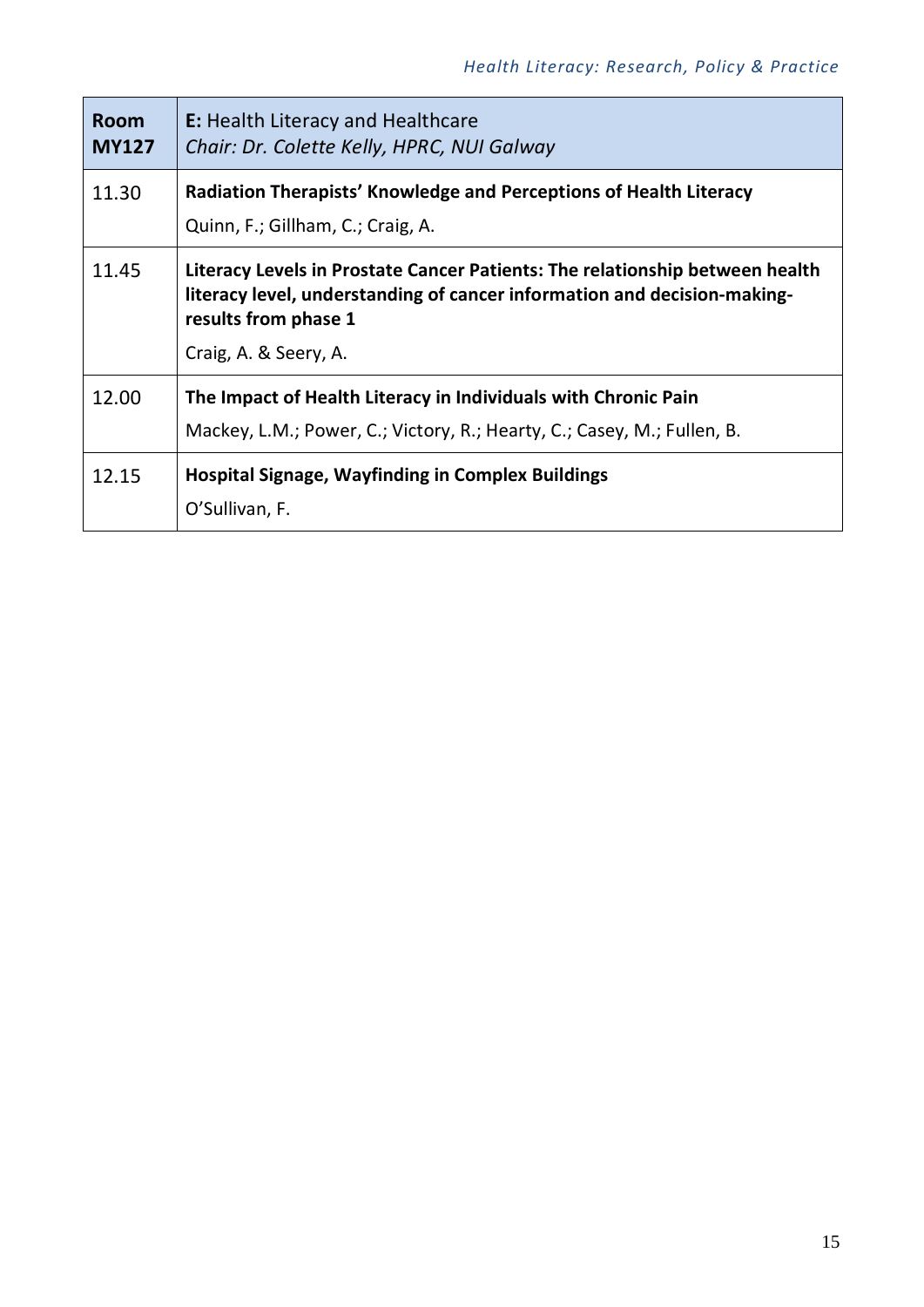| **Room MY127** | **E:** Health Literacy and Healthcare<br>*Chair: Dr. Colette Kelly, HPRC, NUI Galway* |
|---|---|
| 11.30 | **Radiation Therapists' Knowledge and Perceptions of Health Literacy**<br>Quinn, F.; Gillham, C.; Craig, A. |
| 11.45 | **Literacy Levels in Prostate Cancer Patients: The relationship between health literacy level, understanding of cancer information and decision-making- results from phase 1**<br>Craig, A. & Seery, A. |
| 12.00 | **The Impact of Health Literacy in Individuals with Chronic Pain**<br>Mackey, L.M.; Power, C.; Victory, R.; Hearty, C.; Casey, M.; Fullen, B. |
| 12.15 | **Hospital Signage, Wayfinding in Complex Buildings**<br>O'Sullivan, F. |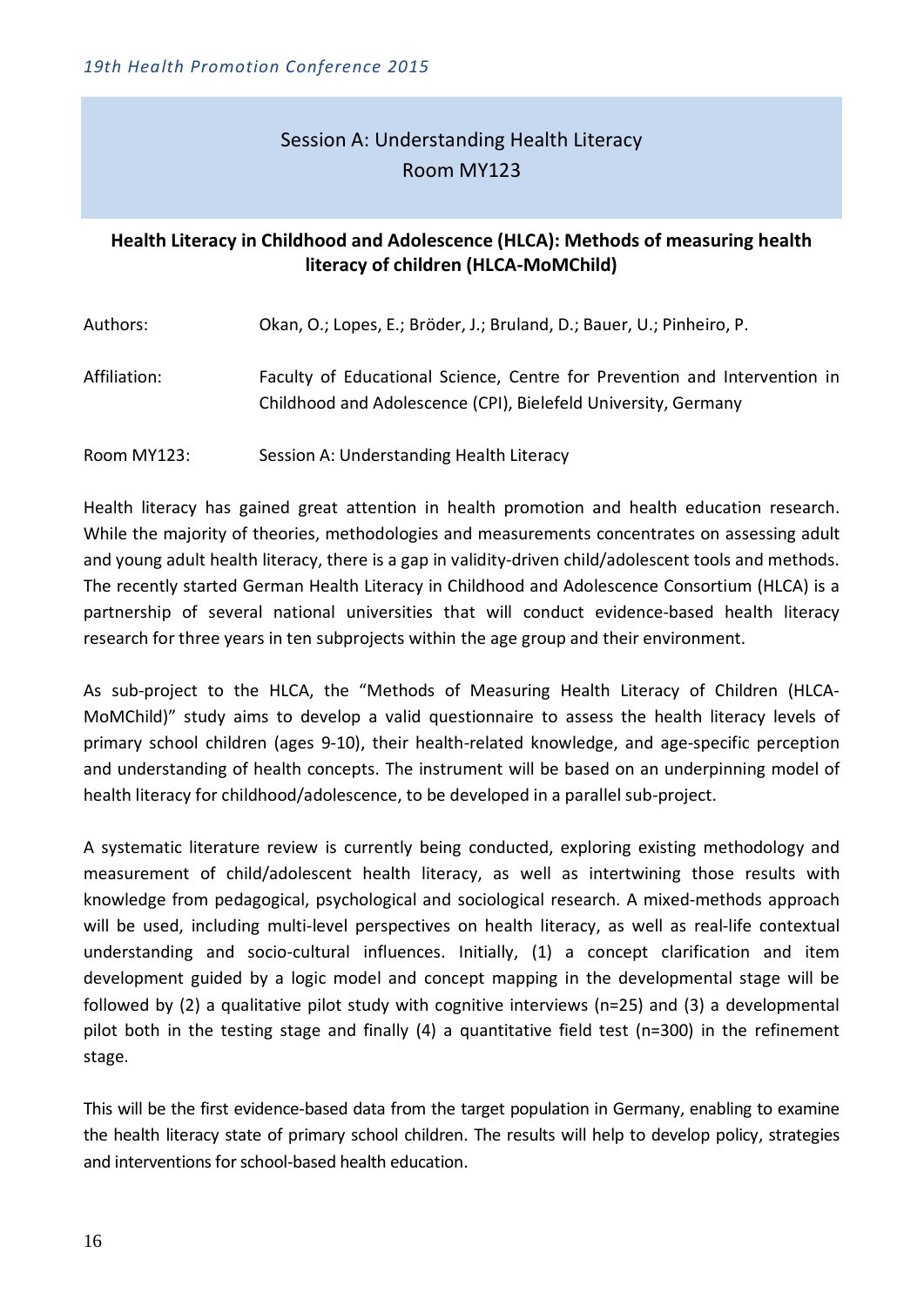## Session A: Understanding Health Literacy
## Room MY123

### Health Literacy in Childhood and Adolescence (HLCA): Methods of measuring health literacy of children (HLCA-MoMChild)

Authors: Okan, O.; Lopes, E.; Bröder, J.; Bruland, D.; Bauer, U.; Pinheiro, P.

Affiliation: Faculty of Educational Science, Centre for Prevention and Intervention in Childhood and Adolescence (CPI), Bielefeld University, Germany

Room MY123: Session A: Understanding Health Literacy

Health literacy has gained great attention in health promotion and health education research. While the majority of theories, methodologies and measurements concentrates on assessing adult and young adult health literacy, there is a gap in validity-driven child/adolescent tools and methods. The recently started German Health Literacy in Childhood and Adolescence Consortium (HLCA) is a partnership of several national universities that will conduct evidence-based health literacy research for three years in ten subprojects within the age group and their environment.

As sub-project to the HLCA, the "Methods of Measuring Health Literacy of Children (HLCA-MoMChild)" study aims to develop a valid questionnaire to assess the health literacy levels of primary school children (ages 9-10), their health-related knowledge, and age-specific perception and understanding of health concepts. The instrument will be based on an underpinning model of health literacy for childhood/adolescence, to be developed in a parallel sub-project.

A systematic literature review is currently being conducted, exploring existing methodology and measurement of child/adolescent health literacy, as well as intertwining those results with knowledge from pedagogical, psychological and sociological research. A mixed-methods approach will be used, including multi-level perspectives on health literacy, as well as real-life contextual understanding and socio-cultural influences. Initially, (1) a concept clarification and item development guided by a logic model and concept mapping in the developmental stage will be followed by (2) a qualitative pilot study with cognitive interviews (n=25) and (3) a developmental pilot both in the testing stage and finally (4) a quantitative field test (n=300) in the refinement stage.

This will be the first evidence-based data from the target population in Germany, enabling to examine the health literacy state of primary school children. The results will help to develop policy, strategies and interventions for school-based health education.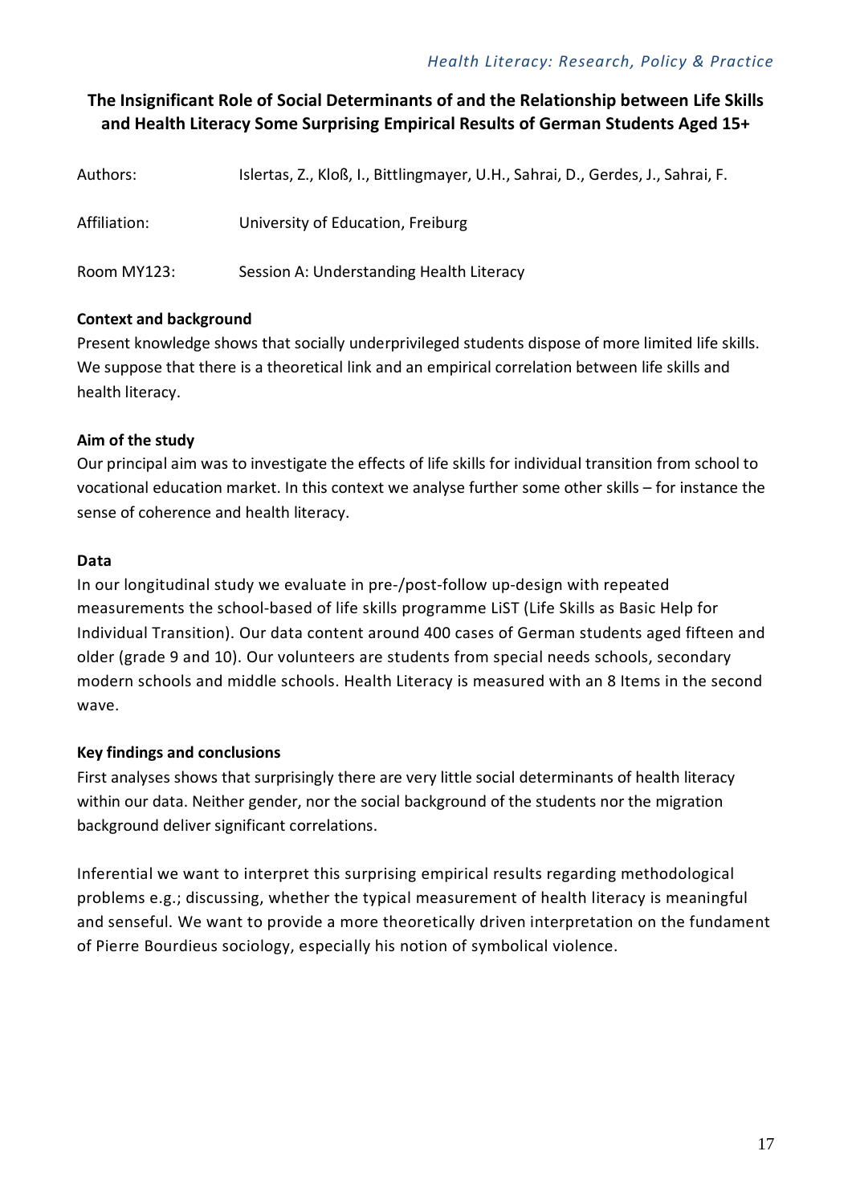## The Insignificant Role of Social Determinants of and the Relationship between Life Skills and Health Literacy Some Surprising Empirical Results of German Students Aged 15+

Authors: Islertas, Z., Kloß, I., Bittlingmayer, U.H., Sahrai, D., Gerdes, J., Sahrai, F.

Affiliation: University of Education, Freiburg

Room MY123: Session A: Understanding Health Literacy

**Context and background**

Present knowledge shows that socially underprivileged students dispose of more limited life skills. We suppose that there is a theoretical link and an empirical correlation between life skills and health literacy.

**Aim of the study**

Our principal aim was to investigate the effects of life skills for individual transition from school to vocational education market. In this context we analyse further some other skills – for instance the sense of coherence and health literacy.

**Data**

In our longitudinal study we evaluate in pre-/post-follow up-design with repeated measurements the school-based of life skills programme LiST (Life Skills as Basic Help for Individual Transition). Our data content around 400 cases of German students aged fifteen and older (grade 9 and 10). Our volunteers are students from special needs schools, secondary modern schools and middle schools. Health Literacy is measured with an 8 Items in the second wave.

**Key findings and conclusions**

First analyses shows that surprisingly there are very little social determinants of health literacy within our data. Neither gender, nor the social background of the students nor the migration background deliver significant correlations.

Inferential we want to interpret this surprising empirical results regarding methodological problems e.g.; discussing, whether the typical measurement of health literacy is meaningful and senseful. We want to provide a more theoretically driven interpretation on the fundament of Pierre Bourdieus sociology, especially his notion of symbolical violence.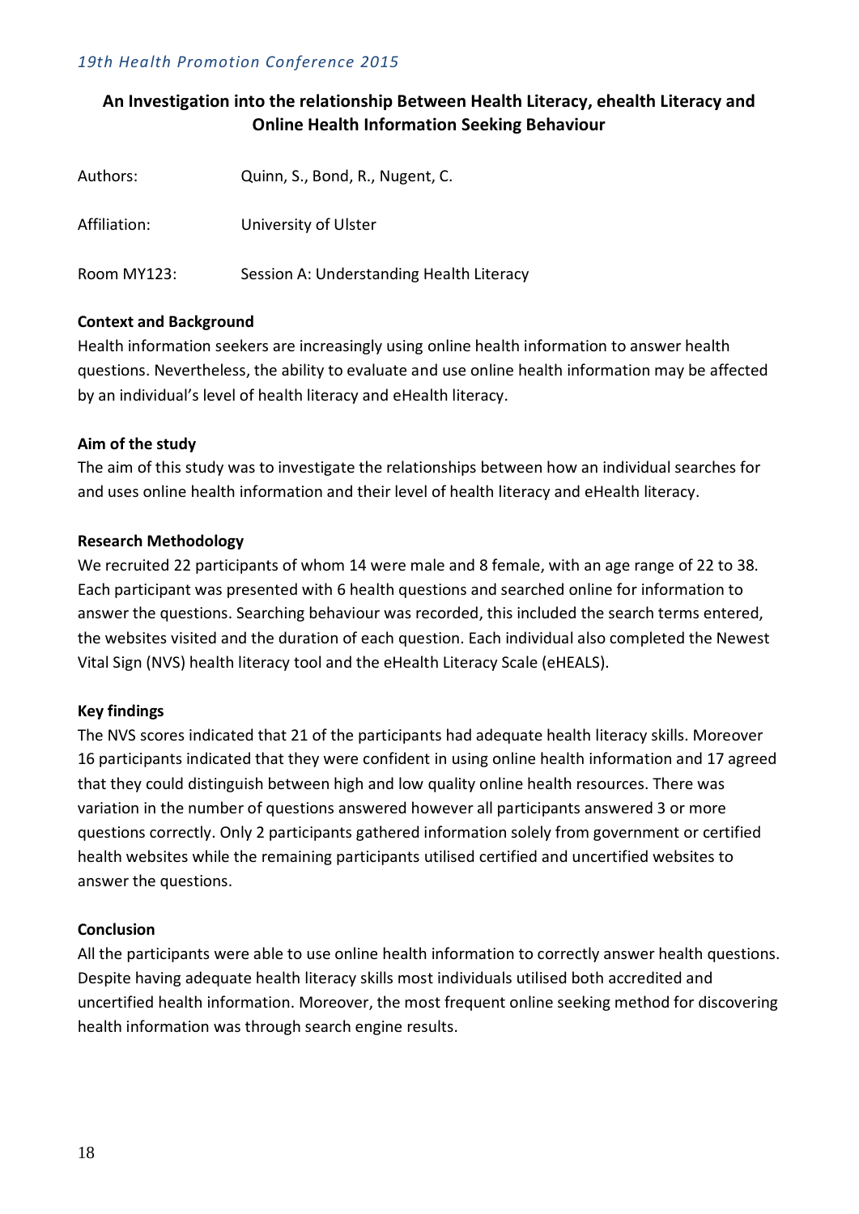## An Investigation into the relationship Between Health Literacy, ehealth Literacy and Online Health Information Seeking Behaviour

| | |
|---|---|
| Authors: | Quinn, S., Bond, R., Nugent, C. |
| Affiliation: | University of Ulster |
| Room MY123: | Session A: Understanding Health Literacy |

**Context and Background**

Health information seekers are increasingly using online health information to answer health questions. Nevertheless, the ability to evaluate and use online health information may be affected by an individual's level of health literacy and eHealth literacy.

**Aim of the study**

The aim of this study was to investigate the relationships between how an individual searches for and uses online health information and their level of health literacy and eHealth literacy.

**Research Methodology**

We recruited 22 participants of whom 14 were male and 8 female, with an age range of 22 to 38. Each participant was presented with 6 health questions and searched online for information to answer the questions. Searching behaviour was recorded, this included the search terms entered, the websites visited and the duration of each question. Each individual also completed the Newest Vital Sign (NVS) health literacy tool and the eHealth Literacy Scale (eHEALS).

**Key findings**

The NVS scores indicated that 21 of the participants had adequate health literacy skills. Moreover 16 participants indicated that they were confident in using online health information and 17 agreed that they could distinguish between high and low quality online health resources. There was variation in the number of questions answered however all participants answered 3 or more questions correctly. Only 2 participants gathered information solely from government or certified health websites while the remaining participants utilised certified and uncertified websites to answer the questions.

**Conclusion**

All the participants were able to use online health information to correctly answer health questions. Despite having adequate health literacy skills most individuals utilised both accredited and uncertified health information. Moreover, the most frequent online seeking method for discovering health information was through search engine results.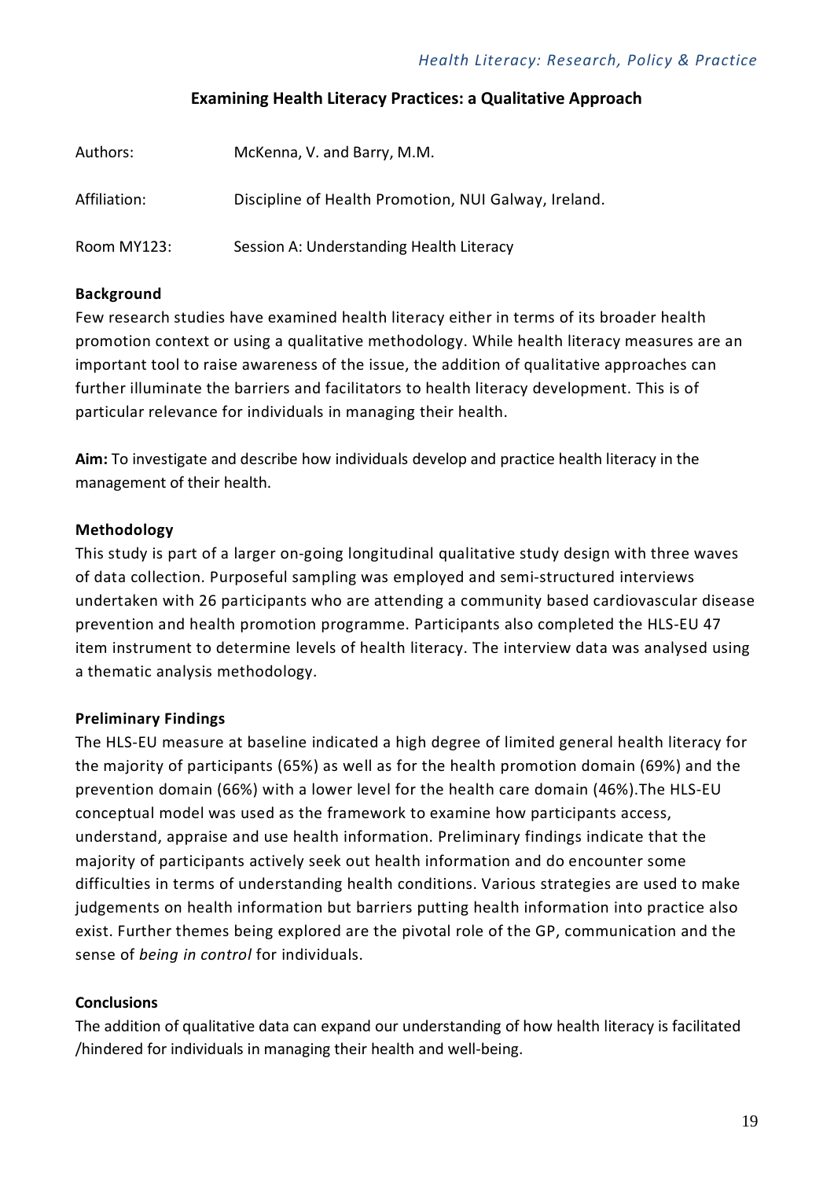## Examining Health Literacy Practices: a Qualitative Approach

Authors: McKenna, V. and Barry, M.M.

Affiliation: Discipline of Health Promotion, NUI Galway, Ireland.

Room MY123: Session A: Understanding Health Literacy

**Background**

Few research studies have examined health literacy either in terms of its broader health promotion context or using a qualitative methodology. While health literacy measures are an important tool to raise awareness of the issue, the addition of qualitative approaches can further illuminate the barriers and facilitators to health literacy development. This is of particular relevance for individuals in managing their health.

**Aim:** To investigate and describe how individuals develop and practice health literacy in the management of their health.

**Methodology**

This study is part of a larger on-going longitudinal qualitative study design with three waves of data collection. Purposeful sampling was employed and semi-structured interviews undertaken with 26 participants who are attending a community based cardiovascular disease prevention and health promotion programme. Participants also completed the HLS-EU 47 item instrument to determine levels of health literacy. The interview data was analysed using a thematic analysis methodology.

**Preliminary Findings**

The HLS-EU measure at baseline indicated a high degree of limited general health literacy for the majority of participants (65%) as well as for the health promotion domain (69%) and the prevention domain (66%) with a lower level for the health care domain (46%).The HLS-EU conceptual model was used as the framework to examine how participants access, understand, appraise and use health information. Preliminary findings indicate that the majority of participants actively seek out health information and do encounter some difficulties in terms of understanding health conditions. Various strategies are used to make judgements on health information but barriers putting health information into practice also exist. Further themes being explored are the pivotal role of the GP, communication and the sense of *being in control* for individuals.

**Conclusions**

The addition of qualitative data can expand our understanding of how health literacy is facilitated /hindered for individuals in managing their health and well-being.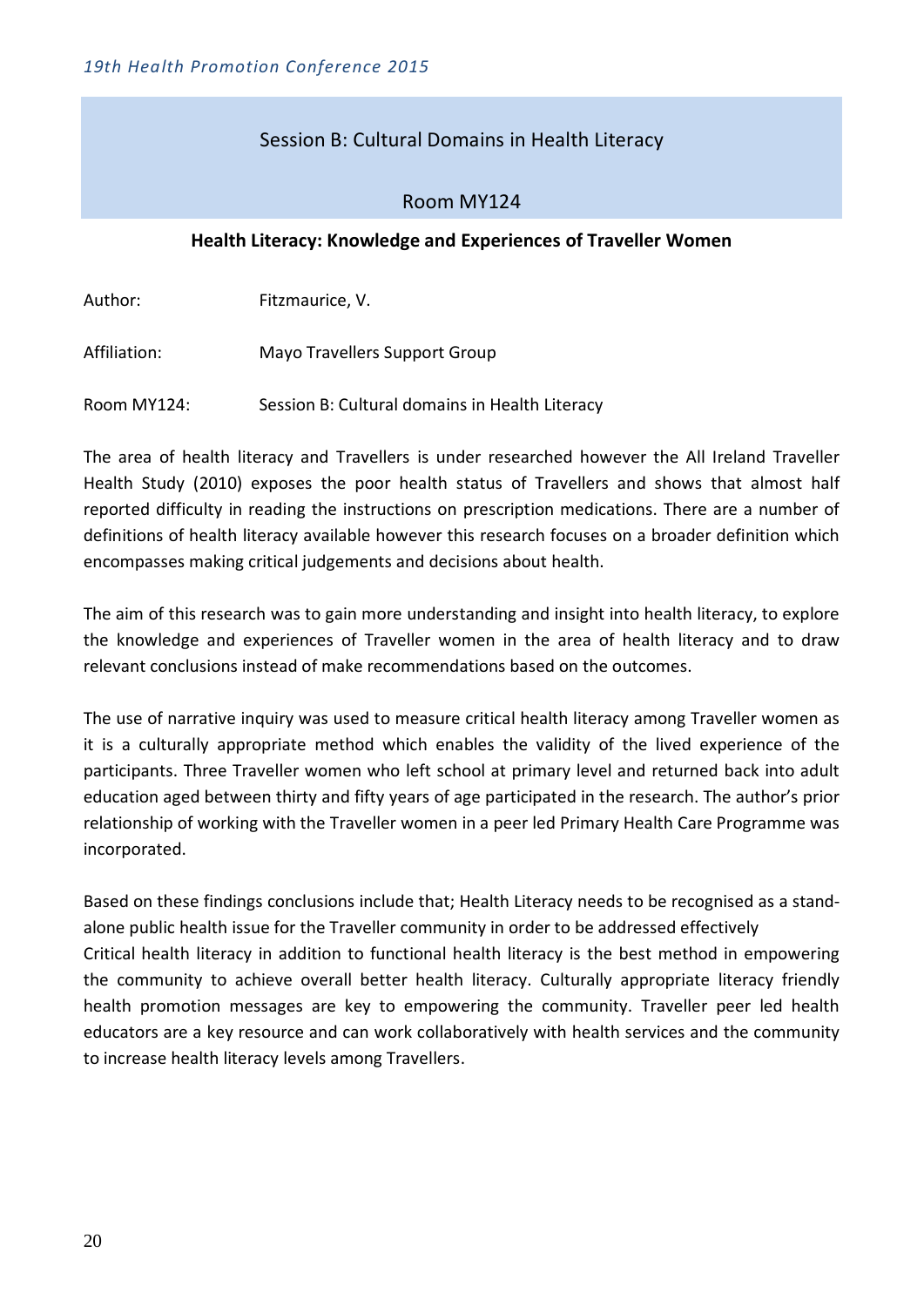## Session B: Cultural Domains in Health Literacy

## Room MY124

### Health Literacy: Knowledge and Experiences of Traveller Women

Author: Fitzmaurice, V.

Affiliation: Mayo Travellers Support Group

Room MY124: Session B: Cultural domains in Health Literacy

The area of health literacy and Travellers is under researched however the All Ireland Traveller Health Study (2010) exposes the poor health status of Travellers and shows that almost half reported difficulty in reading the instructions on prescription medications. There are a number of definitions of health literacy available however this research focuses on a broader definition which encompasses making critical judgements and decisions about health.

The aim of this research was to gain more understanding and insight into health literacy, to explore the knowledge and experiences of Traveller women in the area of health literacy and to draw relevant conclusions instead of make recommendations based on the outcomes.

The use of narrative inquiry was used to measure critical health literacy among Traveller women as it is a culturally appropriate method which enables the validity of the lived experience of the participants. Three Traveller women who left school at primary level and returned back into adult education aged between thirty and fifty years of age participated in the research. The author's prior relationship of working with the Traveller women in a peer led Primary Health Care Programme was incorporated.

Based on these findings conclusions include that; Health Literacy needs to be recognised as a stand-alone public health issue for the Traveller community in order to be addressed effectively
Critical health literacy in addition to functional health literacy is the best method in empowering the community to achieve overall better health literacy. Culturally appropriate literacy friendly health promotion messages are key to empowering the community. Traveller peer led health educators are a key resource and can work collaboratively with health services and the community to increase health literacy levels among Travellers.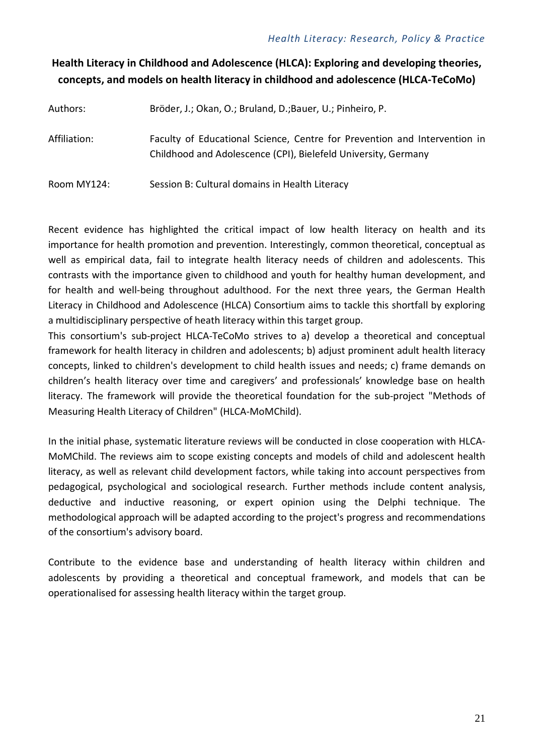## Health Literacy in Childhood and Adolescence (HLCA): Exploring and developing theories, concepts, and models on health literacy in childhood and adolescence (HLCA-TeCoMo)

Authors: Bröder, J.; Okan, O.; Bruland, D.;Bauer, U.; Pinheiro, P.

Affiliation: Faculty of Educational Science, Centre for Prevention and Intervention in Childhood and Adolescence (CPI), Bielefeld University, Germany

Room MY124: Session B: Cultural domains in Health Literacy

Recent evidence has highlighted the critical impact of low health literacy on health and its importance for health promotion and prevention. Interestingly, common theoretical, conceptual as well as empirical data, fail to integrate health literacy needs of children and adolescents. This contrasts with the importance given to childhood and youth for healthy human development, and for health and well-being throughout adulthood. For the next three years, the German Health Literacy in Childhood and Adolescence (HLCA) Consortium aims to tackle this shortfall by exploring a multidisciplinary perspective of heath literacy within this target group.
This consortium's sub-project HLCA-TeCoMo strives to a) develop a theoretical and conceptual framework for health literacy in children and adolescents; b) adjust prominent adult health literacy concepts, linked to children's development to child health issues and needs; c) frame demands on children's health literacy over time and caregivers' and professionals' knowledge base on health literacy. The framework will provide the theoretical foundation for the sub-project "Methods of Measuring Health Literacy of Children" (HLCA-MoMChild).

In the initial phase, systematic literature reviews will be conducted in close cooperation with HLCA-MoMChild. The reviews aim to scope existing concepts and models of child and adolescent health literacy, as well as relevant child development factors, while taking into account perspectives from pedagogical, psychological and sociological research. Further methods include content analysis, deductive and inductive reasoning, or expert opinion using the Delphi technique. The methodological approach will be adapted according to the project's progress and recommendations of the consortium's advisory board.

Contribute to the evidence base and understanding of health literacy within children and adolescents by providing a theoretical and conceptual framework, and models that can be operationalised for assessing health literacy within the target group.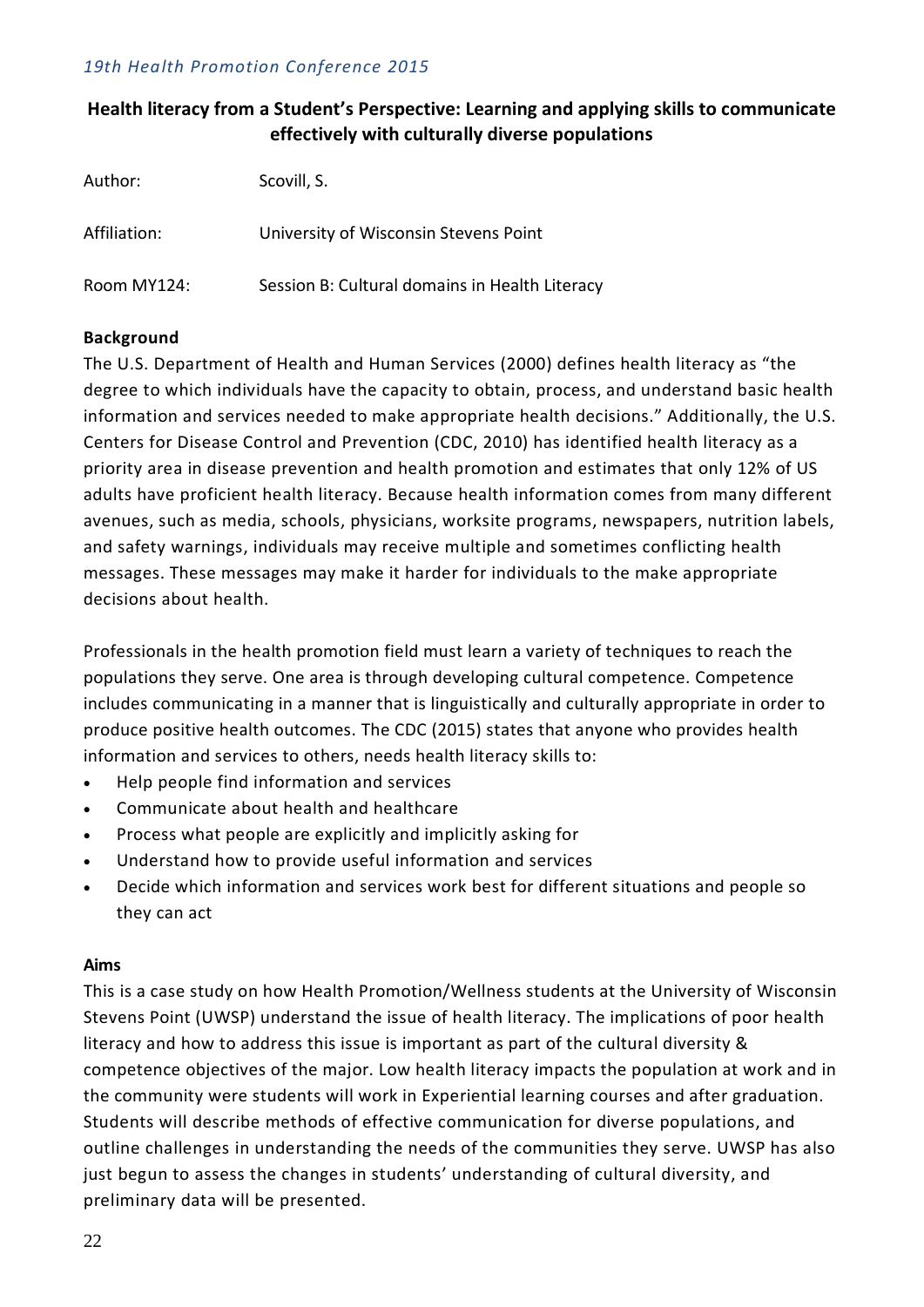## Health literacy from a Student's Perspective: Learning and applying skills to communicate effectively with culturally diverse populations

| | |
|---|---|
| Author: | Scovill, S. |
| Affiliation: | University of Wisconsin Stevens Point |
| Room MY124: | Session B: Cultural domains in Health Literacy |

### Background

The U.S. Department of Health and Human Services (2000) defines health literacy as "the degree to which individuals have the capacity to obtain, process, and understand basic health information and services needed to make appropriate health decisions." Additionally, the U.S. Centers for Disease Control and Prevention (CDC, 2010) has identified health literacy as a priority area in disease prevention and health promotion and estimates that only 12% of US adults have proficient health literacy. Because health information comes from many different avenues, such as media, schools, physicians, worksite programs, newspapers, nutrition labels, and safety warnings, individuals may receive multiple and sometimes conflicting health messages. These messages may make it harder for individuals to the make appropriate decisions about health.

Professionals in the health promotion field must learn a variety of techniques to reach the populations they serve. One area is through developing cultural competence. Competence includes communicating in a manner that is linguistically and culturally appropriate in order to produce positive health outcomes. The CDC (2015) states that anyone who provides health information and services to others, needs health literacy skills to:

- Help people find information and services
- Communicate about health and healthcare
- Process what people are explicitly and implicitly asking for
- Understand how to provide useful information and services
- Decide which information and services work best for different situations and people so they can act

### Aims

This is a case study on how Health Promotion/Wellness students at the University of Wisconsin Stevens Point (UWSP) understand the issue of health literacy. The implications of poor health literacy and how to address this issue is important as part of the cultural diversity & competence objectives of the major. Low health literacy impacts the population at work and in the community were students will work in Experiential learning courses and after graduation. Students will describe methods of effective communication for diverse populations, and outline challenges in understanding the needs of the communities they serve. UWSP has also just begun to assess the changes in students' understanding of cultural diversity, and preliminary data will be presented.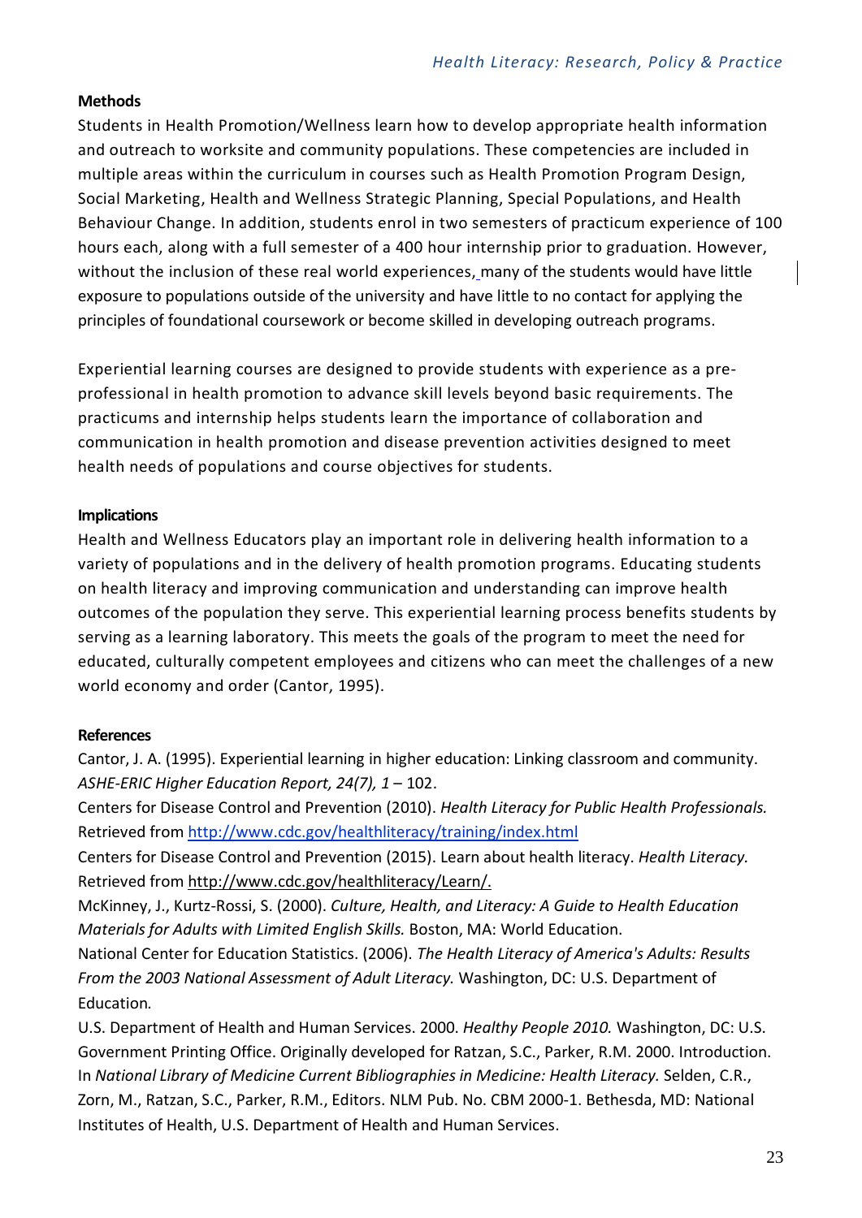**Methods**

Students in Health Promotion/Wellness learn how to develop appropriate health information and outreach to worksite and community populations. These competencies are included in multiple areas within the curriculum in courses such as Health Promotion Program Design, Social Marketing, Health and Wellness Strategic Planning, Special Populations, and Health Behaviour Change. In addition, students enrol in two semesters of practicum experience of 100 hours each, along with a full semester of a 400 hour internship prior to graduation. However, without the inclusion of these real world experiences, many of the students would have little exposure to populations outside of the university and have little to no contact for applying the principles of foundational coursework or become skilled in developing outreach programs.

Experiential learning courses are designed to provide students with experience as a pre-professional in health promotion to advance skill levels beyond basic requirements. The practicums and internship helps students learn the importance of collaboration and communication in health promotion and disease prevention activities designed to meet health needs of populations and course objectives for students.

**Implications**

Health and Wellness Educators play an important role in delivering health information to a variety of populations and in the delivery of health promotion programs. Educating students on health literacy and improving communication and understanding can improve health outcomes of the population they serve. This experiential learning process benefits students by serving as a learning laboratory. This meets the goals of the program to meet the need for educated, culturally competent employees and citizens who can meet the challenges of a new world economy and order (Cantor, 1995).

**References**

Cantor, J. A. (1995). Experiential learning in higher education: Linking classroom and community. *ASHE-ERIC Higher Education Report, 24(7), 1* – 102.

Centers for Disease Control and Prevention (2010). *Health Literacy for Public Health Professionals.* Retrieved from http://www.cdc.gov/healthliteracy/training/index.html

Centers for Disease Control and Prevention (2015). Learn about health literacy. *Health Literacy.* Retrieved from http://www.cdc.gov/healthliteracy/Learn/.

McKinney, J., Kurtz-Rossi, S. (2000). *Culture, Health, and Literacy: A Guide to Health Education Materials for Adults with Limited English Skills.* Boston, MA: World Education.

National Center for Education Statistics. (2006). *The Health Literacy of America's Adults: Results From the 2003 National Assessment of Adult Literacy.* Washington, DC: U.S. Department of Education.

U.S. Department of Health and Human Services. 2000. *Healthy People 2010.* Washington, DC: U.S. Government Printing Office. Originally developed for Ratzan, S.C., Parker, R.M. 2000. Introduction. In *National Library of Medicine Current Bibliographies in Medicine: Health Literacy.* Selden, C.R., Zorn, M., Ratzan, S.C., Parker, R.M., Editors. NLM Pub. No. CBM 2000-1. Bethesda, MD: National Institutes of Health, U.S. Department of Health and Human Services.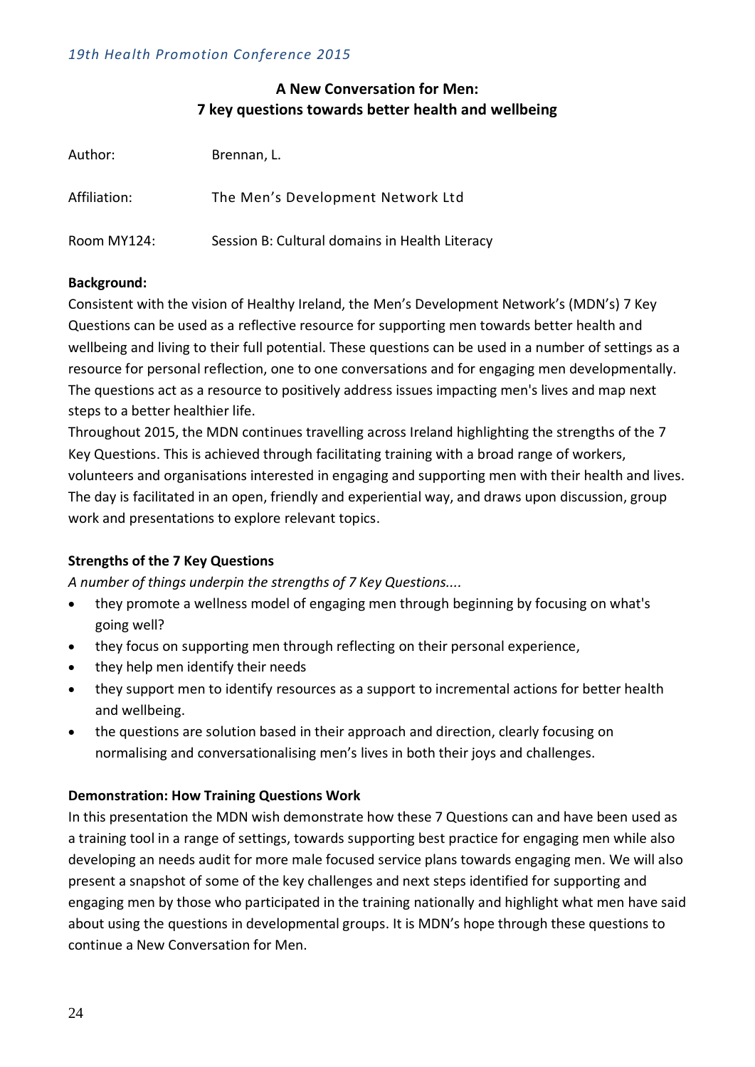## A New Conversation for Men: 7 key questions towards better health and wellbeing

| | |
|---|---|
| Author: | Brennan, L. |
| Affiliation: | The Men's Development Network Ltd |
| Room MY124: | Session B: Cultural domains in Health Literacy |

**Background:**

Consistent with the vision of Healthy Ireland, the Men's Development Network's (MDN's) 7 Key Questions can be used as a reflective resource for supporting men towards better health and wellbeing and living to their full potential. These questions can be used in a number of settings as a resource for personal reflection, one to one conversations and for engaging men developmentally. The questions act as a resource to positively address issues impacting men's lives and map next steps to a better healthier life.

Throughout 2015, the MDN continues travelling across Ireland highlighting the strengths of the 7 Key Questions. This is achieved through facilitating training with a broad range of workers, volunteers and organisations interested in engaging and supporting men with their health and lives. The day is facilitated in an open, friendly and experiential way, and draws upon discussion, group work and presentations to explore relevant topics.

**Strengths of the 7 Key Questions**

*A number of things underpin the strengths of 7 Key Questions....*

- they promote a wellness model of engaging men through beginning by focusing on what's going well?
- they focus on supporting men through reflecting on their personal experience,
- they help men identify their needs
- they support men to identify resources as a support to incremental actions for better health and wellbeing.
- the questions are solution based in their approach and direction, clearly focusing on normalising and conversationalising men's lives in both their joys and challenges.

**Demonstration: How Training Questions Work**

In this presentation the MDN wish demonstrate how these 7 Questions can and have been used as a training tool in a range of settings, towards supporting best practice for engaging men while also developing an needs audit for more male focused service plans towards engaging men. We will also present a snapshot of some of the key challenges and next steps identified for supporting and engaging men by those who participated in the training nationally and highlight what men have said about using the questions in developmental groups. It is MDN's hope through these questions to continue a New Conversation for Men.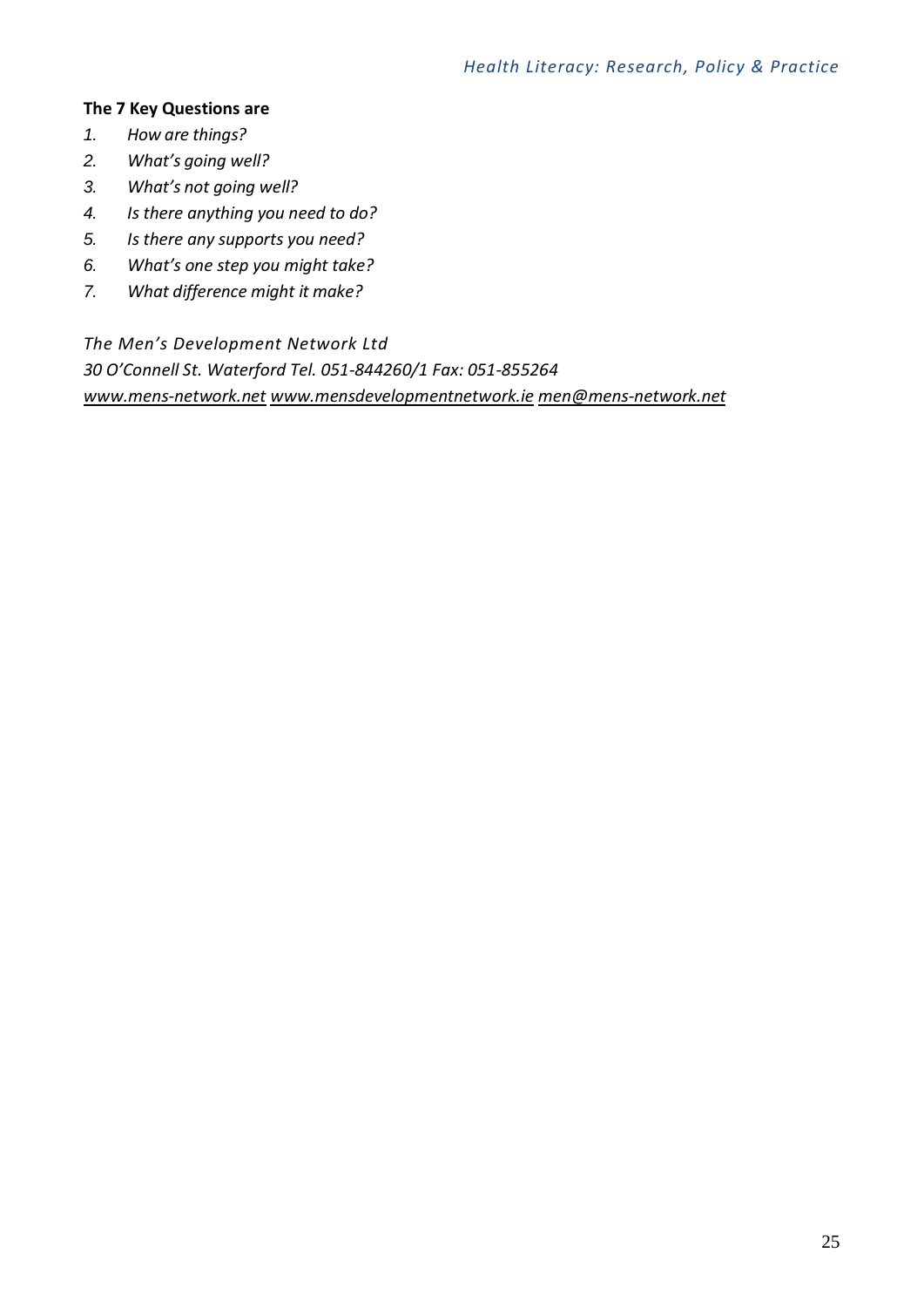**The 7 Key Questions are**

1. *How are things?*
2. *What's going well?*
3. *What's not going well?*
4. *Is there anything you need to do?*
5. *Is there any supports you need?*
6. *What's one step you might take?*
7. *What difference might it make?*

*The Men's Development Network Ltd*
*30 O'Connell St. Waterford Tel. 051-844260/1 Fax: 051-855264*
*www.mens-network.net www.mensdevelopmentnetwork.ie men@mens-network.net*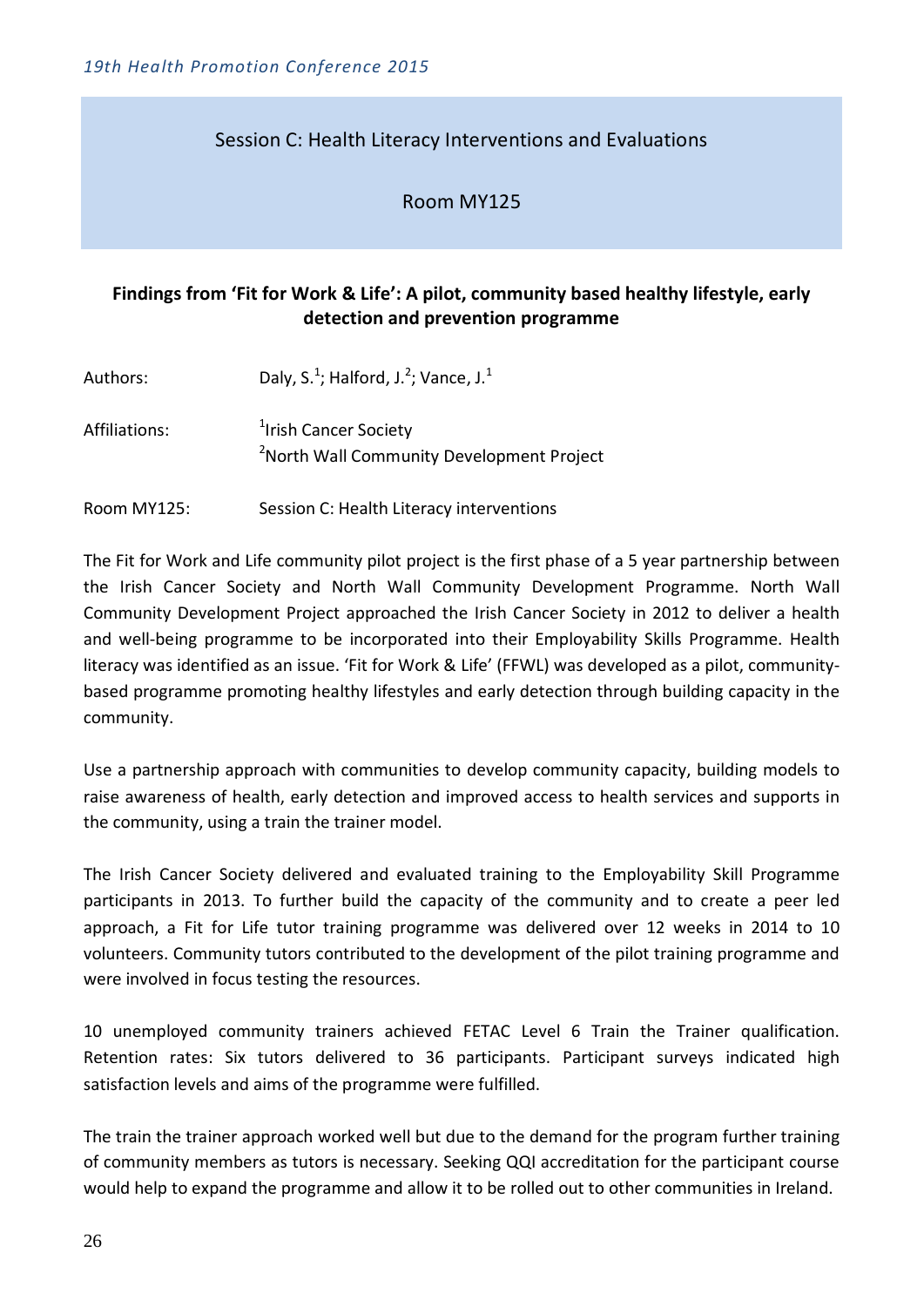Session C: Health Literacy Interventions and Evaluations

Room MY125

## Findings from 'Fit for Work & Life': A pilot, community based healthy lifestyle, early detection and prevention programme

Authors: Daly, S.[1]; Halford, J.[2]; Vance, J.[1]

Affiliations: [1]Irish Cancer Society
[2]North Wall Community Development Project

Room MY125: Session C: Health Literacy interventions

The Fit for Work and Life community pilot project is the first phase of a 5 year partnership between the Irish Cancer Society and North Wall Community Development Programme. North Wall Community Development Project approached the Irish Cancer Society in 2012 to deliver a health and well-being programme to be incorporated into their Employability Skills Programme. Health literacy was identified as an issue. 'Fit for Work & Life' (FFWL) was developed as a pilot, community-based programme promoting healthy lifestyles and early detection through building capacity in the community.

Use a partnership approach with communities to develop community capacity, building models to raise awareness of health, early detection and improved access to health services and supports in the community, using a train the trainer model.

The Irish Cancer Society delivered and evaluated training to the Employability Skill Programme participants in 2013. To further build the capacity of the community and to create a peer led approach, a Fit for Life tutor training programme was delivered over 12 weeks in 2014 to 10 volunteers. Community tutors contributed to the development of the pilot training programme and were involved in focus testing the resources.

10 unemployed community trainers achieved FETAC Level 6 Train the Trainer qualification. Retention rates: Six tutors delivered to 36 participants. Participant surveys indicated high satisfaction levels and aims of the programme were fulfilled.

The train the trainer approach worked well but due to the demand for the program further training of community members as tutors is necessary. Seeking QQI accreditation for the participant course would help to expand the programme and allow it to be rolled out to other communities in Ireland.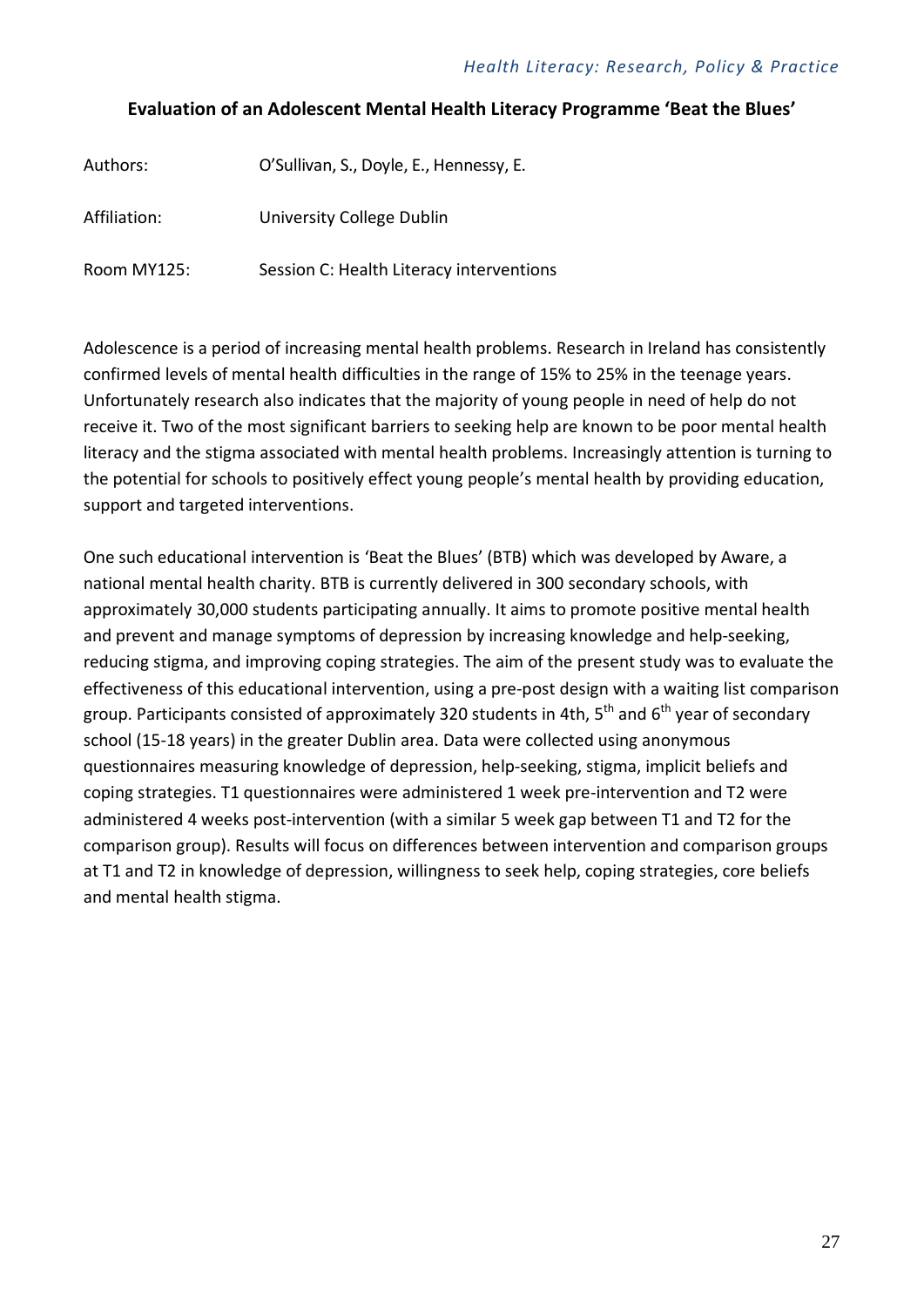## Evaluation of an Adolescent Mental Health Literacy Programme 'Beat the Blues'

Authors: O'Sullivan, S., Doyle, E., Hennessy, E.

Affiliation: University College Dublin

Room MY125: Session C: Health Literacy interventions

Adolescence is a period of increasing mental health problems. Research in Ireland has consistently confirmed levels of mental health difficulties in the range of 15% to 25% in the teenage years. Unfortunately research also indicates that the majority of young people in need of help do not receive it. Two of the most significant barriers to seeking help are known to be poor mental health literacy and the stigma associated with mental health problems. Increasingly attention is turning to the potential for schools to positively effect young people's mental health by providing education, support and targeted interventions.

One such educational intervention is 'Beat the Blues' (BTB) which was developed by Aware, a national mental health charity. BTB is currently delivered in 300 secondary schools, with approximately 30,000 students participating annually. It aims to promote positive mental health and prevent and manage symptoms of depression by increasing knowledge and help-seeking, reducing stigma, and improving coping strategies. The aim of the present study was to evaluate the effectiveness of this educational intervention, using a pre-post design with a waiting list comparison group. Participants consisted of approximately 320 students in 4th, 5th and 6th year of secondary school (15-18 years) in the greater Dublin area. Data were collected using anonymous questionnaires measuring knowledge of depression, help-seeking, stigma, implicit beliefs and coping strategies. T1 questionnaires were administered 1 week pre-intervention and T2 were administered 4 weeks post-intervention (with a similar 5 week gap between T1 and T2 for the comparison group). Results will focus on differences between intervention and comparison groups at T1 and T2 in knowledge of depression, willingness to seek help, coping strategies, core beliefs and mental health stigma.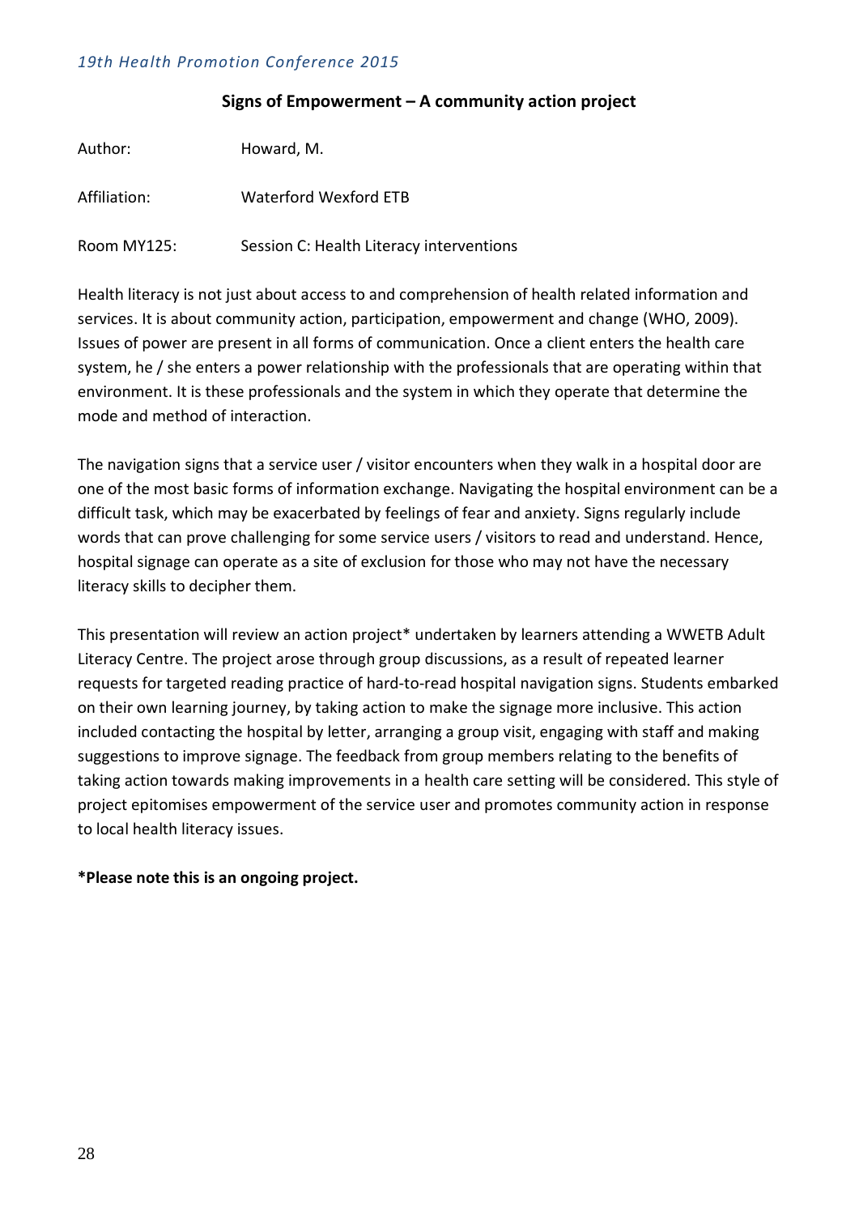## Signs of Empowerment – A community action project

Author: Howard, M.

Affiliation: Waterford Wexford ETB

Room MY125: Session C: Health Literacy interventions

Health literacy is not just about access to and comprehension of health related information and services. It is about community action, participation, empowerment and change (WHO, 2009). Issues of power are present in all forms of communication. Once a client enters the health care system, he / she enters a power relationship with the professionals that are operating within that environment. It is these professionals and the system in which they operate that determine the mode and method of interaction.

The navigation signs that a service user / visitor encounters when they walk in a hospital door are one of the most basic forms of information exchange. Navigating the hospital environment can be a difficult task, which may be exacerbated by feelings of fear and anxiety. Signs regularly include words that can prove challenging for some service users / visitors to read and understand. Hence, hospital signage can operate as a site of exclusion for those who may not have the necessary literacy skills to decipher them.

This presentation will review an action project* undertaken by learners attending a WWETB Adult Literacy Centre. The project arose through group discussions, as a result of repeated learner requests for targeted reading practice of hard-to-read hospital navigation signs. Students embarked on their own learning journey, by taking action to make the signage more inclusive. This action included contacting the hospital by letter, arranging a group visit, engaging with staff and making suggestions to improve signage. The feedback from group members relating to the benefits of taking action towards making improvements in a health care setting will be considered. This style of project epitomises empowerment of the service user and promotes community action in response to local health literacy issues.

**\*Please note this is an ongoing project.**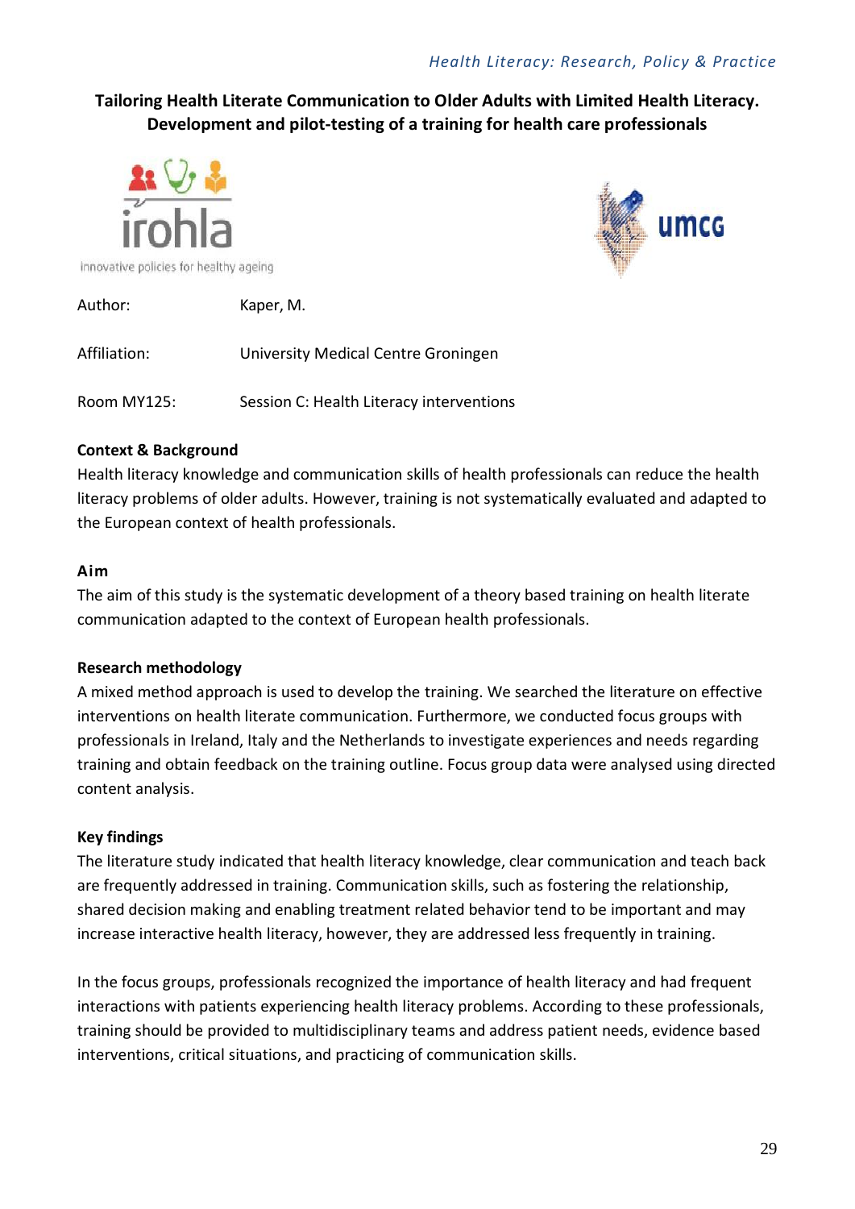## Tailoring Health Literate Communication to Older Adults with Limited Health Literacy. Development and pilot-testing of a training for health care professionals

irohla

innovative policies for healthy ageing

umcg

| | |
|---|---|
| Author: | Kaper, M. |
| Affiliation: | University Medical Centre Groningen |
| Room MY125: | Session C: Health Literacy interventions |

### Context & Background

Health literacy knowledge and communication skills of health professionals can reduce the health literacy problems of older adults. However, training is not systematically evaluated and adapted to the European context of health professionals.

### Aim

The aim of this study is the systematic development of a theory based training on health literate communication adapted to the context of European health professionals.

### Research methodology

A mixed method approach is used to develop the training. We searched the literature on effective interventions on health literate communication. Furthermore, we conducted focus groups with professionals in Ireland, Italy and the Netherlands to investigate experiences and needs regarding training and obtain feedback on the training outline. Focus group data were analysed using directed content analysis.

### Key findings

The literature study indicated that health literacy knowledge, clear communication and teach back are frequently addressed in training. Communication skills, such as fostering the relationship, shared decision making and enabling treatment related behavior tend to be important and may increase interactive health literacy, however, they are addressed less frequently in training.

In the focus groups, professionals recognized the importance of health literacy and had frequent interactions with patients experiencing health literacy problems. According to these professionals, training should be provided to multidisciplinary teams and address patient needs, evidence based interventions, critical situations, and practicing of communication skills.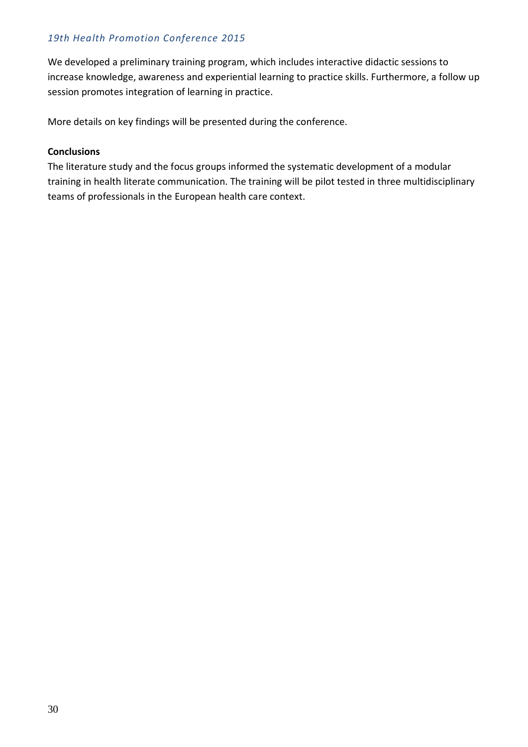We developed a preliminary training program, which includes interactive didactic sessions to increase knowledge, awareness and experiential learning to practice skills. Furthermore, a follow up session promotes integration of learning in practice.

More details on key findings will be presented during the conference.

**Conclusions**

The literature study and the focus groups informed the systematic development of a modular training in health literate communication. The training will be pilot tested in three multidisciplinary teams of professionals in the European health care context.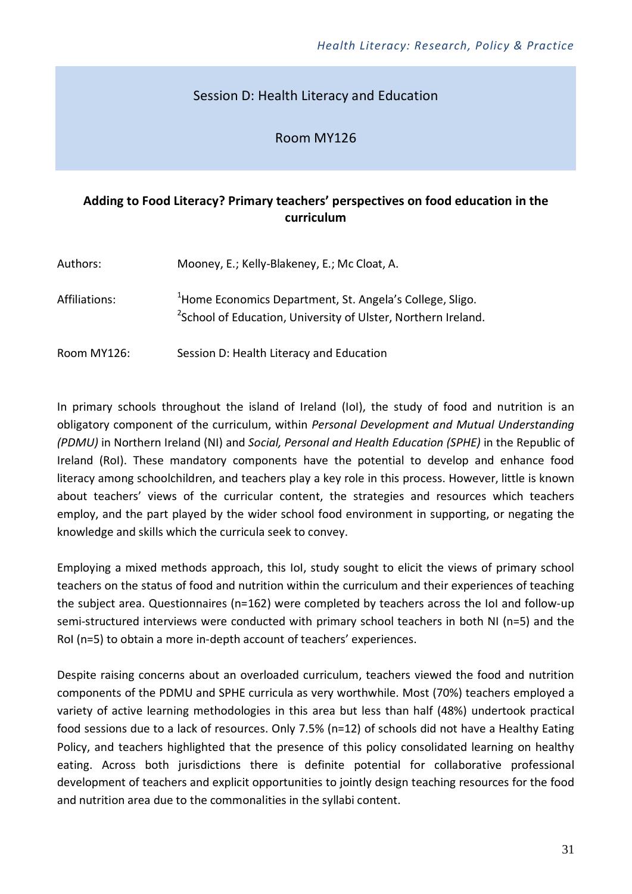Session D: Health Literacy and Education

Room MY126

## Adding to Food Literacy? Primary teachers' perspectives on food education in the curriculum

Authors: Mooney, E.; Kelly-Blakeney, E.; Mc Cloat, A.

Affiliations: [1]Home Economics Department, St. Angela's College, Sligo.
[2]School of Education, University of Ulster, Northern Ireland.

Room MY126: Session D: Health Literacy and Education

In primary schools throughout the island of Ireland (IoI), the study of food and nutrition is an obligatory component of the curriculum, within *Personal Development and Mutual Understanding (PDMU)* in Northern Ireland (NI) and *Social, Personal and Health Education (SPHE)* in the Republic of Ireland (RoI). These mandatory components have the potential to develop and enhance food literacy among schoolchildren, and teachers play a key role in this process. However, little is known about teachers' views of the curricular content, the strategies and resources which teachers employ, and the part played by the wider school food environment in supporting, or negating the knowledge and skills which the curricula seek to convey.

Employing a mixed methods approach, this IoI, study sought to elicit the views of primary school teachers on the status of food and nutrition within the curriculum and their experiences of teaching the subject area. Questionnaires (n=162) were completed by teachers across the IoI and follow-up semi-structured interviews were conducted with primary school teachers in both NI (n=5) and the RoI (n=5) to obtain a more in-depth account of teachers' experiences.

Despite raising concerns about an overloaded curriculum, teachers viewed the food and nutrition components of the PDMU and SPHE curricula as very worthwhile. Most (70%) teachers employed a variety of active learning methodologies in this area but less than half (48%) undertook practical food sessions due to a lack of resources. Only 7.5% (n=12) of schools did not have a Healthy Eating Policy, and teachers highlighted that the presence of this policy consolidated learning on healthy eating. Across both jurisdictions there is definite potential for collaborative professional development of teachers and explicit opportunities to jointly design teaching resources for the food and nutrition area due to the commonalities in the syllabi content.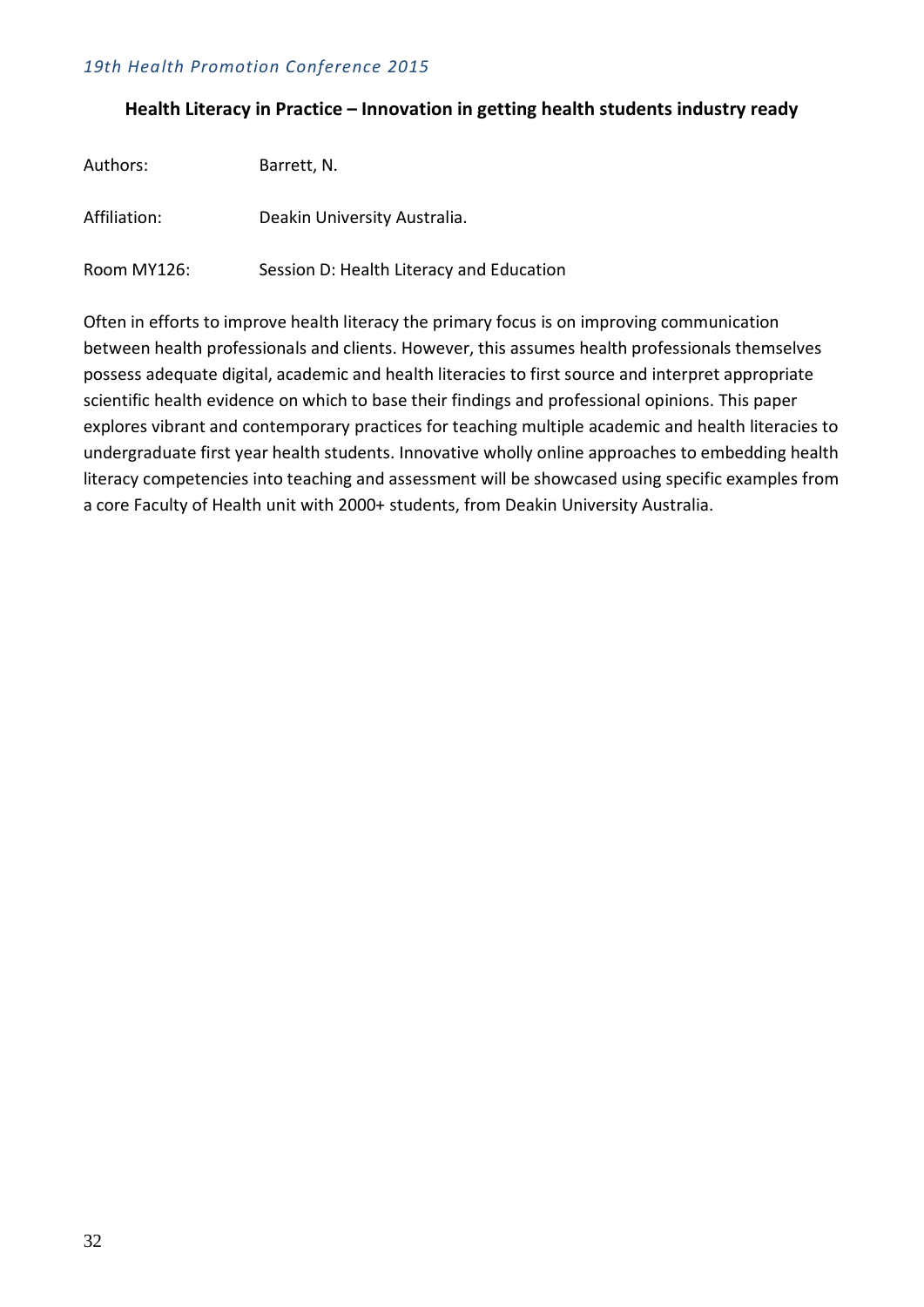## Health Literacy in Practice – Innovation in getting health students industry ready

Authors: Barrett, N.

Affiliation: Deakin University Australia.

Room MY126: Session D: Health Literacy and Education

Often in efforts to improve health literacy the primary focus is on improving communication between health professionals and clients. However, this assumes health professionals themselves possess adequate digital, academic and health literacies to first source and interpret appropriate scientific health evidence on which to base their findings and professional opinions. This paper explores vibrant and contemporary practices for teaching multiple academic and health literacies to undergraduate first year health students. Innovative wholly online approaches to embedding health literacy competencies into teaching and assessment will be showcased using specific examples from a core Faculty of Health unit with 2000+ students, from Deakin University Australia.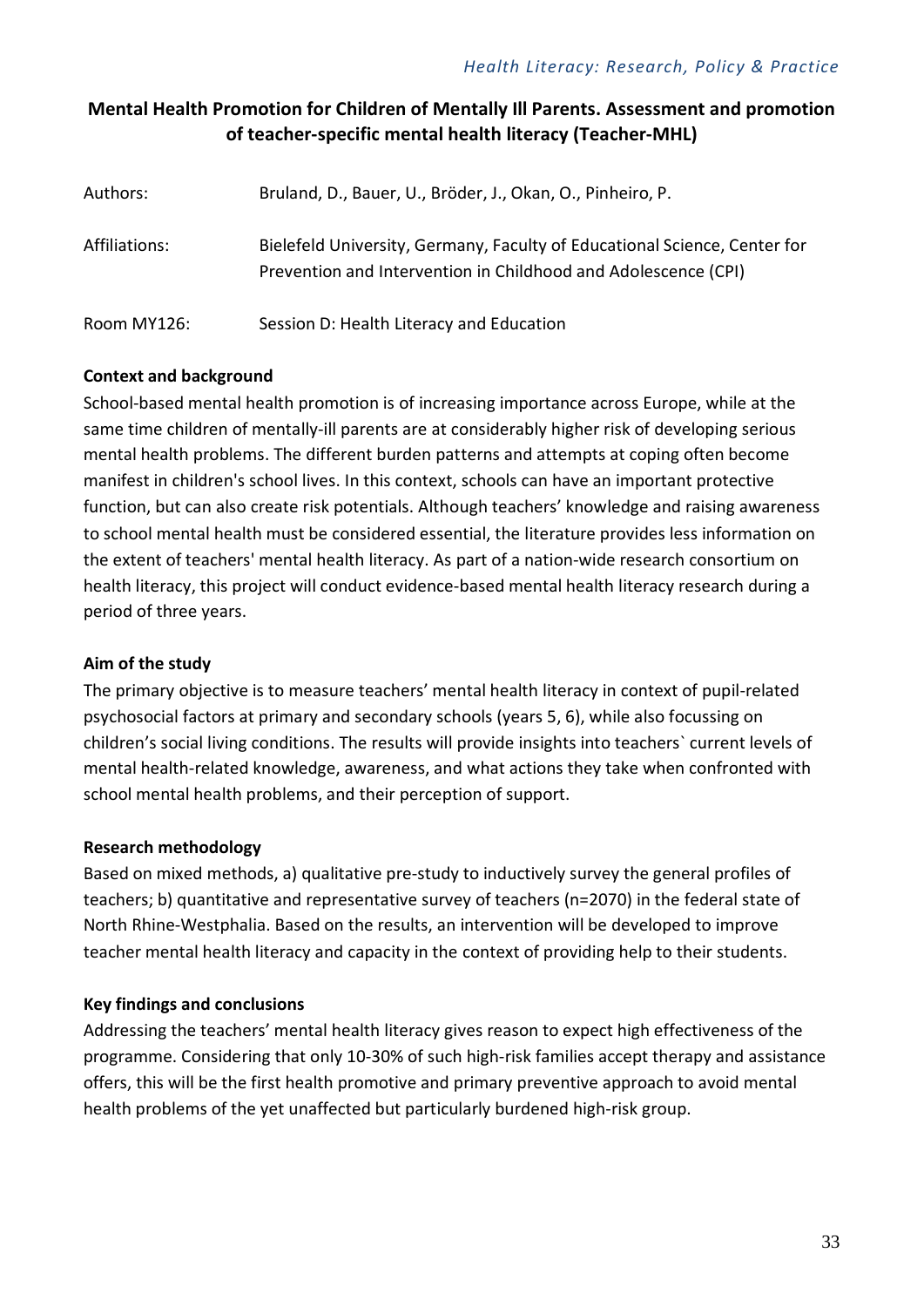## Mental Health Promotion for Children of Mentally Ill Parents. Assessment and promotion of teacher-specific mental health literacy (Teacher-MHL)

Authors: Bruland, D., Bauer, U., Bröder, J., Okan, O., Pinheiro, P.

Affiliations: Bielefeld University, Germany, Faculty of Educational Science, Center for Prevention and Intervention in Childhood and Adolescence (CPI)

Room MY126: Session D: Health Literacy and Education

### Context and background

School-based mental health promotion is of increasing importance across Europe, while at the same time children of mentally-ill parents are at considerably higher risk of developing serious mental health problems. The different burden patterns and attempts at coping often become manifest in children's school lives. In this context, schools can have an important protective function, but can also create risk potentials. Although teachers' knowledge and raising awareness to school mental health must be considered essential, the literature provides less information on the extent of teachers' mental health literacy. As part of a nation-wide research consortium on health literacy, this project will conduct evidence-based mental health literacy research during a period of three years.

### Aim of the study

The primary objective is to measure teachers' mental health literacy in context of pupil-related psychosocial factors at primary and secondary schools (years 5, 6), while also focussing on children's social living conditions. The results will provide insights into teachers` current levels of mental health-related knowledge, awareness, and what actions they take when confronted with school mental health problems, and their perception of support.

### Research methodology

Based on mixed methods, a) qualitative pre-study to inductively survey the general profiles of teachers; b) quantitative and representative survey of teachers (n=2070) in the federal state of North Rhine-Westphalia. Based on the results, an intervention will be developed to improve teacher mental health literacy and capacity in the context of providing help to their students.

### Key findings and conclusions

Addressing the teachers' mental health literacy gives reason to expect high effectiveness of the programme. Considering that only 10-30% of such high-risk families accept therapy and assistance offers, this will be the first health promotive and primary preventive approach to avoid mental health problems of the yet unaffected but particularly burdened high-risk group.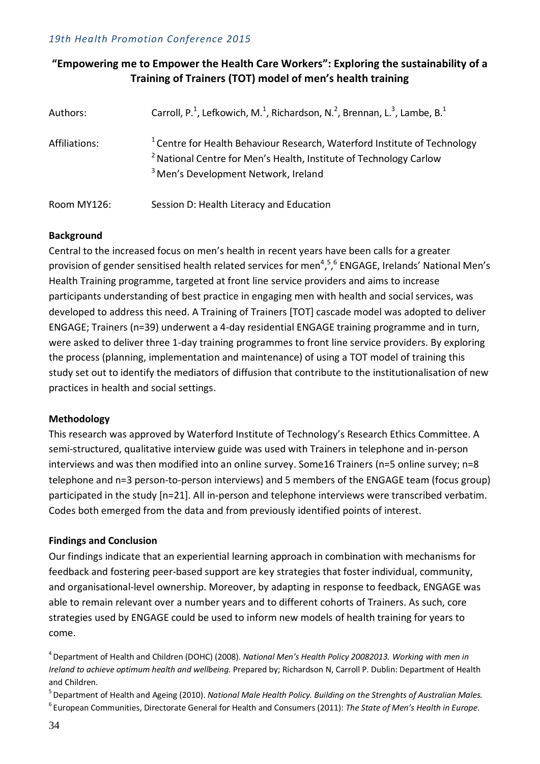## "Empowering me to Empower the Health Care Workers": Exploring the sustainability of a Training of Trainers (TOT) model of men's health training

Authors: Carroll, P.[1], Lefkowich, M.[1], Richardson, N.[2], Brennan, L.[3], Lambe, B.[1]

Affiliations:
[1] Centre for Health Behaviour Research, Waterford Institute of Technology
[2] National Centre for Men's Health, Institute of Technology Carlow
[3] Men's Development Network, Ireland

Room MY126: Session D: Health Literacy and Education

**Background**

Central to the increased focus on men's health in recent years have been calls for a greater provision of gender sensitised health related services for men[4],[5],[6] ENGAGE, Irelands' National Men's Health Training programme, targeted at front line service providers and aims to increase participants understanding of best practice in engaging men with health and social services, was developed to address this need. A Training of Trainers [TOT] cascade model was adopted to deliver ENGAGE; Trainers (n=39) underwent a 4-day residential ENGAGE training programme and in turn, were asked to deliver three 1-day training programmes to front line service providers. By exploring the process (planning, implementation and maintenance) of using a TOT model of training this study set out to identify the mediators of diffusion that contribute to the institutionalisation of new practices in health and social settings.

**Methodology**

This research was approved by Waterford Institute of Technology's Research Ethics Committee. A semi-structured, qualitative interview guide was used with Trainers in telephone and in-person interviews and was then modified into an online survey. Some16 Trainers (n=5 online survey; n=8 telephone and n=3 person-to-person interviews) and 5 members of the ENGAGE team (focus group) participated in the study [n=21]. All in-person and telephone interviews were transcribed verbatim. Codes both emerged from the data and from previously identified points of interest.

**Findings and Conclusion**

Our findings indicate that an experiential learning approach in combination with mechanisms for feedback and fostering peer-based support are key strategies that foster individual, community, and organisational-level ownership. Moreover, by adapting in response to feedback, ENGAGE was able to remain relevant over a number years and to different cohorts of Trainers. As such, core strategies used by ENGAGE could be used to inform new models of health training for years to come.

[4] Department of Health and Children (DOHC) (2008). *National Men's Health Policy 20082013. Working with men in Ireland to achieve optimum health and wellbeing.* Prepared by; Richardson N, Carroll P. Dublin: Department of Health and Children.

[5] Department of Health and Ageing (2010). *National Male Health Policy. Building on the Strenghts of Australian Males.*

[6] European Communities, Directorate General for Health and Consumers (2011): *The State of Men's Health in Europe*.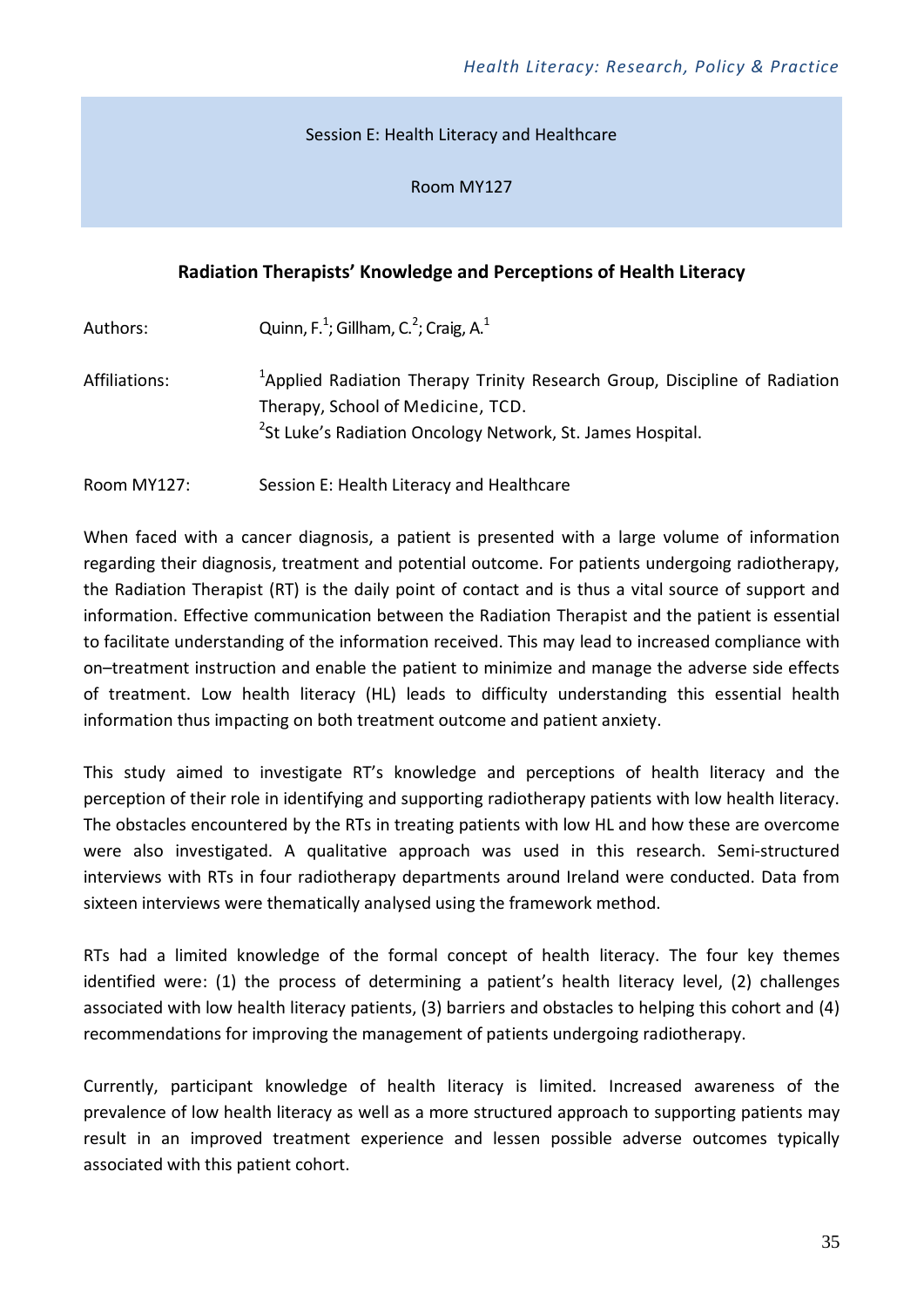Session E: Health Literacy and Healthcare

Room MY127

### Radiation Therapists' Knowledge and Perceptions of Health Literacy

Authors: Quinn, F.[1]; Gillham, C.[2]; Craig, A.[1]

Affiliations: [1]Applied Radiation Therapy Trinity Research Group, Discipline of Radiation Therapy, School of Medicine, TCD.
[2]St Luke's Radiation Oncology Network, St. James Hospital.

Room MY127: Session E: Health Literacy and Healthcare

When faced with a cancer diagnosis, a patient is presented with a large volume of information regarding their diagnosis, treatment and potential outcome. For patients undergoing radiotherapy, the Radiation Therapist (RT) is the daily point of contact and is thus a vital source of support and information. Effective communication between the Radiation Therapist and the patient is essential to facilitate understanding of the information received. This may lead to increased compliance with on–treatment instruction and enable the patient to minimize and manage the adverse side effects of treatment. Low health literacy (HL) leads to difficulty understanding this essential health information thus impacting on both treatment outcome and patient anxiety.

This study aimed to investigate RT's knowledge and perceptions of health literacy and the perception of their role in identifying and supporting radiotherapy patients with low health literacy. The obstacles encountered by the RTs in treating patients with low HL and how these are overcome were also investigated. A qualitative approach was used in this research. Semi-structured interviews with RTs in four radiotherapy departments around Ireland were conducted. Data from sixteen interviews were thematically analysed using the framework method.

RTs had a limited knowledge of the formal concept of health literacy. The four key themes identified were: (1) the process of determining a patient's health literacy level, (2) challenges associated with low health literacy patients, (3) barriers and obstacles to helping this cohort and (4) recommendations for improving the management of patients undergoing radiotherapy.

Currently, participant knowledge of health literacy is limited. Increased awareness of the prevalence of low health literacy as well as a more structured approach to supporting patients may result in an improved treatment experience and lessen possible adverse outcomes typically associated with this patient cohort.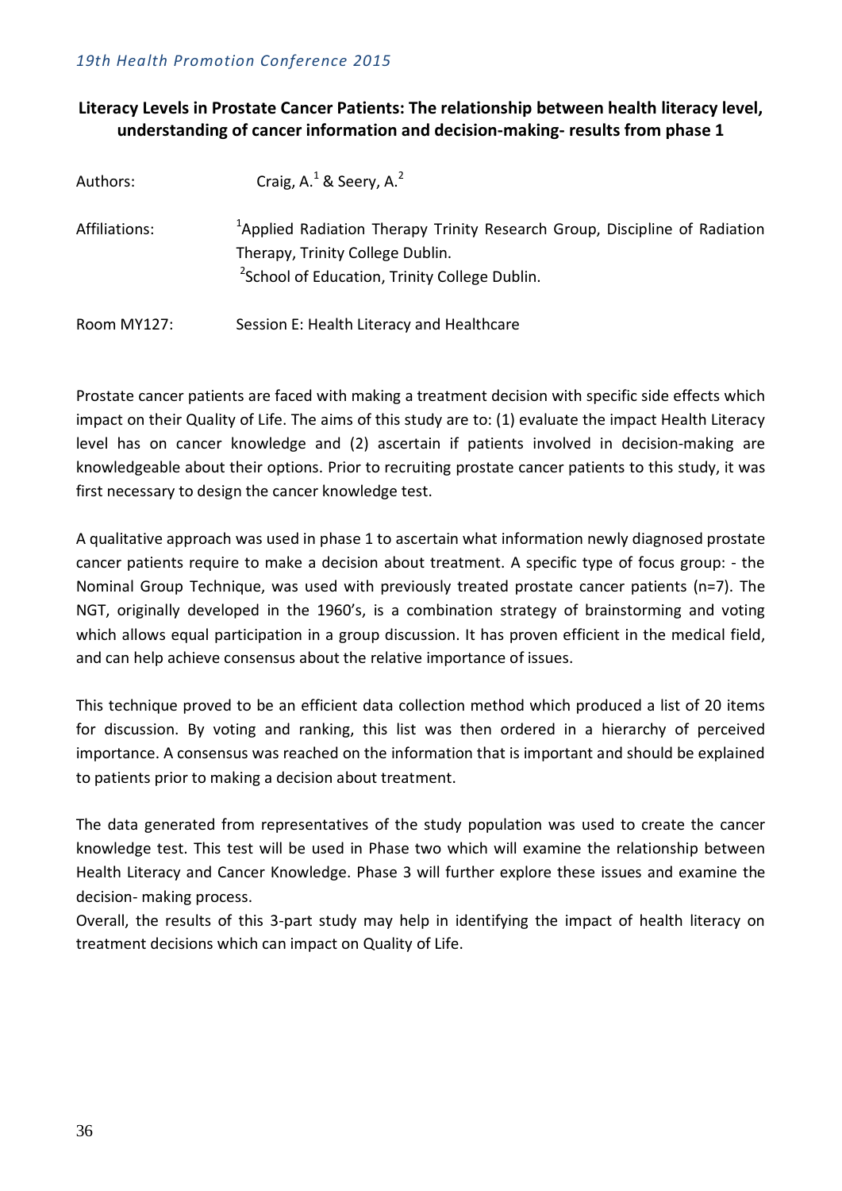## Literacy Levels in Prostate Cancer Patients: The relationship between health literacy level, understanding of cancer information and decision-making- results from phase 1

Authors: Craig, A.[1] & Seery, A.[2]

Affiliations: [1]Applied Radiation Therapy Trinity Research Group, Discipline of Radiation Therapy, Trinity College Dublin.
[2]School of Education, Trinity College Dublin.

Room MY127: Session E: Health Literacy and Healthcare

Prostate cancer patients are faced with making a treatment decision with specific side effects which impact on their Quality of Life. The aims of this study are to: (1) evaluate the impact Health Literacy level has on cancer knowledge and (2) ascertain if patients involved in decision-making are knowledgeable about their options. Prior to recruiting prostate cancer patients to this study, it was first necessary to design the cancer knowledge test.

A qualitative approach was used in phase 1 to ascertain what information newly diagnosed prostate cancer patients require to make a decision about treatment. A specific type of focus group: - the Nominal Group Technique, was used with previously treated prostate cancer patients (n=7). The NGT, originally developed in the 1960's, is a combination strategy of brainstorming and voting which allows equal participation in a group discussion. It has proven efficient in the medical field, and can help achieve consensus about the relative importance of issues.

This technique proved to be an efficient data collection method which produced a list of 20 items for discussion. By voting and ranking, this list was then ordered in a hierarchy of perceived importance. A consensus was reached on the information that is important and should be explained to patients prior to making a decision about treatment.

The data generated from representatives of the study population was used to create the cancer knowledge test. This test will be used in Phase two which will examine the relationship between Health Literacy and Cancer Knowledge. Phase 3 will further explore these issues and examine the decision- making process.
Overall, the results of this 3-part study may help in identifying the impact of health literacy on treatment decisions which can impact on Quality of Life.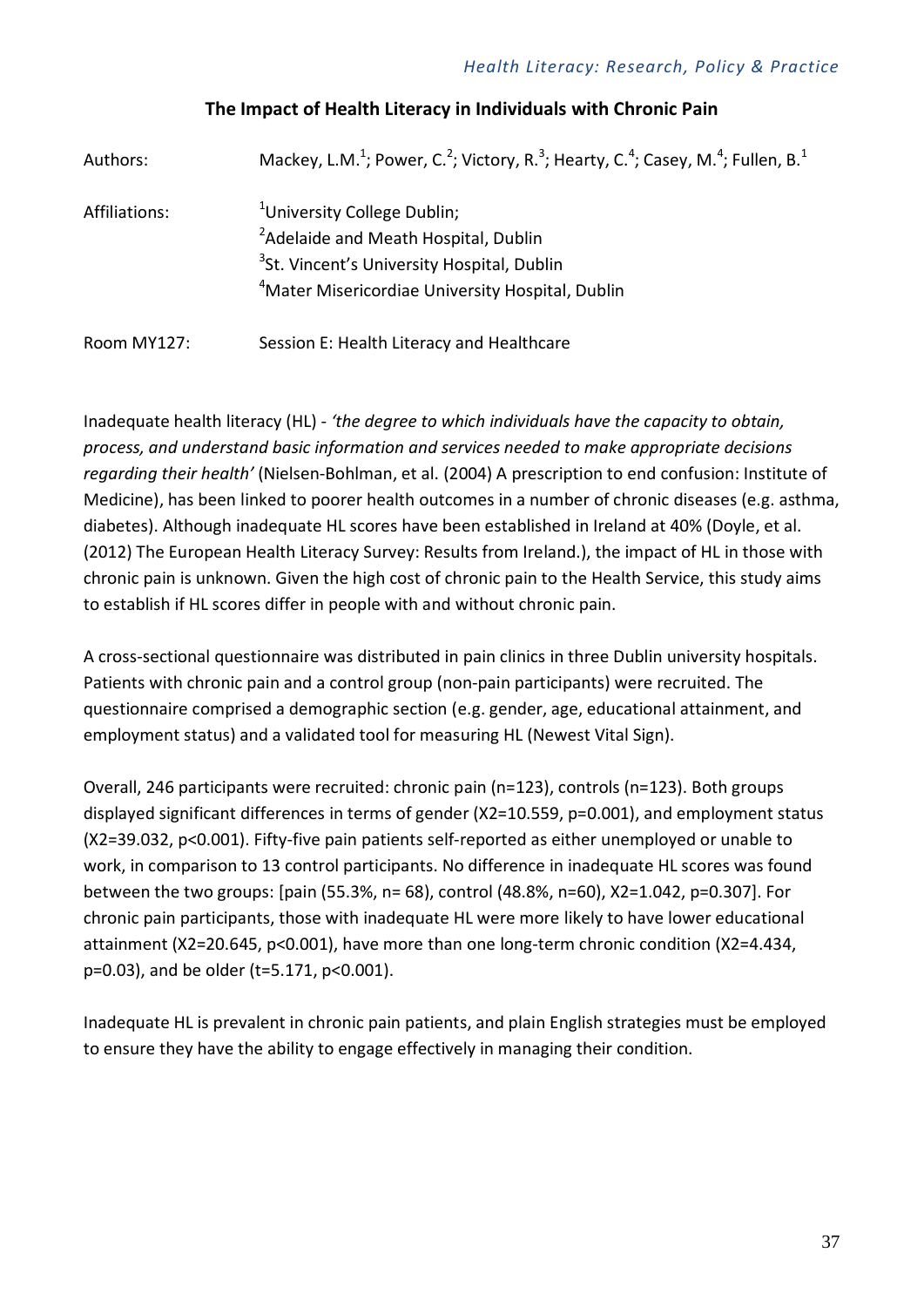## The Impact of Health Literacy in Individuals with Chronic Pain

Authors: Mackey, L.M.[1]; Power, C.[2]; Victory, R.[3]; Hearty, C.[4]; Casey, M.[4]; Fullen, B.[1]

Affiliations:
[1]University College Dublin;
[2]Adelaide and Meath Hospital, Dublin
[3]St. Vincent's University Hospital, Dublin
[4]Mater Misericordiae University Hospital, Dublin

Room MY127: Session E: Health Literacy and Healthcare

Inadequate health literacy (HL) - *'the degree to which individuals have the capacity to obtain, process, and understand basic information and services needed to make appropriate decisions regarding their health'* (Nielsen-Bohlman, et al. (2004) A prescription to end confusion: Institute of Medicine), has been linked to poorer health outcomes in a number of chronic diseases (e.g. asthma, diabetes). Although inadequate HL scores have been established in Ireland at 40% (Doyle, et al. (2012) The European Health Literacy Survey: Results from Ireland.), the impact of HL in those with chronic pain is unknown. Given the high cost of chronic pain to the Health Service, this study aims to establish if HL scores differ in people with and without chronic pain.

A cross-sectional questionnaire was distributed in pain clinics in three Dublin university hospitals. Patients with chronic pain and a control group (non-pain participants) were recruited. The questionnaire comprised a demographic section (e.g. gender, age, educational attainment, and employment status) and a validated tool for measuring HL (Newest Vital Sign).

Overall, 246 participants were recruited: chronic pain (n=123), controls (n=123). Both groups displayed significant differences in terms of gender ($X2=10.559$, $p=0.001$), and employment status ($X2=39.032$, $p<0.001$). Fifty-five pain patients self-reported as either unemployed or unable to work, in comparison to 13 control participants. No difference in inadequate HL scores was found between the two groups: [pain (55.3%, n= 68), control (48.8%, n=60), $X2=1.042$, $p=0.307$]. For chronic pain participants, those with inadequate HL were more likely to have lower educational attainment ($X2=20.645$, $p<0.001$), have more than one long-term chronic condition ($X2=4.434$, $p=0.03$), and be older ($t=5.171$, $p<0.001$).

Inadequate HL is prevalent in chronic pain patients, and plain English strategies must be employed to ensure they have the ability to engage effectively in managing their condition.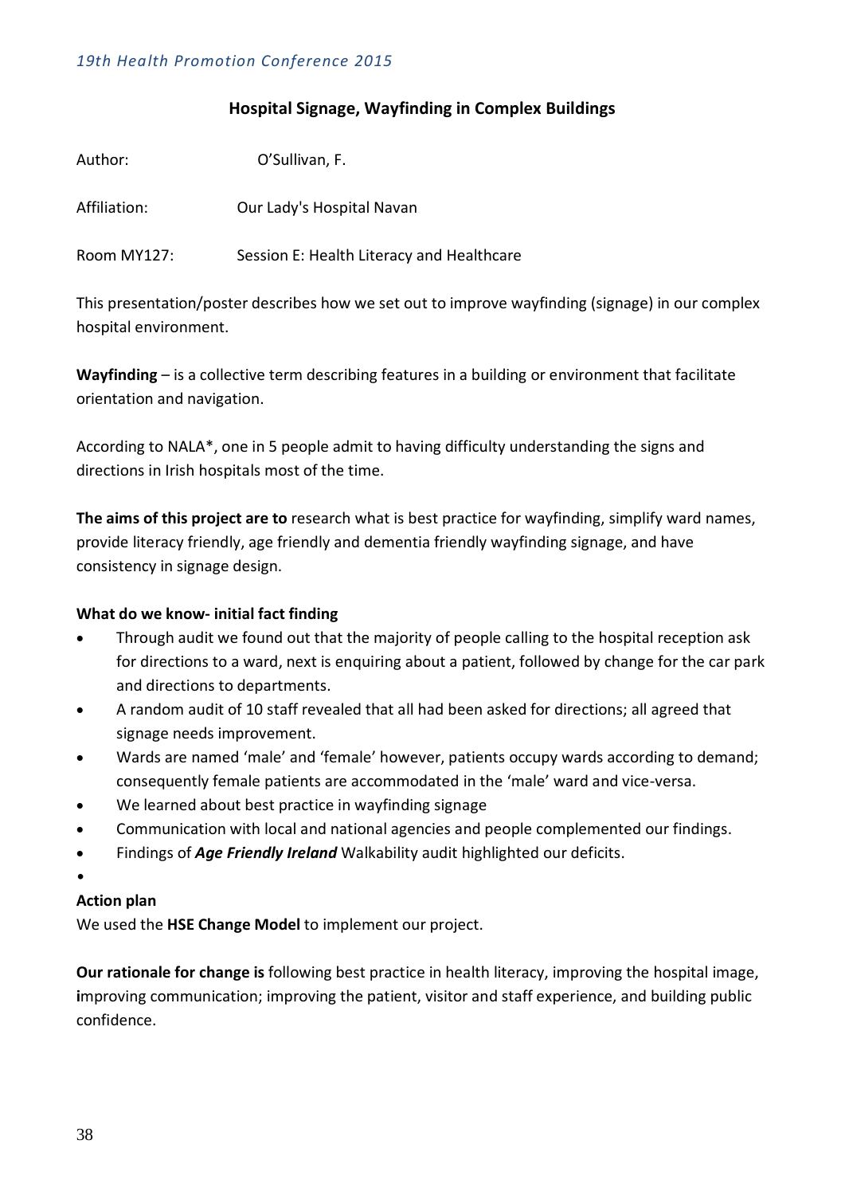## Hospital Signage, Wayfinding in Complex Buildings

Author: O'Sullivan, F.

Affiliation: Our Lady's Hospital Navan

Room MY127: Session E: Health Literacy and Healthcare

This presentation/poster describes how we set out to improve wayfinding (signage) in our complex hospital environment.

**Wayfinding** – is a collective term describing features in a building or environment that facilitate orientation and navigation.

According to NALA*, one in 5 people admit to having difficulty understanding the signs and directions in Irish hospitals most of the time.

**The aims of this project are to** research what is best practice for wayfinding, simplify ward names, provide literacy friendly, age friendly and dementia friendly wayfinding signage, and have consistency in signage design.

**What do we know- initial fact finding**

- Through audit we found out that the majority of people calling to the hospital reception ask for directions to a ward, next is enquiring about a patient, followed by change for the car park and directions to departments.
- A random audit of 10 staff revealed that all had been asked for directions; all agreed that signage needs improvement.
- Wards are named 'male' and 'female' however, patients occupy wards according to demand; consequently female patients are accommodated in the 'male' ward and vice-versa.
- We learned about best practice in wayfinding signage
- Communication with local and national agencies and people complemented our findings.
- Findings of ***Age Friendly Ireland*** Walkability audit highlighted our deficits.

**Action plan**

We used the **HSE Change Model** to implement our project.

**Our rationale for change is** following best practice in health literacy, improving the hospital image, **i**mproving communication; improving the patient, visitor and staff experience, and building public confidence.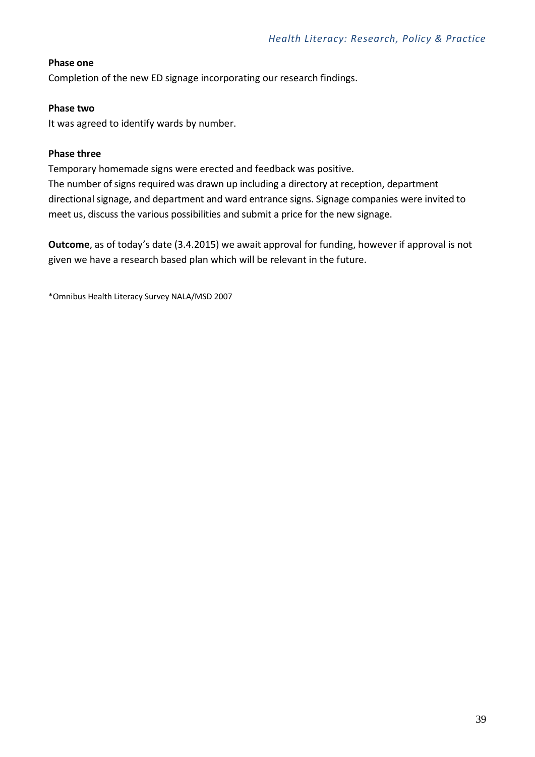**Phase one**

Completion of the new ED signage incorporating our research findings.

**Phase two**

It was agreed to identify wards by number.

**Phase three**

Temporary homemade signs were erected and feedback was positive.
The number of signs required was drawn up including a directory at reception, department directional signage, and department and ward entrance signs. Signage companies were invited to meet us, discuss the various possibilities and submit a price for the new signage.

**Outcome**, as of today's date (3.4.2015) we await approval for funding, however if approval is not given we have a research based plan which will be relevant in the future.

*Omnibus Health Literacy Survey NALA/MSD 2007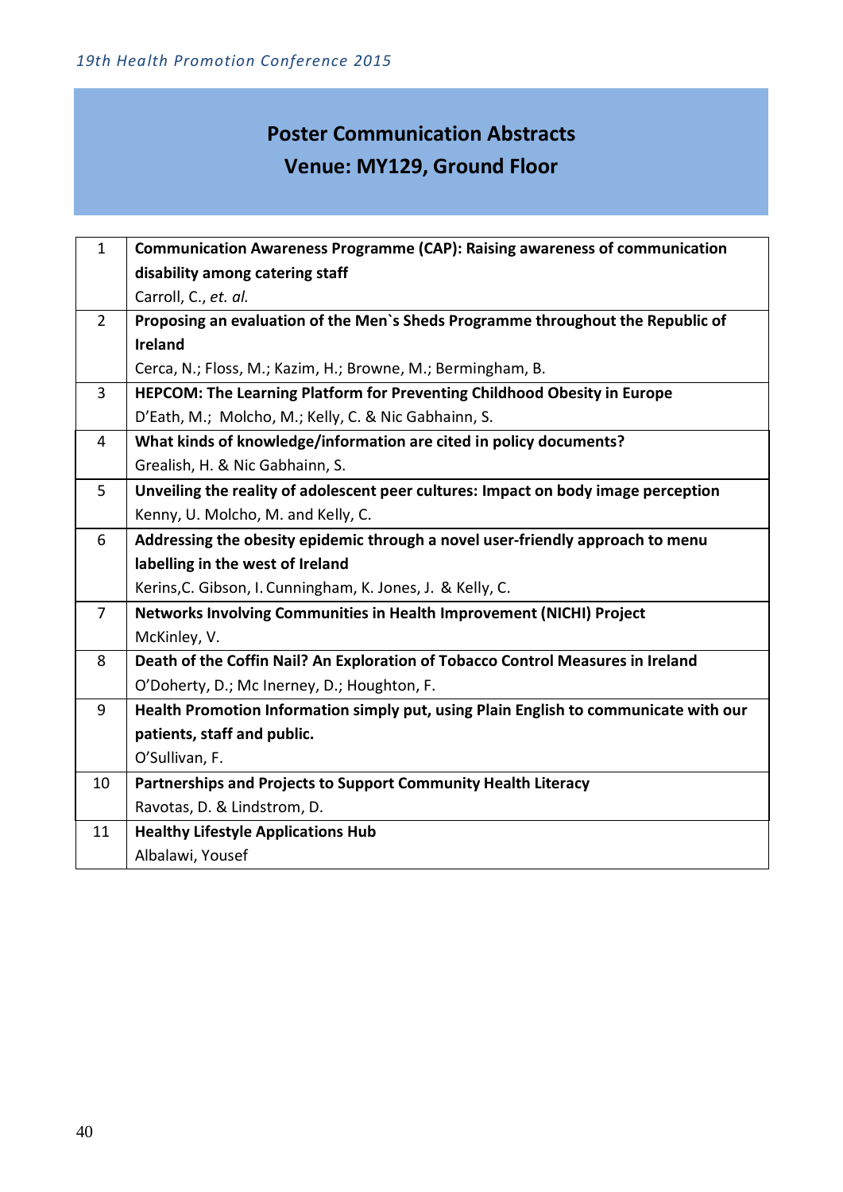## Poster Communication Abstracts
## Venue: MY129, Ground Floor

| | |
|---|---|
| 1 | **Communication Awareness Programme (CAP): Raising awareness of communication disability among catering staff**<br>Carroll, C., *et. al.* |
| 2 | **Proposing an evaluation of the Men`s Sheds Programme throughout the Republic of Ireland**<br>Cerca, N.; Floss, M.; Kazim, H.; Browne, M.; Bermingham, B. |
| 3 | **HEPCOM: The Learning Platform for Preventing Childhood Obesity in Europe**<br>D'Eath, M.; Molcho, M.; Kelly, C. & Nic Gabhainn, S. |
| 4 | **What kinds of knowledge/information are cited in policy documents?**<br>Grealish, H. & Nic Gabhainn, S. |
| 5 | **Unveiling the reality of adolescent peer cultures: Impact on body image perception**<br>Kenny, U. Molcho, M. and Kelly, C. |
| 6 | **Addressing the obesity epidemic through a novel user-friendly approach to menu labelling in the west of Ireland**<br>Kerins,C. Gibson, I. Cunningham, K. Jones, J. & Kelly, C. |
| 7 | **Networks Involving Communities in Health Improvement (NICHI) Project**<br>McKinley, V. |
| 8 | **Death of the Coffin Nail? An Exploration of Tobacco Control Measures in Ireland**<br>O'Doherty, D.; Mc Inerney, D.; Houghton, F. |
| 9 | **Health Promotion Information simply put, using Plain English to communicate with our patients, staff and public.**<br>O'Sullivan, F. |
| 10 | **Partnerships and Projects to Support Community Health Literacy**<br>Ravotas, D. & Lindstrom, D. |
| 11 | **Healthy Lifestyle Applications Hub**<br>Albalawi, Yousef |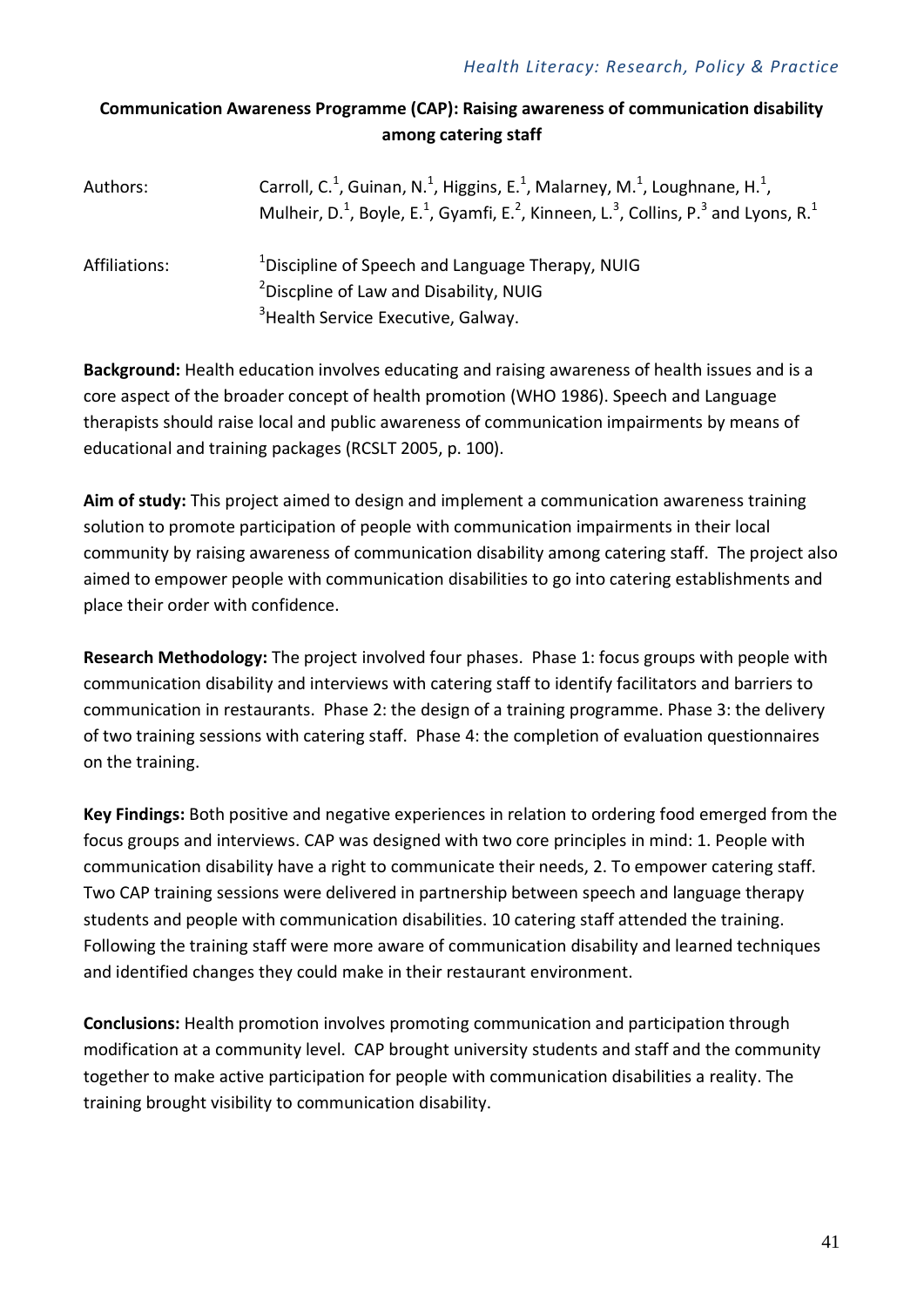## Communication Awareness Programme (CAP): Raising awareness of communication disability among catering staff

Authors: Carroll, C.[1], Guinan, N.[1], Higgins, E.[1], Malarney, M.[1], Loughnane, H.[1], Mulheir, D.[1], Boyle, E.[1], Gyamfi, E.[2], Kinneen, L.[3], Collins, P.[3] and Lyons, R.[1]

Affiliations: [1]Discipline of Speech and Language Therapy, NUIG
[2]Discpline of Law and Disability, NUIG
[3]Health Service Executive, Galway.

**Background:** Health education involves educating and raising awareness of health issues and is a core aspect of the broader concept of health promotion (WHO 1986). Speech and Language therapists should raise local and public awareness of communication impairments by means of educational and training packages (RCSLT 2005, p. 100).

**Aim of study:** This project aimed to design and implement a communication awareness training solution to promote participation of people with communication impairments in their local community by raising awareness of communication disability among catering staff. The project also aimed to empower people with communication disabilities to go into catering establishments and place their order with confidence.

**Research Methodology:** The project involved four phases. Phase 1: focus groups with people with communication disability and interviews with catering staff to identify facilitators and barriers to communication in restaurants. Phase 2: the design of a training programme. Phase 3: the delivery of two training sessions with catering staff. Phase 4: the completion of evaluation questionnaires on the training.

**Key Findings:** Both positive and negative experiences in relation to ordering food emerged from the focus groups and interviews. CAP was designed with two core principles in mind: 1. People with communication disability have a right to communicate their needs, 2. To empower catering staff. Two CAP training sessions were delivered in partnership between speech and language therapy students and people with communication disabilities. 10 catering staff attended the training. Following the training staff were more aware of communication disability and learned techniques and identified changes they could make in their restaurant environment.

**Conclusions:** Health promotion involves promoting communication and participation through modification at a community level. CAP brought university students and staff and the community together to make active participation for people with communication disabilities a reality. The training brought visibility to communication disability.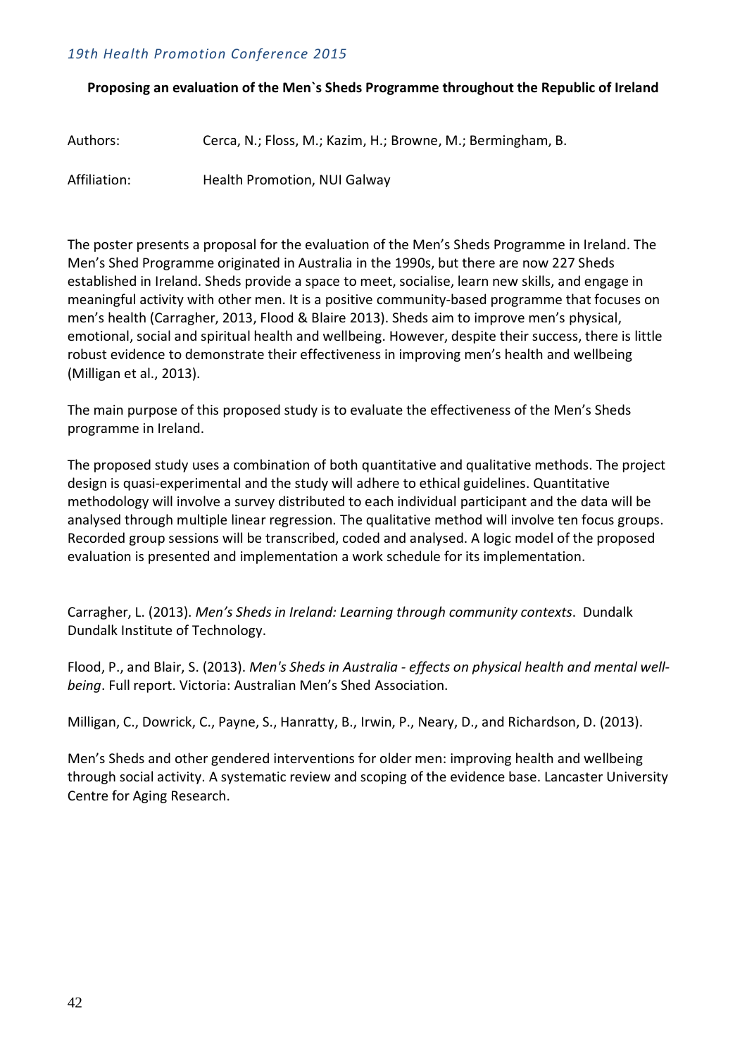**Proposing an evaluation of the Men`s Sheds Programme throughout the Republic of Ireland**

Authors: Cerca, N.; Floss, M.; Kazim, H.; Browne, M.; Bermingham, B.

Affiliation: Health Promotion, NUI Galway

The poster presents a proposal for the evaluation of the Men's Sheds Programme in Ireland. The Men's Shed Programme originated in Australia in the 1990s, but there are now 227 Sheds established in Ireland. Sheds provide a space to meet, socialise, learn new skills, and engage in meaningful activity with other men. It is a positive community-based programme that focuses on men's health (Carragher, 2013, Flood & Blaire 2013). Sheds aim to improve men's physical, emotional, social and spiritual health and wellbeing. However, despite their success, there is little robust evidence to demonstrate their effectiveness in improving men's health and wellbeing (Milligan et al., 2013).

The main purpose of this proposed study is to evaluate the effectiveness of the Men's Sheds programme in Ireland.

The proposed study uses a combination of both quantitative and qualitative methods. The project design is quasi-experimental and the study will adhere to ethical guidelines. Quantitative methodology will involve a survey distributed to each individual participant and the data will be analysed through multiple linear regression. The qualitative method will involve ten focus groups. Recorded group sessions will be transcribed, coded and analysed. A logic model of the proposed evaluation is presented and implementation a work schedule for its implementation.

Carragher, L. (2013). *Men's Sheds in Ireland: Learning through community contexts*. Dundalk Dundalk Institute of Technology.

Flood, P., and Blair, S. (2013). *Men's Sheds in Australia - effects on physical health and mental well-being*. Full report. Victoria: Australian Men's Shed Association.

Milligan, C., Dowrick, C., Payne, S., Hanratty, B., Irwin, P., Neary, D., and Richardson, D. (2013).

Men's Sheds and other gendered interventions for older men: improving health and wellbeing through social activity. A systematic review and scoping of the evidence base. Lancaster University Centre for Aging Research.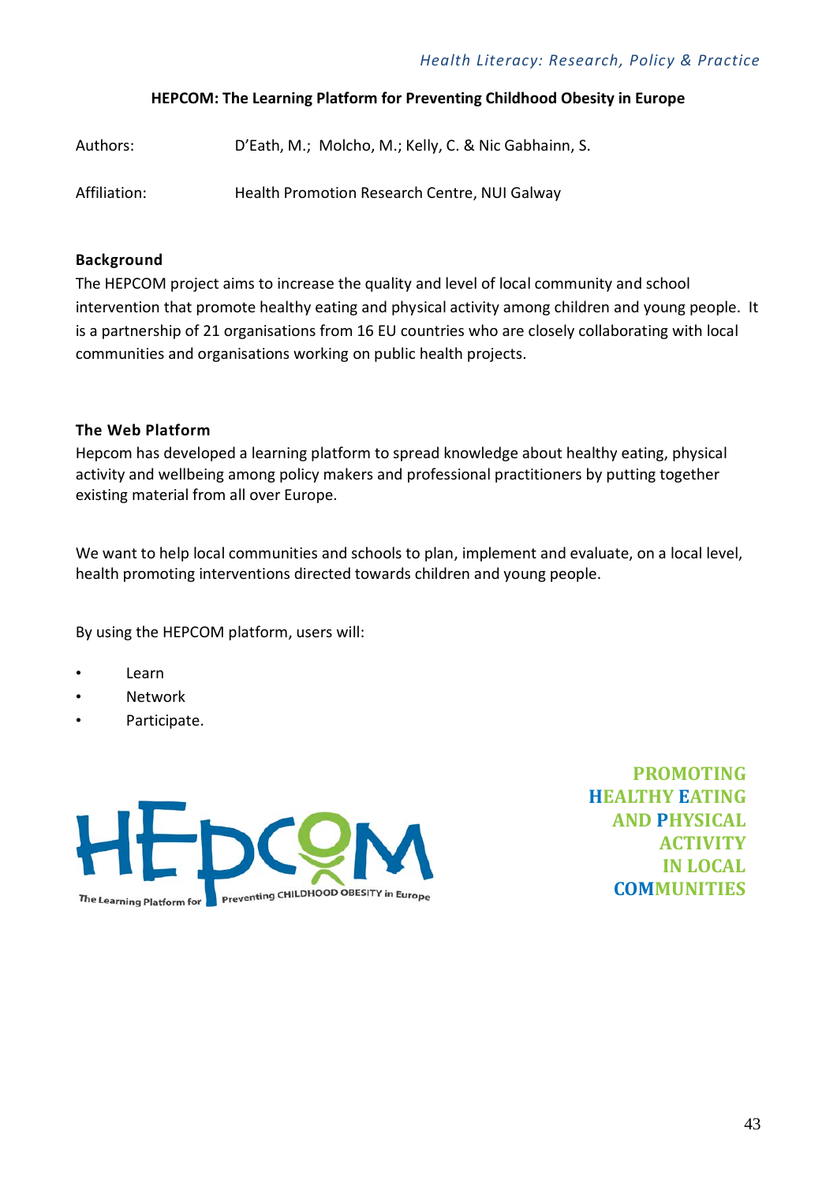## HEPCOM: The Learning Platform for Preventing Childhood Obesity in Europe

Authors: D'Eath, M.; Molcho, M.; Kelly, C. & Nic Gabhainn, S.

Affiliation: Health Promotion Research Centre, NUI Galway

### Background

The HEPCOM project aims to increase the quality and level of local community and school intervention that promote healthy eating and physical activity among children and young people. It is a partnership of 21 organisations from 16 EU countries who are closely collaborating with local communities and organisations working on public health projects.

### The Web Platform

Hepcom has developed a learning platform to spread knowledge about healthy eating, physical activity and wellbeing among policy makers and professional practitioners by putting together existing material from all over Europe.

We want to help local communities and schools to plan, implement and evaluate, on a local level, health promoting interventions directed towards children and young people.

By using the HEPCOM platform, users will:

- Learn
- Network
- Participate.

HEPCOM

The Learning Platform for Preventing CHILDHOOD OBESITY in Europe

PROMOTING HEALTHY EATING AND PHYSICAL ACTIVITY IN LOCAL COMMUNITIES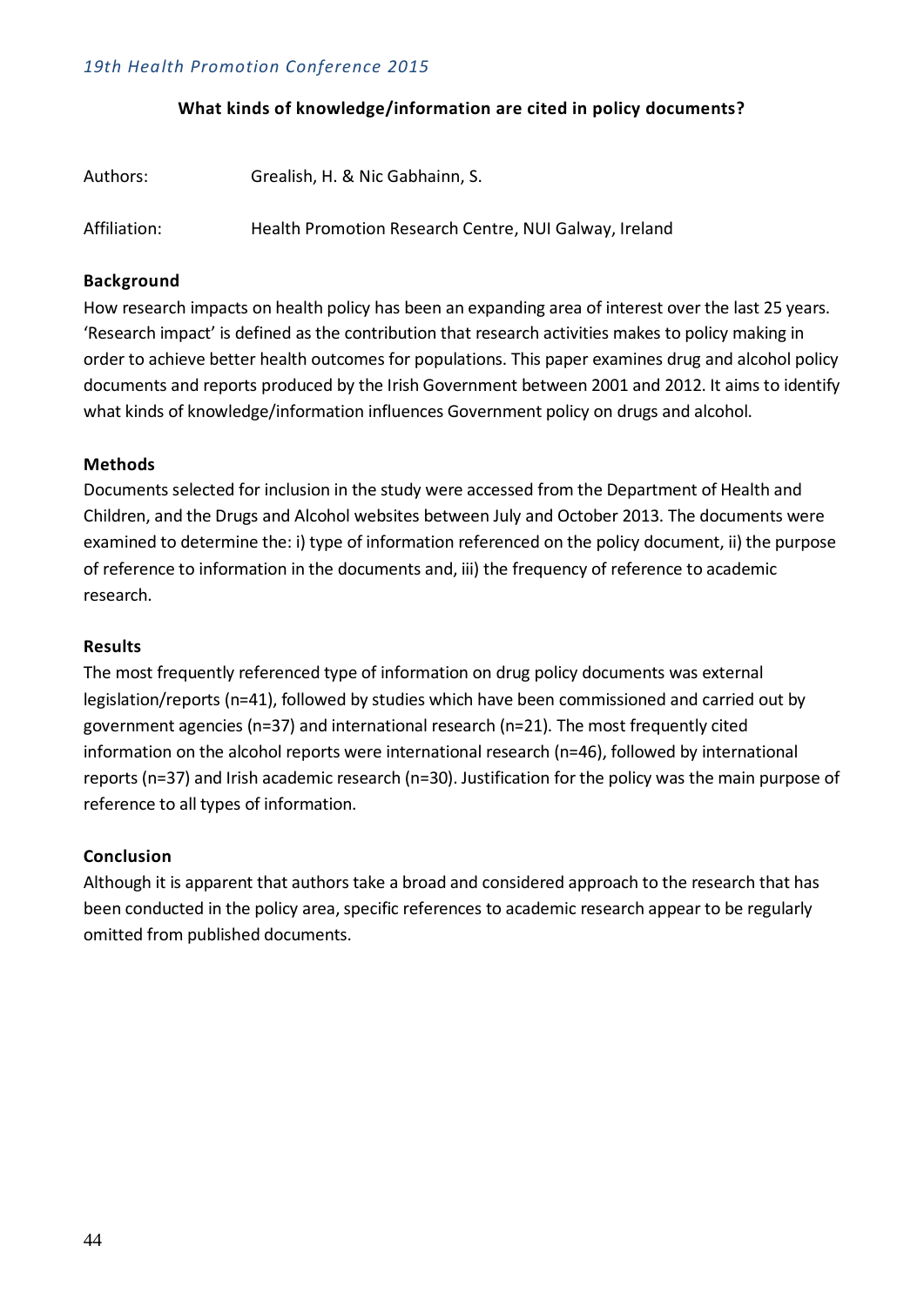## What kinds of knowledge/information are cited in policy documents?

Authors: Grealish, H. & Nic Gabhainn, S.

Affiliation: Health Promotion Research Centre, NUI Galway, Ireland

### Background

How research impacts on health policy has been an expanding area of interest over the last 25 years. 'Research impact' is defined as the contribution that research activities makes to policy making in order to achieve better health outcomes for populations. This paper examines drug and alcohol policy documents and reports produced by the Irish Government between 2001 and 2012. It aims to identify what kinds of knowledge/information influences Government policy on drugs and alcohol.

### Methods

Documents selected for inclusion in the study were accessed from the Department of Health and Children, and the Drugs and Alcohol websites between July and October 2013. The documents were examined to determine the: i) type of information referenced on the policy document, ii) the purpose of reference to information in the documents and, iii) the frequency of reference to academic research.

### Results

The most frequently referenced type of information on drug policy documents was external legislation/reports (n=41), followed by studies which have been commissioned and carried out by government agencies (n=37) and international research (n=21). The most frequently cited information on the alcohol reports were international research (n=46), followed by international reports (n=37) and Irish academic research (n=30). Justification for the policy was the main purpose of reference to all types of information.

### Conclusion

Although it is apparent that authors take a broad and considered approach to the research that has been conducted in the policy area, specific references to academic research appear to be regularly omitted from published documents.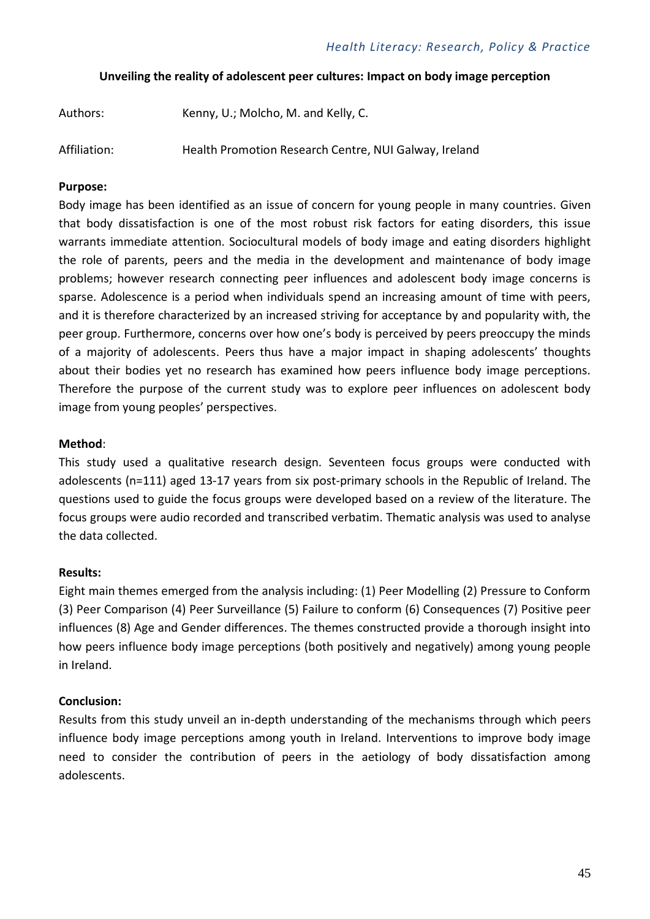## Unveiling the reality of adolescent peer cultures: Impact on body image perception

Authors: Kenny, U.; Molcho, M. and Kelly, C.

Affiliation: Health Promotion Research Centre, NUI Galway, Ireland

**Purpose:**

Body image has been identified as an issue of concern for young people in many countries. Given that body dissatisfaction is one of the most robust risk factors for eating disorders, this issue warrants immediate attention. Sociocultural models of body image and eating disorders highlight the role of parents, peers and the media in the development and maintenance of body image problems; however research connecting peer influences and adolescent body image concerns is sparse. Adolescence is a period when individuals spend an increasing amount of time with peers, and it is therefore characterized by an increased striving for acceptance by and popularity with, the peer group. Furthermore, concerns over how one's body is perceived by peers preoccupy the minds of a majority of adolescents. Peers thus have a major impact in shaping adolescents' thoughts about their bodies yet no research has examined how peers influence body image perceptions. Therefore the purpose of the current study was to explore peer influences on adolescent body image from young peoples' perspectives.

**Method**:

This study used a qualitative research design. Seventeen focus groups were conducted with adolescents (n=111) aged 13-17 years from six post-primary schools in the Republic of Ireland. The questions used to guide the focus groups were developed based on a review of the literature. The focus groups were audio recorded and transcribed verbatim. Thematic analysis was used to analyse the data collected.

**Results:**

Eight main themes emerged from the analysis including: (1) Peer Modelling (2) Pressure to Conform (3) Peer Comparison (4) Peer Surveillance (5) Failure to conform (6) Consequences (7) Positive peer influences (8) Age and Gender differences. The themes constructed provide a thorough insight into how peers influence body image perceptions (both positively and negatively) among young people in Ireland.

**Conclusion:**

Results from this study unveil an in-depth understanding of the mechanisms through which peers influence body image perceptions among youth in Ireland. Interventions to improve body image need to consider the contribution of peers in the aetiology of body dissatisfaction among adolescents.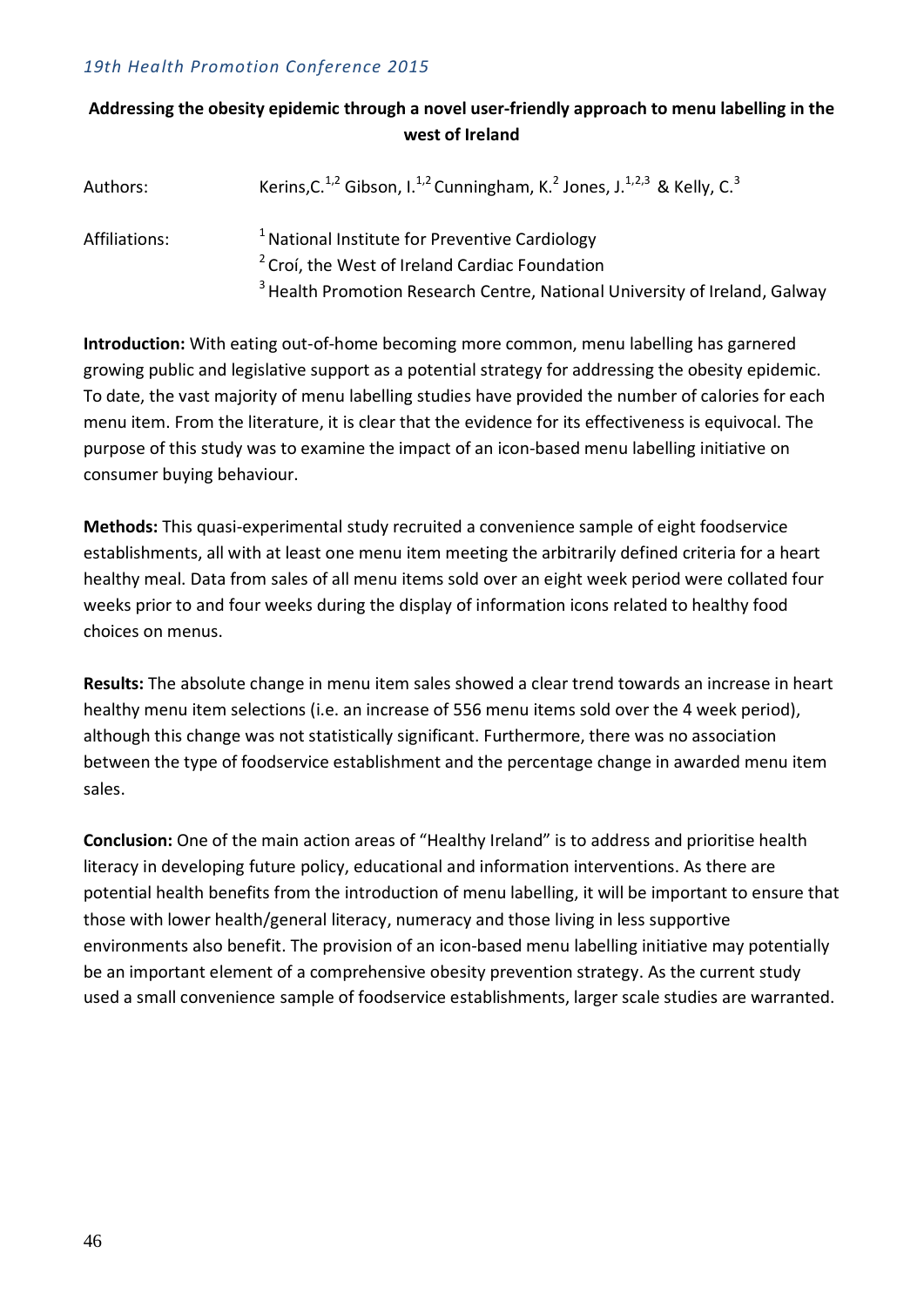## Addressing the obesity epidemic through a novel user-friendly approach to menu labelling in the west of Ireland

Authors: Kerins,C.[1,2] Gibson, I.[1,2] Cunningham, K.[2] Jones, J.[1,2,3] & Kelly, C.[3]

Affiliations:
[1] National Institute for Preventive Cardiology
[2] Croí, the West of Ireland Cardiac Foundation
[3] Health Promotion Research Centre, National University of Ireland, Galway

**Introduction:** With eating out-of-home becoming more common, menu labelling has garnered growing public and legislative support as a potential strategy for addressing the obesity epidemic. To date, the vast majority of menu labelling studies have provided the number of calories for each menu item. From the literature, it is clear that the evidence for its effectiveness is equivocal. The purpose of this study was to examine the impact of an icon-based menu labelling initiative on consumer buying behaviour.

**Methods:** This quasi-experimental study recruited a convenience sample of eight foodservice establishments, all with at least one menu item meeting the arbitrarily defined criteria for a heart healthy meal. Data from sales of all menu items sold over an eight week period were collated four weeks prior to and four weeks during the display of information icons related to healthy food choices on menus.

**Results:** The absolute change in menu item sales showed a clear trend towards an increase in heart healthy menu item selections (i.e. an increase of 556 menu items sold over the 4 week period), although this change was not statistically significant. Furthermore, there was no association between the type of foodservice establishment and the percentage change in awarded menu item sales.

**Conclusion:** One of the main action areas of "Healthy Ireland" is to address and prioritise health literacy in developing future policy, educational and information interventions. As there are potential health benefits from the introduction of menu labelling, it will be important to ensure that those with lower health/general literacy, numeracy and those living in less supportive environments also benefit. The provision of an icon-based menu labelling initiative may potentially be an important element of a comprehensive obesity prevention strategy. As the current study used a small convenience sample of foodservice establishments, larger scale studies are warranted.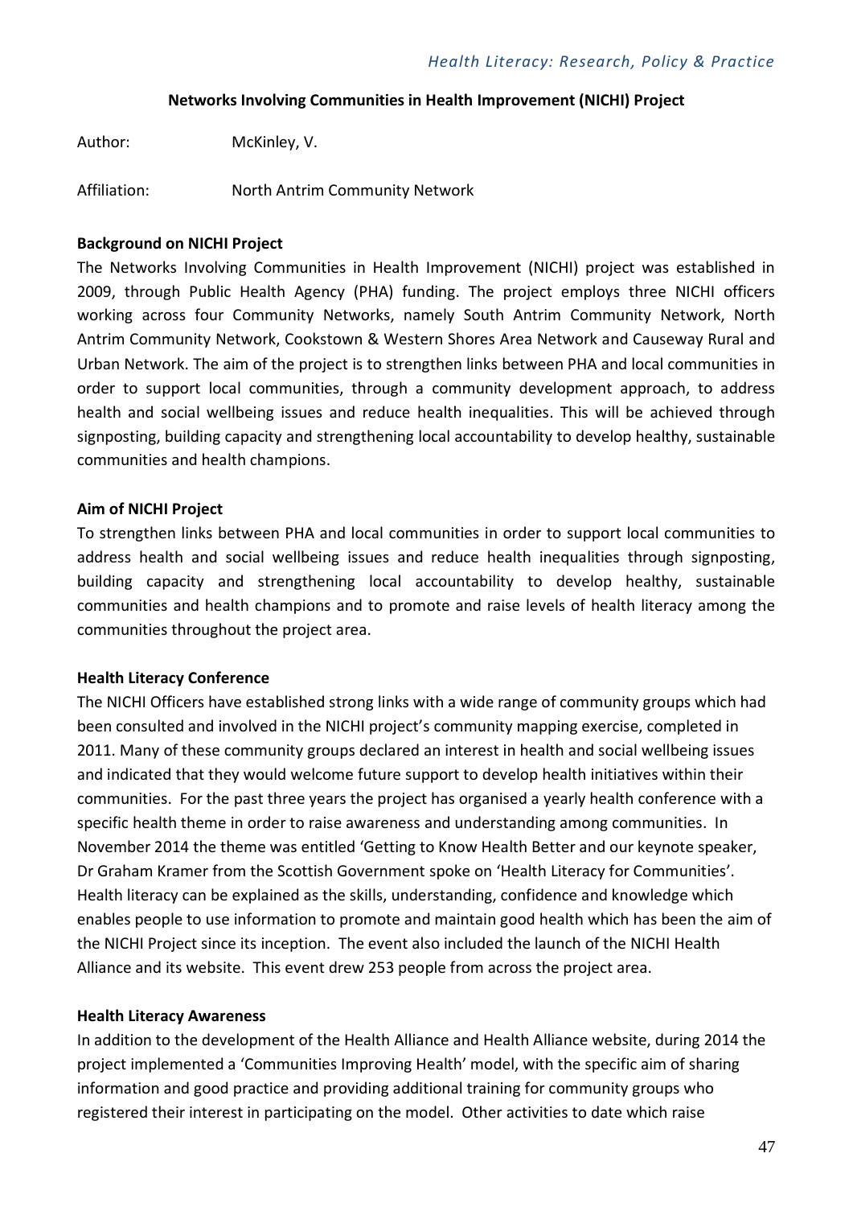### Networks Involving Communities in Health Improvement (NICHI) Project

Author: McKinley, V.

Affiliation: North Antrim Community Network

**Background on NICHI Project**

The Networks Involving Communities in Health Improvement (NICHI) project was established in 2009, through Public Health Agency (PHA) funding. The project employs three NICHI officers working across four Community Networks, namely South Antrim Community Network, North Antrim Community Network, Cookstown & Western Shores Area Network and Causeway Rural and Urban Network. The aim of the project is to strengthen links between PHA and local communities in order to support local communities, through a community development approach, to address health and social wellbeing issues and reduce health inequalities. This will be achieved through signposting, building capacity and strengthening local accountability to develop healthy, sustainable communities and health champions.

**Aim of NICHI Project**

To strengthen links between PHA and local communities in order to support local communities to address health and social wellbeing issues and reduce health inequalities through signposting, building capacity and strengthening local accountability to develop healthy, sustainable communities and health champions and to promote and raise levels of health literacy among the communities throughout the project area.

**Health Literacy Conference**

The NICHI Officers have established strong links with a wide range of community groups which had been consulted and involved in the NICHI project's community mapping exercise, completed in 2011. Many of these community groups declared an interest in health and social wellbeing issues and indicated that they would welcome future support to develop health initiatives within their communities. For the past three years the project has organised a yearly health conference with a specific health theme in order to raise awareness and understanding among communities. In November 2014 the theme was entitled 'Getting to Know Health Better and our keynote speaker, Dr Graham Kramer from the Scottish Government spoke on 'Health Literacy for Communities'. Health literacy can be explained as the skills, understanding, confidence and knowledge which enables people to use information to promote and maintain good health which has been the aim of the NICHI Project since its inception. The event also included the launch of the NICHI Health Alliance and its website. This event drew 253 people from across the project area.

**Health Literacy Awareness**

In addition to the development of the Health Alliance and Health Alliance website, during 2014 the project implemented a 'Communities Improving Health' model, with the specific aim of sharing information and good practice and providing additional training for community groups who registered their interest in participating on the model. Other activities to date which raise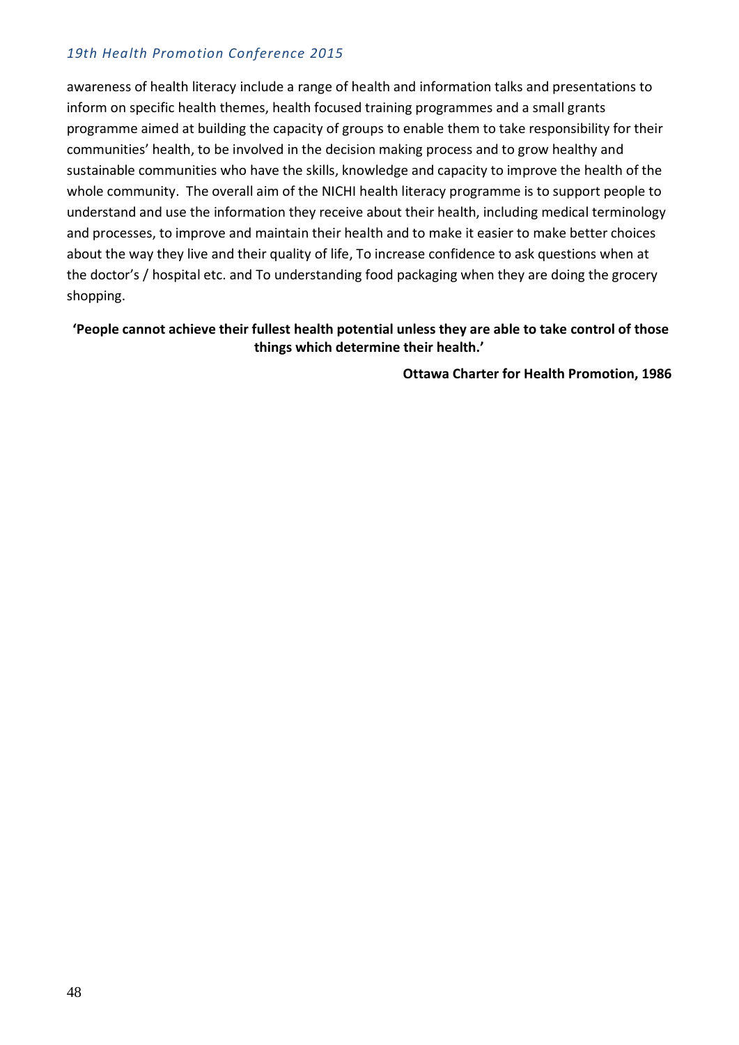awareness of health literacy include a range of health and information talks and presentations to inform on specific health themes, health focused training programmes and a small grants programme aimed at building the capacity of groups to enable them to take responsibility for their communities' health, to be involved in the decision making process and to grow healthy and sustainable communities who have the skills, knowledge and capacity to improve the health of the whole community. The overall aim of the NICHI health literacy programme is to support people to understand and use the information they receive about their health, including medical terminology and processes, to improve and maintain their health and to make it easier to make better choices about the way they live and their quality of life, To increase confidence to ask questions when at the doctor's / hospital etc. and To understanding food packaging when they are doing the grocery shopping.

**'People cannot achieve their fullest health potential unless they are able to take control of those things which determine their health.'**

**Ottawa Charter for Health Promotion, 1986**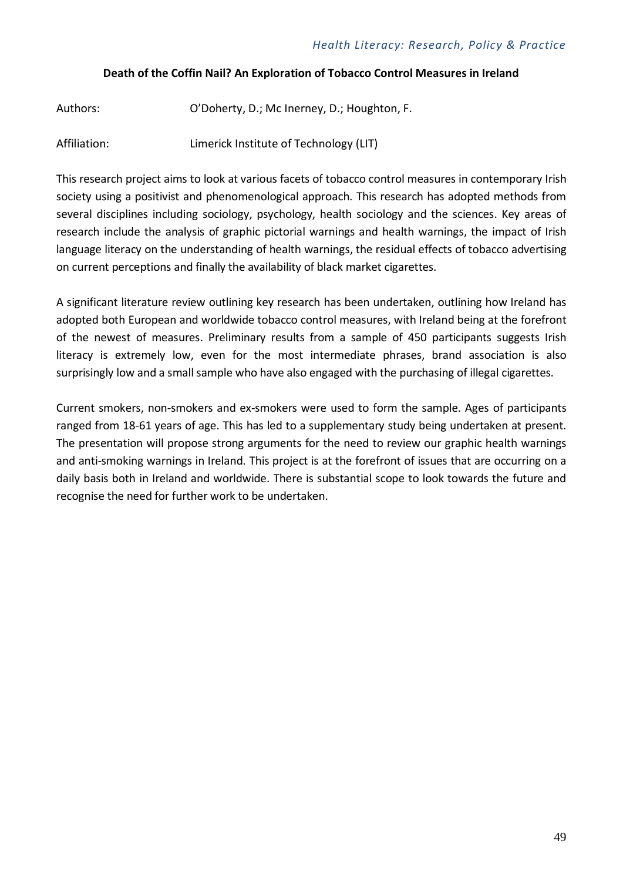## Death of the Coffin Nail? An Exploration of Tobacco Control Measures in Ireland

Authors: O'Doherty, D.; Mc Inerney, D.; Houghton, F.

Affiliation: Limerick Institute of Technology (LIT)

This research project aims to look at various facets of tobacco control measures in contemporary Irish society using a positivist and phenomenological approach. This research has adopted methods from several disciplines including sociology, psychology, health sociology and the sciences. Key areas of research include the analysis of graphic pictorial warnings and health warnings, the impact of Irish language literacy on the understanding of health warnings, the residual effects of tobacco advertising on current perceptions and finally the availability of black market cigarettes.

A significant literature review outlining key research has been undertaken, outlining how Ireland has adopted both European and worldwide tobacco control measures, with Ireland being at the forefront of the newest of measures. Preliminary results from a sample of 450 participants suggests Irish literacy is extremely low, even for the most intermediate phrases, brand association is also surprisingly low and a small sample who have also engaged with the purchasing of illegal cigarettes.

Current smokers, non-smokers and ex-smokers were used to form the sample. Ages of participants ranged from 18-61 years of age. This has led to a supplementary study being undertaken at present. The presentation will propose strong arguments for the need to review our graphic health warnings and anti-smoking warnings in Ireland. This project is at the forefront of issues that are occurring on a daily basis both in Ireland and worldwide. There is substantial scope to look towards the future and recognise the need for further work to be undertaken.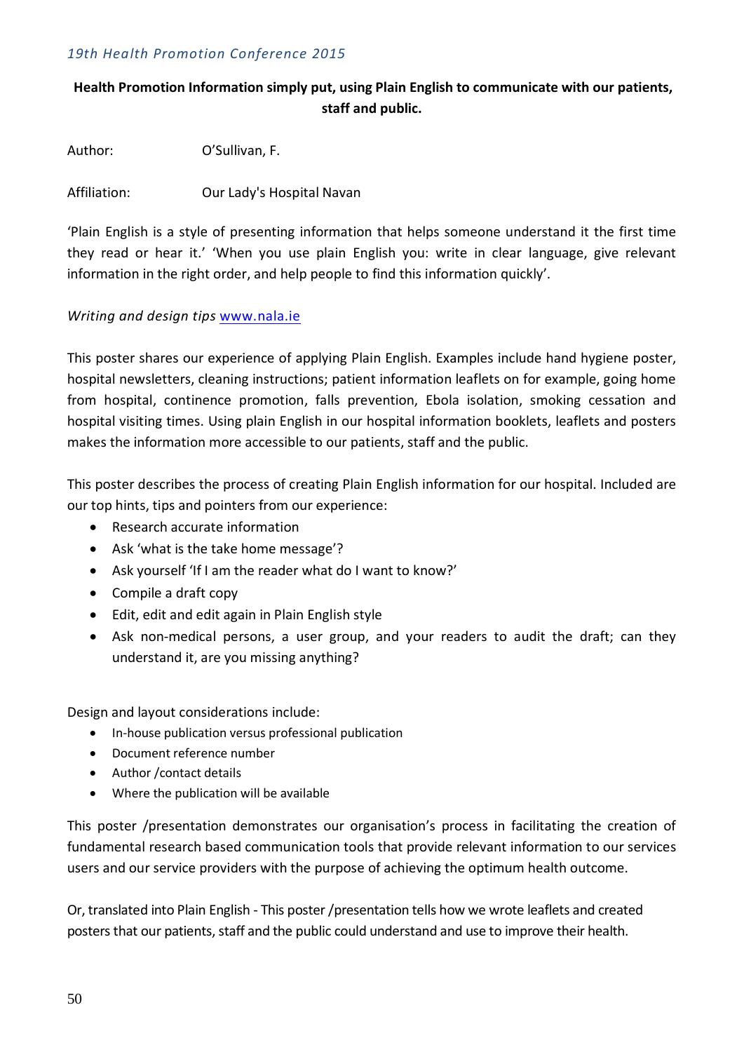**Health Promotion Information simply put, using Plain English to communicate with our patients, staff and public.**

Author: O'Sullivan, F.

Affiliation: Our Lady's Hospital Navan

'Plain English is a style of presenting information that helps someone understand it the first time they read or hear it.' 'When you use plain English you: write in clear language, give relevant information in the right order, and help people to find this information quickly'.

*Writing and design tips* www.nala.ie

This poster shares our experience of applying Plain English. Examples include hand hygiene poster, hospital newsletters, cleaning instructions; patient information leaflets on for example, going home from hospital, continence promotion, falls prevention, Ebola isolation, smoking cessation and hospital visiting times. Using plain English in our hospital information booklets, leaflets and posters makes the information more accessible to our patients, staff and the public.

This poster describes the process of creating Plain English information for our hospital. Included are our top hints, tips and pointers from our experience:

- Research accurate information
- Ask 'what is the take home message'?
- Ask yourself 'If I am the reader what do I want to know?'
- Compile a draft copy
- Edit, edit and edit again in Plain English style
- Ask non-medical persons, a user group, and your readers to audit the draft; can they understand it, are you missing anything?

Design and layout considerations include:

- In-house publication versus professional publication
- Document reference number
- Author /contact details
- Where the publication will be available

This poster /presentation demonstrates our organisation's process in facilitating the creation of fundamental research based communication tools that provide relevant information to our services users and our service providers with the purpose of achieving the optimum health outcome.

Or, translated into Plain English - This poster /presentation tells how we wrote leaflets and created posters that our patients, staff and the public could understand and use to improve their health.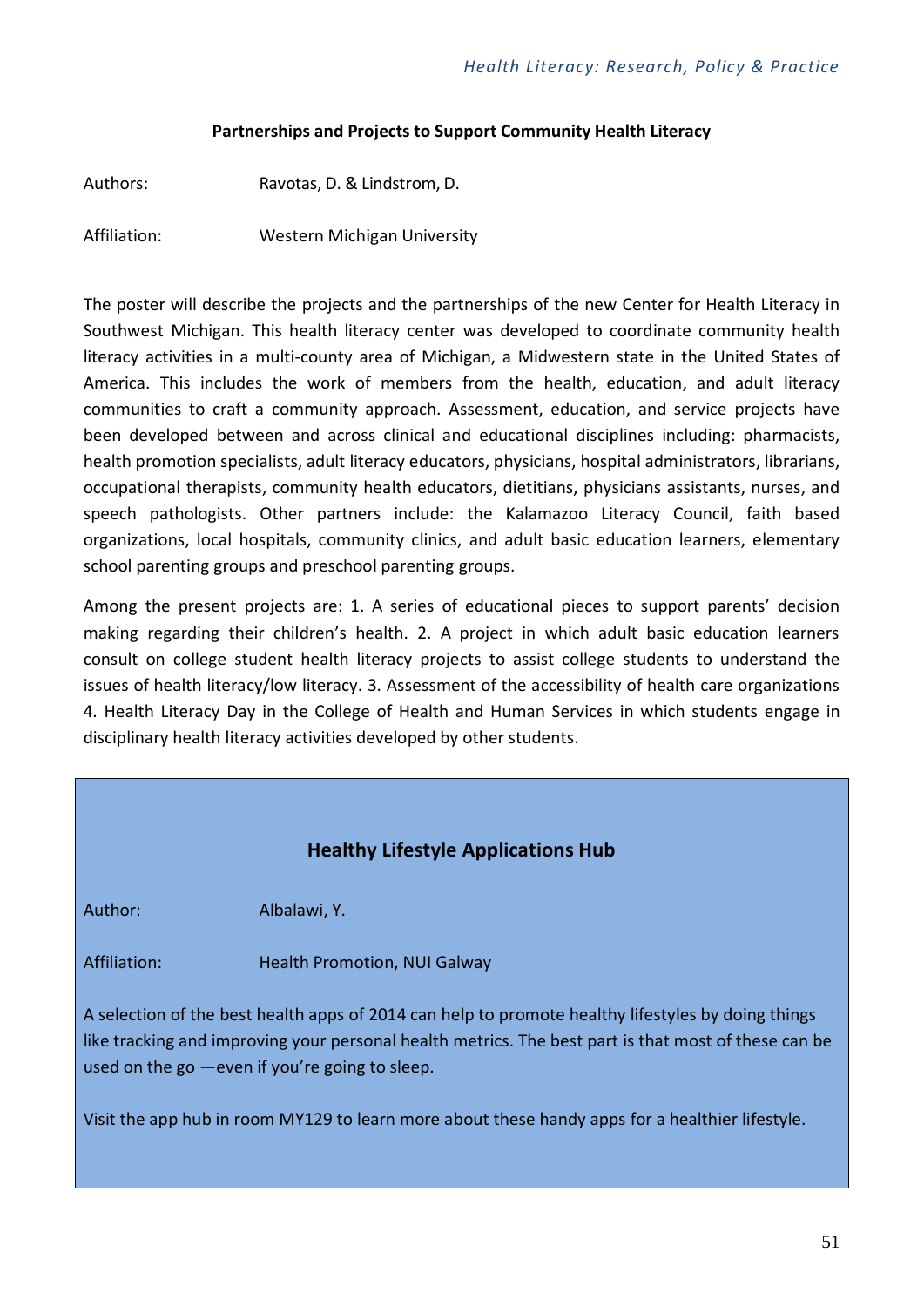## Partnerships and Projects to Support Community Health Literacy

Authors: Ravotas, D. & Lindstrom, D.

Affiliation: Western Michigan University

The poster will describe the projects and the partnerships of the new Center for Health Literacy in Southwest Michigan. This health literacy center was developed to coordinate community health literacy activities in a multi-county area of Michigan, a Midwestern state in the United States of America. This includes the work of members from the health, education, and adult literacy communities to craft a community approach. Assessment, education, and service projects have been developed between and across clinical and educational disciplines including: pharmacists, health promotion specialists, adult literacy educators, physicians, hospital administrators, librarians, occupational therapists, community health educators, dietitians, physicians assistants, nurses, and speech pathologists. Other partners include: the Kalamazoo Literacy Council, faith based organizations, local hospitals, community clinics, and adult basic education learners, elementary school parenting groups and preschool parenting groups.

Among the present projects are: 1. A series of educational pieces to support parents' decision making regarding their children's health. 2. A project in which adult basic education learners consult on college student health literacy projects to assist college students to understand the issues of health literacy/low literacy. 3. Assessment of the accessibility of health care organizations 4. Health Literacy Day in the College of Health and Human Services in which students engage in disciplinary health literacy activities developed by other students.

## Healthy Lifestyle Applications Hub

Author: Albalawi, Y.

Affiliation: Health Promotion, NUI Galway

A selection of the best health apps of 2014 can help to promote healthy lifestyles by doing things like tracking and improving your personal health metrics. The best part is that most of these can be used on the go —even if you're going to sleep.

Visit the app hub in room MY129 to learn more about these handy apps for a healthier lifestyle.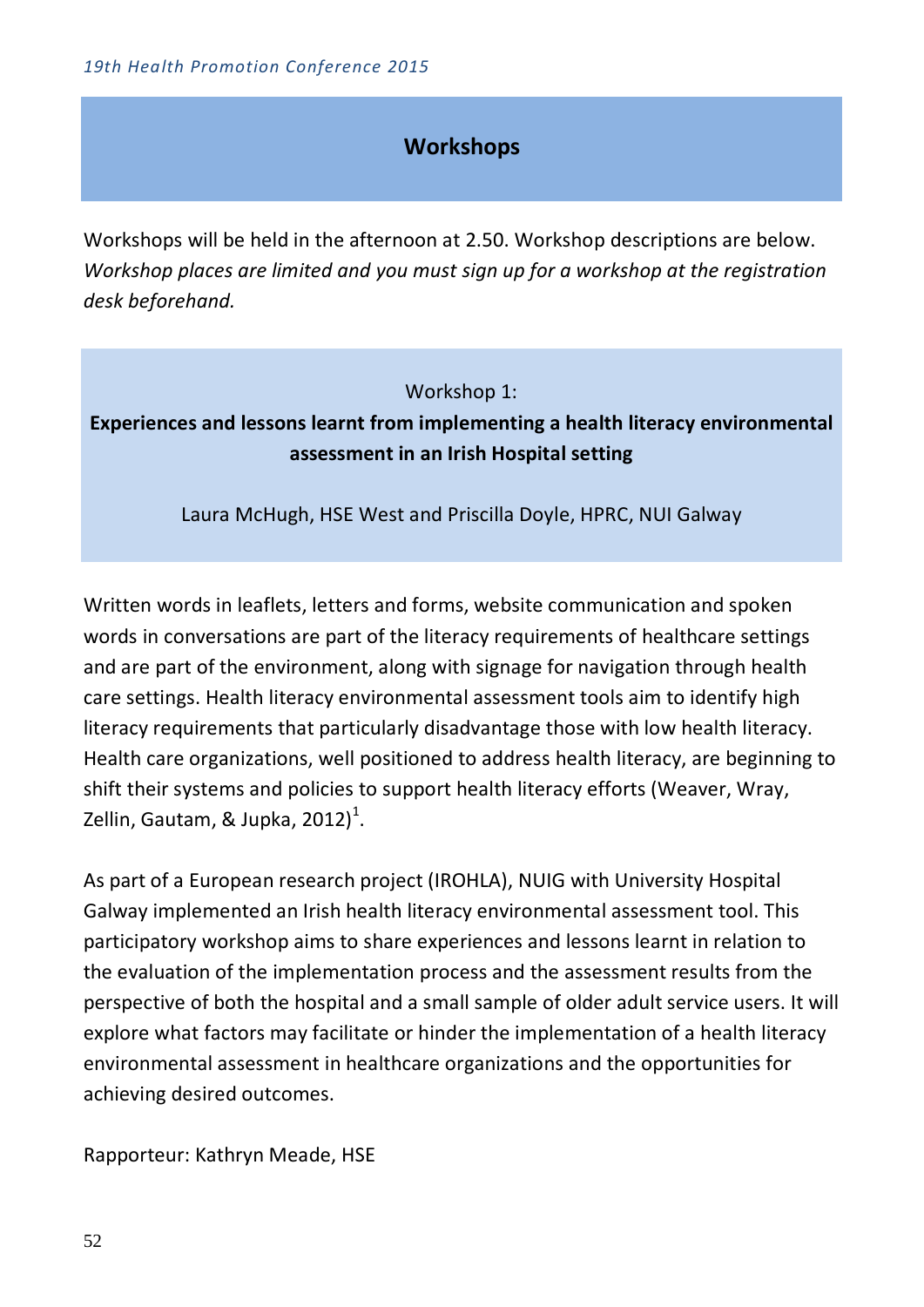## Workshops

Workshops will be held in the afternoon at 2.50. Workshop descriptions are below. *Workshop places are limited and you must sign up for a workshop at the registration desk beforehand.*

### Workshop 1:
**Experiences and lessons learnt from implementing a health literacy environmental assessment in an Irish Hospital setting**

Laura McHugh, HSE West and Priscilla Doyle, HPRC, NUI Galway

Written words in leaflets, letters and forms, website communication and spoken words in conversations are part of the literacy requirements of healthcare settings and are part of the environment, along with signage for navigation through health care settings. Health literacy environmental assessment tools aim to identify high literacy requirements that particularly disadvantage those with low health literacy. Health care organizations, well positioned to address health literacy, are beginning to shift their systems and policies to support health literacy efforts (Weaver, Wray, Zellin, Gautam, & Jupka, 2012)[1].

As part of a European research project (IROHLA), NUIG with University Hospital Galway implemented an Irish health literacy environmental assessment tool. This participatory workshop aims to share experiences and lessons learnt in relation to the evaluation of the implementation process and the assessment results from the perspective of both the hospital and a small sample of older adult service users. It will explore what factors may facilitate or hinder the implementation of a health literacy environmental assessment in healthcare organizations and the opportunities for achieving desired outcomes.

Rapporteur: Kathryn Meade, HSE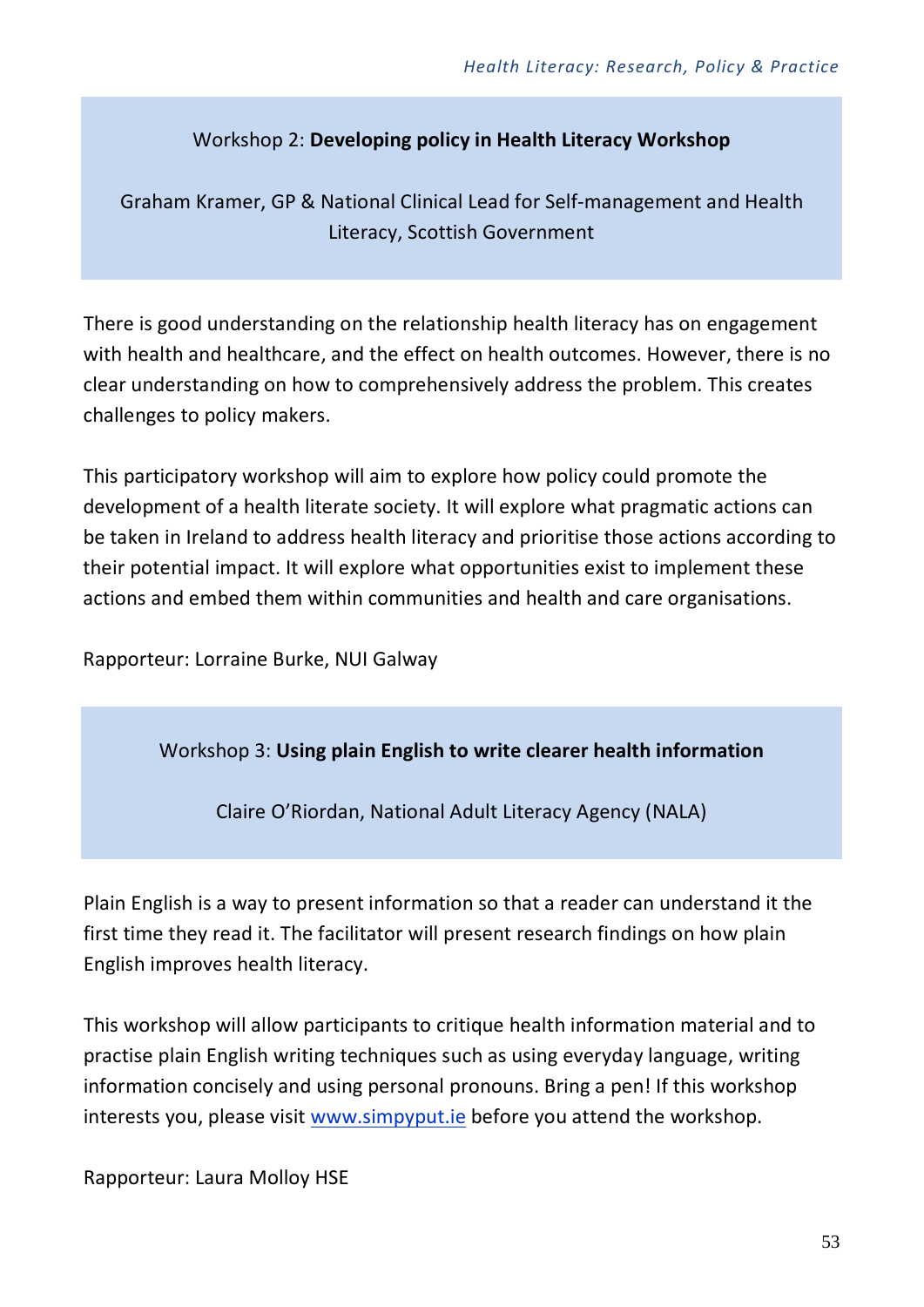### Workshop 2: **Developing policy in Health Literacy Workshop**

Graham Kramer, GP & National Clinical Lead for Self-management and Health Literacy, Scottish Government

There is good understanding on the relationship health literacy has on engagement with health and healthcare, and the effect on health outcomes. However, there is no clear understanding on how to comprehensively address the problem. This creates challenges to policy makers.

This participatory workshop will aim to explore how policy could promote the development of a health literate society. It will explore what pragmatic actions can be taken in Ireland to address health literacy and prioritise those actions according to their potential impact. It will explore what opportunities exist to implement these actions and embed them within communities and health and care organisations.

Rapporteur: Lorraine Burke, NUI Galway

### Workshop 3: **Using plain English to write clearer health information**

Claire O'Riordan, National Adult Literacy Agency (NALA)

Plain English is a way to present information so that a reader can understand it the first time they read it. The facilitator will present research findings on how plain English improves health literacy.

This workshop will allow participants to critique health information material and to practise plain English writing techniques such as using everyday language, writing information concisely and using personal pronouns. Bring a pen! If this workshop interests you, please visit www.simpyput.ie before you attend the workshop.

Rapporteur: Laura Molloy HSE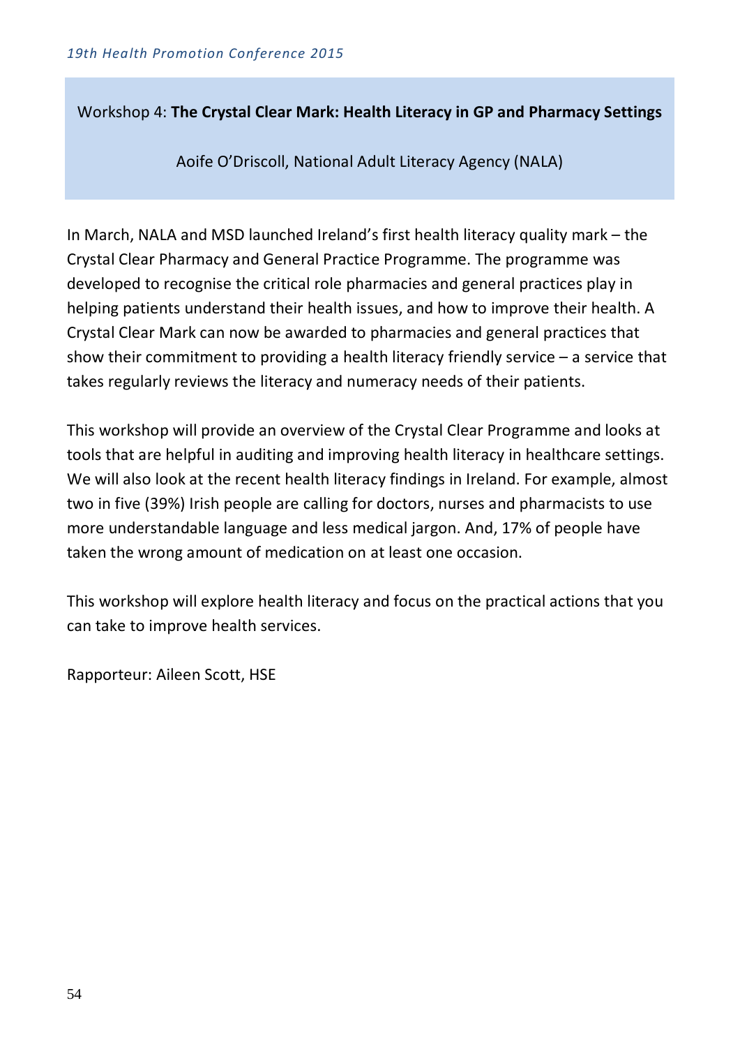## Workshop 4: **The Crystal Clear Mark: Health Literacy in GP and Pharmacy Settings**

Aoife O'Driscoll, National Adult Literacy Agency (NALA)

In March, NALA and MSD launched Ireland's first health literacy quality mark – the Crystal Clear Pharmacy and General Practice Programme. The programme was developed to recognise the critical role pharmacies and general practices play in helping patients understand their health issues, and how to improve their health. A Crystal Clear Mark can now be awarded to pharmacies and general practices that show their commitment to providing a health literacy friendly service – a service that takes regularly reviews the literacy and numeracy needs of their patients.

This workshop will provide an overview of the Crystal Clear Programme and looks at tools that are helpful in auditing and improving health literacy in healthcare settings. We will also look at the recent health literacy findings in Ireland. For example, almost two in five (39%) Irish people are calling for doctors, nurses and pharmacists to use more understandable language and less medical jargon. And, 17% of people have taken the wrong amount of medication on at least one occasion.

This workshop will explore health literacy and focus on the practical actions that you can take to improve health services.

Rapporteur: Aileen Scott, HSE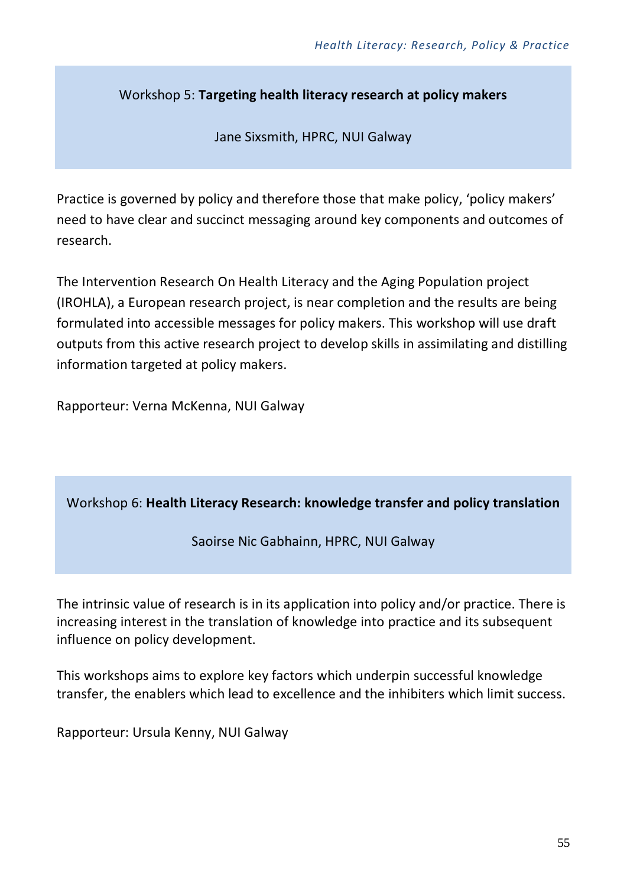## Workshop 5: **Targeting health literacy research at policy makers**

Jane Sixsmith, HPRC, NUI Galway

Practice is governed by policy and therefore those that make policy, 'policy makers' need to have clear and succinct messaging around key components and outcomes of research.

The Intervention Research On Health Literacy and the Aging Population project (IROHLA), a European research project, is near completion and the results are being formulated into accessible messages for policy makers. This workshop will use draft outputs from this active research project to develop skills in assimilating and distilling information targeted at policy makers.

Rapporteur: Verna McKenna, NUI Galway

## Workshop 6: **Health Literacy Research: knowledge transfer and policy translation**

Saoirse Nic Gabhainn, HPRC, NUI Galway

The intrinsic value of research is in its application into policy and/or practice. There is increasing interest in the translation of knowledge into practice and its subsequent influence on policy development.

This workshops aims to explore key factors which underpin successful knowledge transfer, the enablers which lead to excellence and the inhibiters which limit success.

Rapporteur: Ursula Kenny, NUI Galway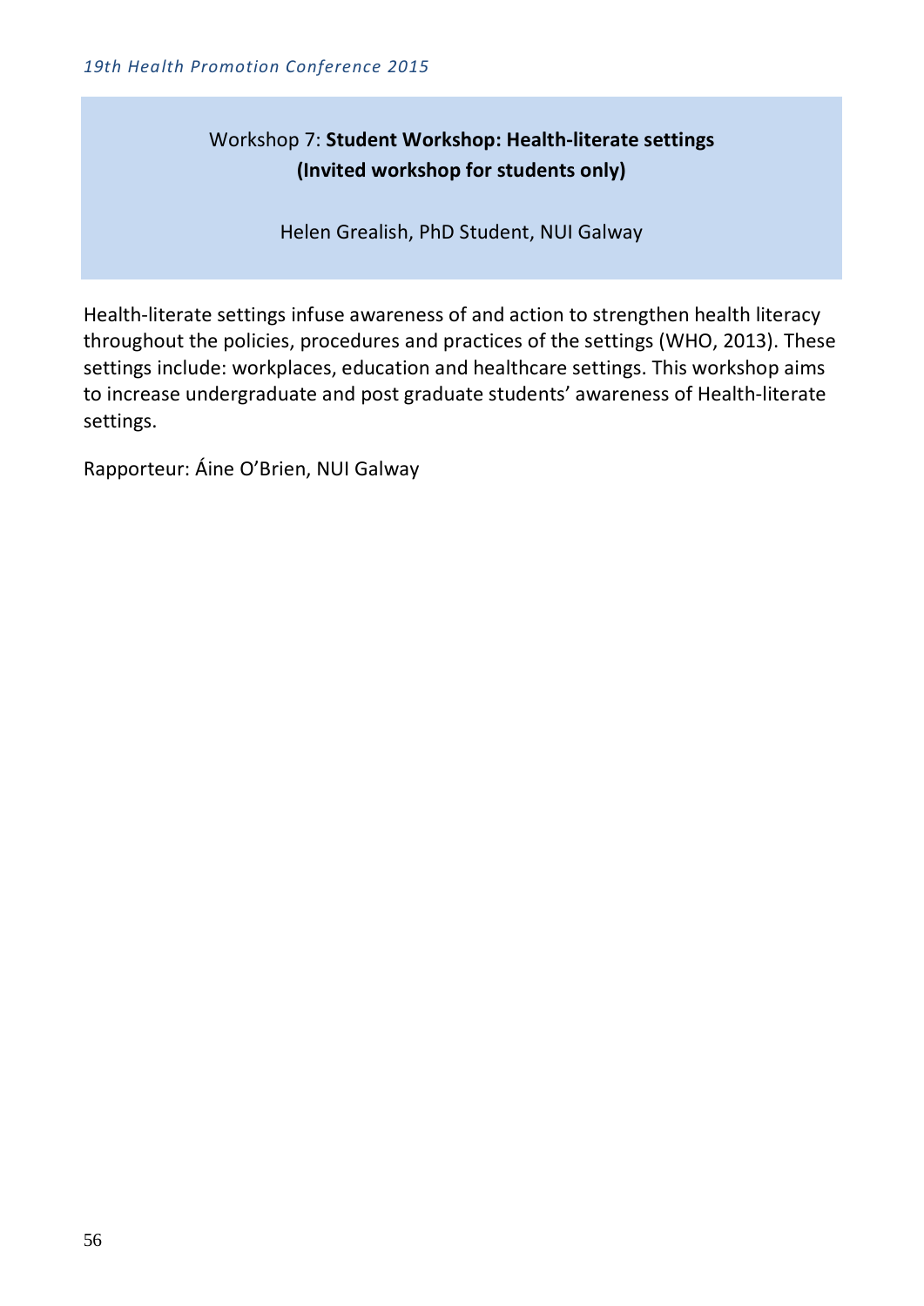## Workshop 7: **Student Workshop: Health-literate settings (Invited workshop for students only)**

Helen Grealish, PhD Student, NUI Galway

Health-literate settings infuse awareness of and action to strengthen health literacy throughout the policies, procedures and practices of the settings (WHO, 2013). These settings include: workplaces, education and healthcare settings. This workshop aims to increase undergraduate and post graduate students' awareness of Health-literate settings.

Rapporteur: Áine O'Brien, NUI Galway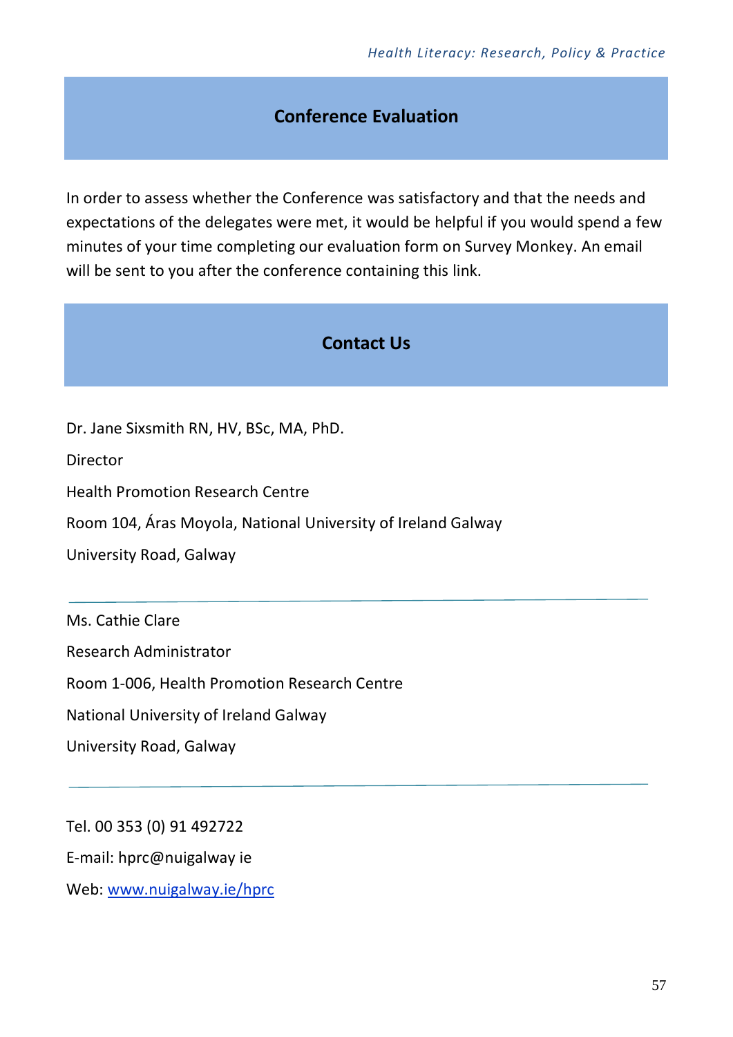## Conference Evaluation

In order to assess whether the Conference was satisfactory and that the needs and expectations of the delegates were met, it would be helpful if you would spend a few minutes of your time completing our evaluation form on Survey Monkey. An email will be sent to you after the conference containing this link.

## Contact Us

Dr. Jane Sixsmith RN, HV, BSc, MA, PhD.

Director

Health Promotion Research Centre

Room 104, Áras Moyola, National University of Ireland Galway

University Road, Galway

---

Ms. Cathie Clare

Research Administrator

Room 1-006, Health Promotion Research Centre

National University of Ireland Galway

University Road, Galway

---

Tel. 00 353 (0) 91 492722

E-mail: hprc@nuigalway ie

Web: [www.nuigalway.ie/hprc](www.nuigalway.ie/hprc)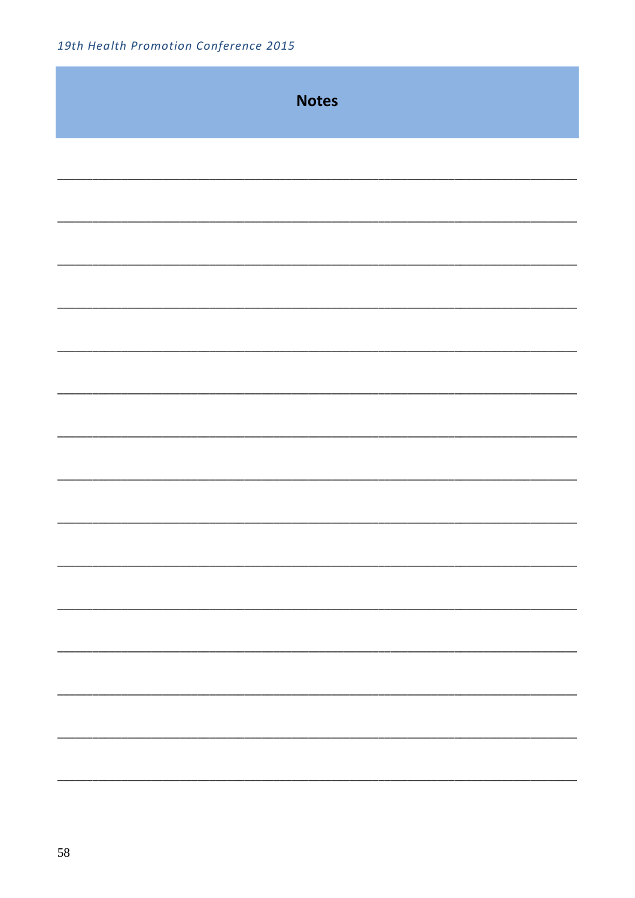# Notes

______________________________________________________________________________

______________________________________________________________________________

______________________________________________________________________________

______________________________________________________________________________

______________________________________________________________________________

______________________________________________________________________________

______________________________________________________________________________

______________________________________________________________________________

______________________________________________________________________________

______________________________________________________________________________

______________________________________________________________________________

______________________________________________________________________________

______________________________________________________________________________

______________________________________________________________________________

______________________________________________________________________________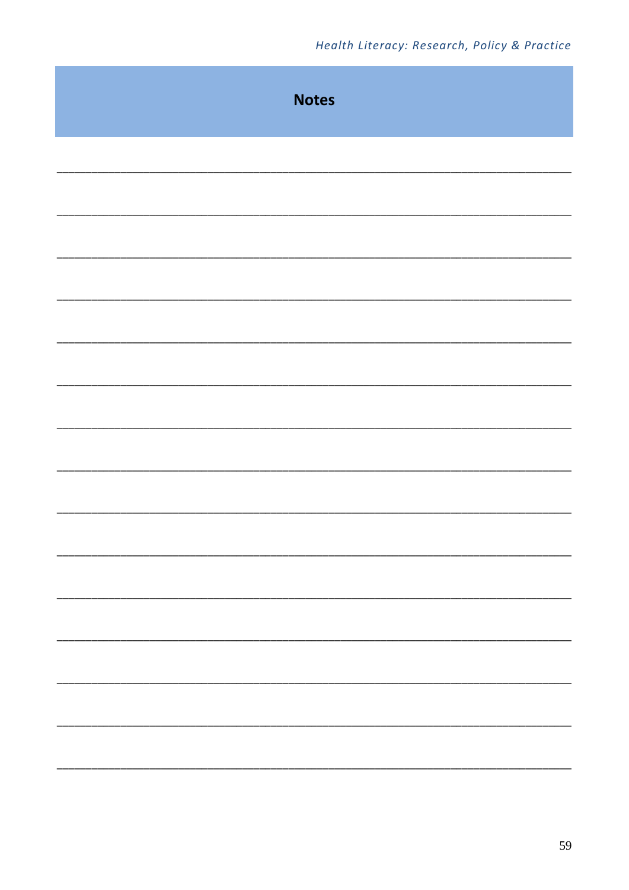## Notes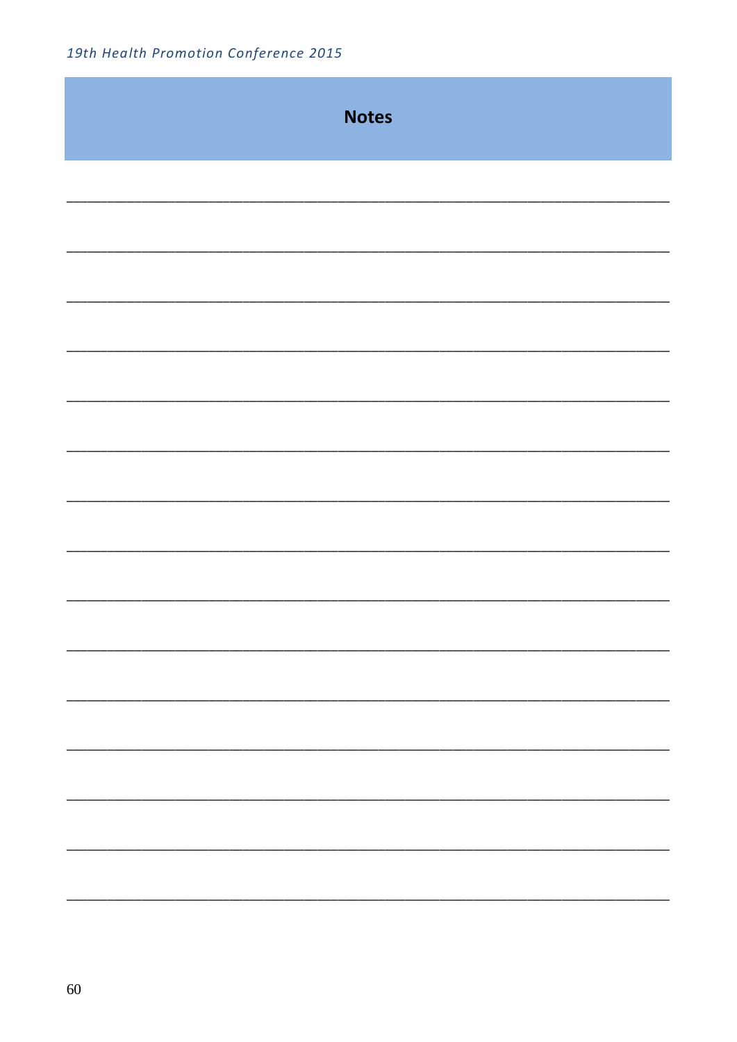# Notes

\_\_\_\_\_\_\_\_\_\_\_\_\_\_\_\_\_\_\_\_\_\_\_\_\_\_\_\_\_\_\_\_\_\_\_\_\_\_\_\_\_\_\_\_\_\_\_\_\_\_\_\_\_\_\_\_\_\_\_\_\_\_\_\_\_\_\_\_\_\_\_\_\_\_\_\_

\_\_\_\_\_\_\_\_\_\_\_\_\_\_\_\_\_\_\_\_\_\_\_\_\_\_\_\_\_\_\_\_\_\_\_\_\_\_\_\_\_\_\_\_\_\_\_\_\_\_\_\_\_\_\_\_\_\_\_\_\_\_\_\_\_\_\_\_\_\_\_\_\_\_\_\_

\_\_\_\_\_\_\_\_\_\_\_\_\_\_\_\_\_\_\_\_\_\_\_\_\_\_\_\_\_\_\_\_\_\_\_\_\_\_\_\_\_\_\_\_\_\_\_\_\_\_\_\_\_\_\_\_\_\_\_\_\_\_\_\_\_\_\_\_\_\_\_\_\_\_\_\_

\_\_\_\_\_\_\_\_\_\_\_\_\_\_\_\_\_\_\_\_\_\_\_\_\_\_\_\_\_\_\_\_\_\_\_\_\_\_\_\_\_\_\_\_\_\_\_\_\_\_\_\_\_\_\_\_\_\_\_\_\_\_\_\_\_\_\_\_\_\_\_\_\_\_\_\_

\_\_\_\_\_\_\_\_\_\_\_\_\_\_\_\_\_\_\_\_\_\_\_\_\_\_\_\_\_\_\_\_\_\_\_\_\_\_\_\_\_\_\_\_\_\_\_\_\_\_\_\_\_\_\_\_\_\_\_\_\_\_\_\_\_\_\_\_\_\_\_\_\_\_\_\_

\_\_\_\_\_\_\_\_\_\_\_\_\_\_\_\_\_\_\_\_\_\_\_\_\_\_\_\_\_\_\_\_\_\_\_\_\_\_\_\_\_\_\_\_\_\_\_\_\_\_\_\_\_\_\_\_\_\_\_\_\_\_\_\_\_\_\_\_\_\_\_\_\_\_\_\_

\_\_\_\_\_\_\_\_\_\_\_\_\_\_\_\_\_\_\_\_\_\_\_\_\_\_\_\_\_\_\_\_\_\_\_\_\_\_\_\_\_\_\_\_\_\_\_\_\_\_\_\_\_\_\_\_\_\_\_\_\_\_\_\_\_\_\_\_\_\_\_\_\_\_\_\_

\_\_\_\_\_\_\_\_\_\_\_\_\_\_\_\_\_\_\_\_\_\_\_\_\_\_\_\_\_\_\_\_\_\_\_\_\_\_\_\_\_\_\_\_\_\_\_\_\_\_\_\_\_\_\_\_\_\_\_\_\_\_\_\_\_\_\_\_\_\_\_\_\_\_\_\_

\_\_\_\_\_\_\_\_\_\_\_\_\_\_\_\_\_\_\_\_\_\_\_\_\_\_\_\_\_\_\_\_\_\_\_\_\_\_\_\_\_\_\_\_\_\_\_\_\_\_\_\_\_\_\_\_\_\_\_\_\_\_\_\_\_\_\_\_\_\_\_\_\_\_\_\_

\_\_\_\_\_\_\_\_\_\_\_\_\_\_\_\_\_\_\_\_\_\_\_\_\_\_\_\_\_\_\_\_\_\_\_\_\_\_\_\_\_\_\_\_\_\_\_\_\_\_\_\_\_\_\_\_\_\_\_\_\_\_\_\_\_\_\_\_\_\_\_\_\_\_\_\_

\_\_\_\_\_\_\_\_\_\_\_\_\_\_\_\_\_\_\_\_\_\_\_\_\_\_\_\_\_\_\_\_\_\_\_\_\_\_\_\_\_\_\_\_\_\_\_\_\_\_\_\_\_\_\_\_\_\_\_\_\_\_\_\_\_\_\_\_\_\_\_\_\_\_\_\_

\_\_\_\_\_\_\_\_\_\_\_\_\_\_\_\_\_\_\_\_\_\_\_\_\_\_\_\_\_\_\_\_\_\_\_\_\_\_\_\_\_\_\_\_\_\_\_\_\_\_\_\_\_\_\_\_\_\_\_\_\_\_\_\_\_\_\_\_\_\_\_\_\_\_\_\_

\_\_\_\_\_\_\_\_\_\_\_\_\_\_\_\_\_\_\_\_\_\_\_\_\_\_\_\_\_\_\_\_\_\_\_\_\_\_\_\_\_\_\_\_\_\_\_\_\_\_\_\_\_\_\_\_\_\_\_\_\_\_\_\_\_\_\_\_\_\_\_\_\_\_\_\_

\_\_\_\_\_\_\_\_\_\_\_\_\_\_\_\_\_\_\_\_\_\_\_\_\_\_\_\_\_\_\_\_\_\_\_\_\_\_\_\_\_\_\_\_\_\_\_\_\_\_\_\_\_\_\_\_\_\_\_\_\_\_\_\_\_\_\_\_\_\_\_\_\_\_\_\_

\_\_\_\_\_\_\_\_\_\_\_\_\_\_\_\_\_\_\_\_\_\_\_\_\_\_\_\_\_\_\_\_\_\_\_\_\_\_\_\_\_\_\_\_\_\_\_\_\_\_\_\_\_\_\_\_\_\_\_\_\_\_\_\_\_\_\_\_\_\_\_\_\_\_\_\_